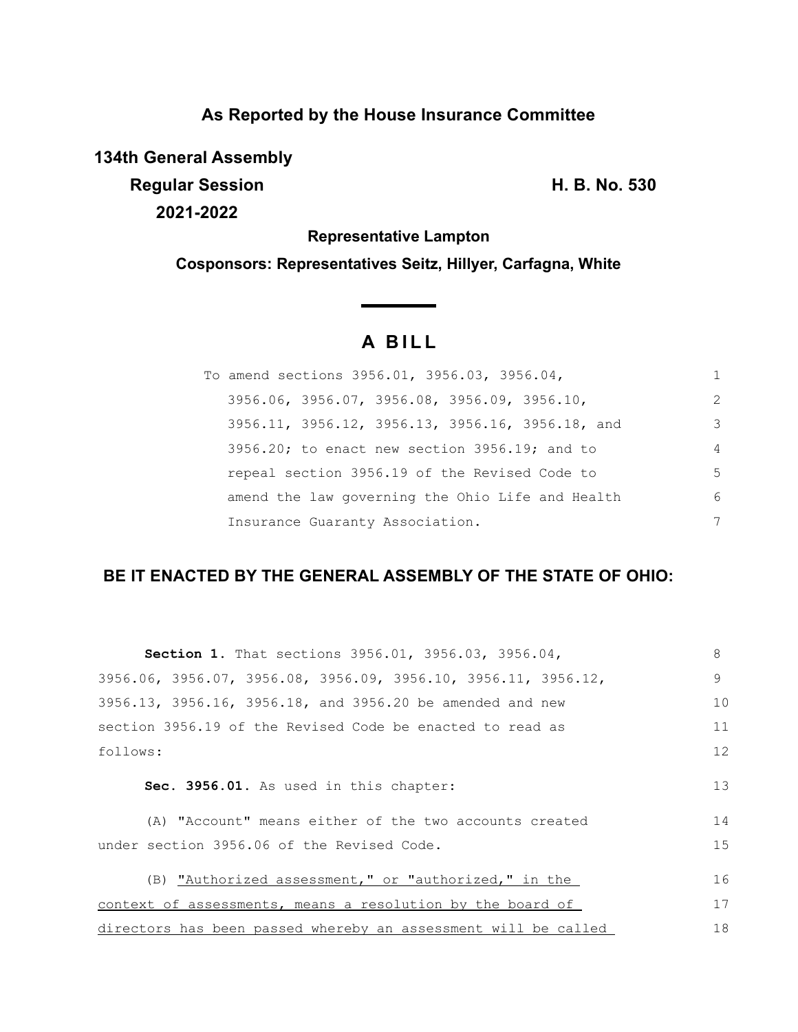**As Reported by the House Insurance Committee**

**134th General Assembly**
**Regular Session** **H. B. No. 530**
**2021-2022**

**Representative Lampton**

**Cosponsors: Representatives Seitz, Hillyer, Carfagna, White**

# A BILL

To amend sections 3956.01, 3956.03, 3956.04, 3956.06, 3956.07, 3956.08, 3956.09, 3956.10, 3956.11, 3956.12, 3956.13, 3956.16, 3956.18, and 3956.20; to enact new section 3956.19; and to repeal section 3956.19 of the Revised Code to amend the law governing the Ohio Life and Health Insurance Guaranty Association.

**BE IT ENACTED BY THE GENERAL ASSEMBLY OF THE STATE OF OHIO:**

**Section 1.** That sections 3956.01, 3956.03, 3956.04, 3956.06, 3956.07, 3956.08, 3956.09, 3956.10, 3956.11, 3956.12, 3956.13, 3956.16, 3956.18, and 3956.20 be amended and new section 3956.19 of the Revised Code be enacted to read as follows:

**Sec. 3956.01.** As used in this chapter:

(A) "Account" means either of the two accounts created under section 3956.06 of the Revised Code.

(B) <u>"Authorized assessment," or "authorized," in the context of assessments, means a resolution by the board of directors has been passed whereby an assessment will be called</u>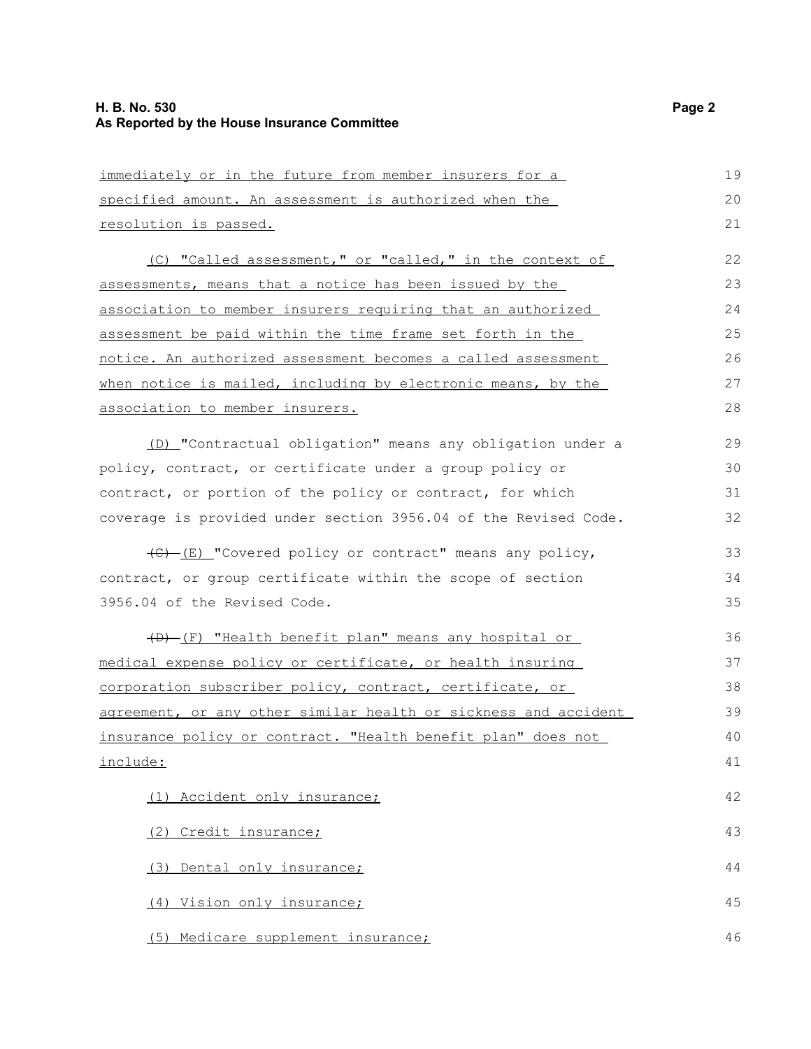immediately or in the future from member insurers for a specified amount. An assessment is authorized when the resolution is passed.

(C) "Called assessment," or "called," in the context of assessments, means that a notice has been issued by the association to member insurers requiring that an authorized assessment be paid within the time frame set forth in the notice. An authorized assessment becomes a called assessment when notice is mailed, including by electronic means, by the association to member insurers.

(D) "Contractual obligation" means any obligation under a policy, contract, or certificate under a group policy or contract, or portion of the policy or contract, for which coverage is provided under section 3956.04 of the Revised Code.

~~(C)~~ (E) "Covered policy or contract" means any policy, contract, or group certificate within the scope of section 3956.04 of the Revised Code.

~~(D)~~ (F) "Health benefit plan" means any hospital or medical expense policy or certificate, or health insuring corporation subscriber policy, contract, certificate, or agreement, or any other similar health or sickness and accident insurance policy or contract. "Health benefit plan" does not include:

(1) Accident only insurance;

(2) Credit insurance;

(3) Dental only insurance;

(4) Vision only insurance;

(5) Medicare supplement insurance;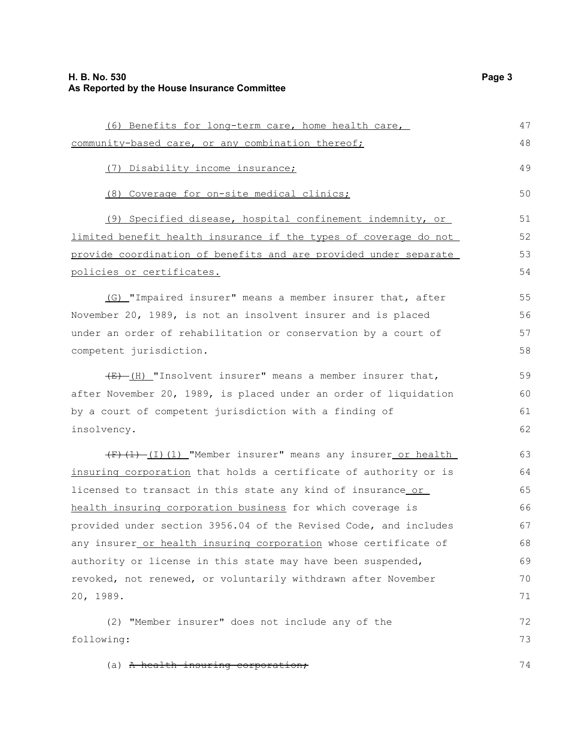<u>(6) Benefits for long-term care, home health care, community-based care, or any combination thereof;</u>

<u>(7) Disability income insurance;</u>

<u>(8) Coverage for on-site medical clinics;</u>

<u>(9) Specified disease, hospital confinement indemnity, or limited benefit health insurance if the types of coverage do not provide coordination of benefits and are provided under separate policies or certificates.</u>

<u>(G)</u> "Impaired insurer" means a member insurer that, after November 20, 1989, is not an insolvent insurer and is placed under an order of rehabilitation or conservation by a court of competent jurisdiction.

~~(E)~~ <u>(H)</u> "Insolvent insurer" means a member insurer that, after November 20, 1989, is placed under an order of liquidation by a court of competent jurisdiction with a finding of insolvency.

~~(F)(1)~~ <u>(I)(1)</u> "Member insurer" means any insurer<u> or health insuring corporation</u> that holds a certificate of authority or is licensed to transact in this state any kind of insurance<u> or health insuring corporation business</u> for which coverage is provided under section 3956.04 of the Revised Code, and includes any insurer<u> or health insuring corporation</u> whose certificate of authority or license in this state may have been suspended, revoked, not renewed, or voluntarily withdrawn after November 20, 1989.

(2) "Member insurer" does not include any of the following:

(a) ~~A health insuring corporation;~~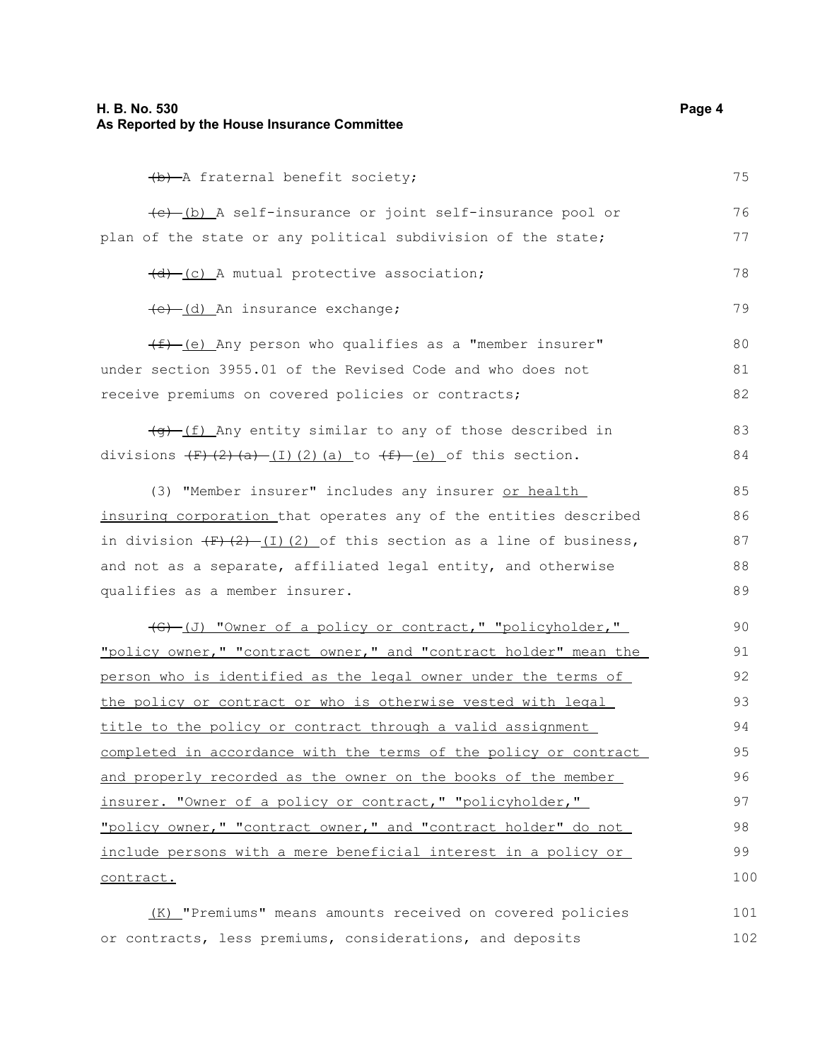~~(b)~~ A fraternal benefit society;

~~(c)~~ (b) A self-insurance or joint self-insurance pool or plan of the state or any political subdivision of the state;

~~(d)~~ (c) A mutual protective association;

~~(e)~~ (d) An insurance exchange;

~~(f)~~ (e) Any person who qualifies as a "member insurer" under section 3955.01 of the Revised Code and who does not receive premiums on covered policies or contracts;

~~(g)~~ (f) Any entity similar to any of those described in divisions ~~(F)(2)(a)~~ (I)(2)(a) to ~~(f)~~ (e) of this section.

(3) "Member insurer" includes any insurer <u>or health insuring corporation</u> that operates any of the entities described in division ~~(F)(2)~~ (I)(2) of this section as a line of business, and not as a separate, affiliated legal entity, and otherwise qualifies as a member insurer.

~~(G)~~ <u>(J) "Owner of a policy or contract," "policyholder," "policy owner," "contract owner," and "contract holder" mean the person who is identified as the legal owner under the terms of the policy or contract or who is otherwise vested with legal title to the policy or contract through a valid assignment completed in accordance with the terms of the policy or contract and properly recorded as the owner on the books of the member insurer. "Owner of a policy or contract," "policyholder," "policy owner," "contract owner," and "contract holder" do not include persons with a mere beneficial interest in a policy or contract.</u>

<u>(K)</u> "Premiums" means amounts received on covered policies or contracts, less premiums, considerations, and deposits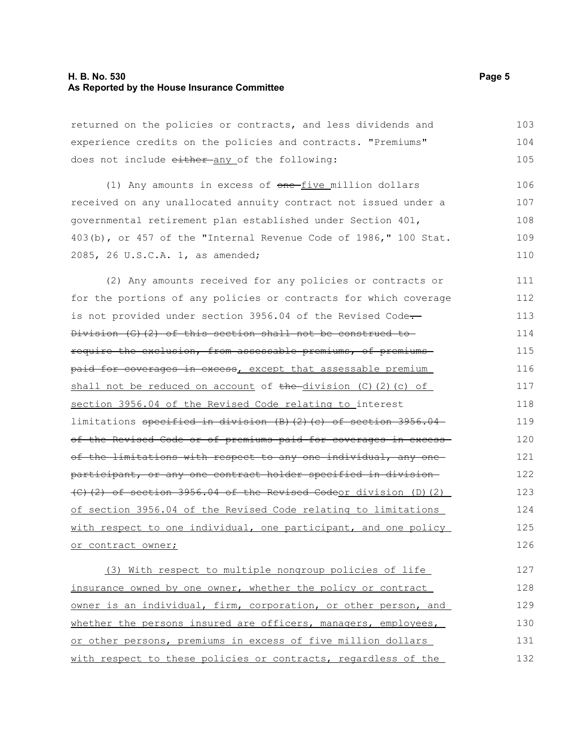returned on the policies or contracts, and less dividends and experience credits on the policies and contracts. "Premiums" does not include ~~either~~ any of the following:

(1) Any amounts in excess of ~~one~~ five million dollars received on any unallocated annuity contract not issued under a governmental retirement plan established under Section 401, 403(b), or 457 of the "Internal Revenue Code of 1986," 100 Stat. 2085, 26 U.S.C.A. 1, as amended;

(2) Any amounts received for any policies or contracts or for the portions of any policies or contracts for which coverage is not provided under section 3956.04 of the Revised Code~~. Division (G)(2) of this section shall not be construed to require the exclusion, from assessable premiums, of premiums paid for coverages in excess~~, except that assessable premium shall not be reduced on account of ~~the~~ division (C)(2)(c) of section 3956.04 of the Revised Code relating to interest limitations ~~specified in division (B)(2)(c) of section 3956.04 of the Revised Code or of premiums paid for coverages in excess of the limitations with respect to any one individual, any one participant, or any one contract holder specified in division (C)(2) of section 3956.04 of the Revised Code~~or division (D)(2) of section 3956.04 of the Revised Code relating to limitations with respect to one individual, one participant, and one policy or contract owner;

(3) With respect to multiple nongroup policies of life insurance owned by one owner, whether the policy or contract owner is an individual, firm, corporation, or other person, and whether the persons insured are officers, managers, employees, or other persons, premiums in excess of five million dollars with respect to these policies or contracts, regardless of the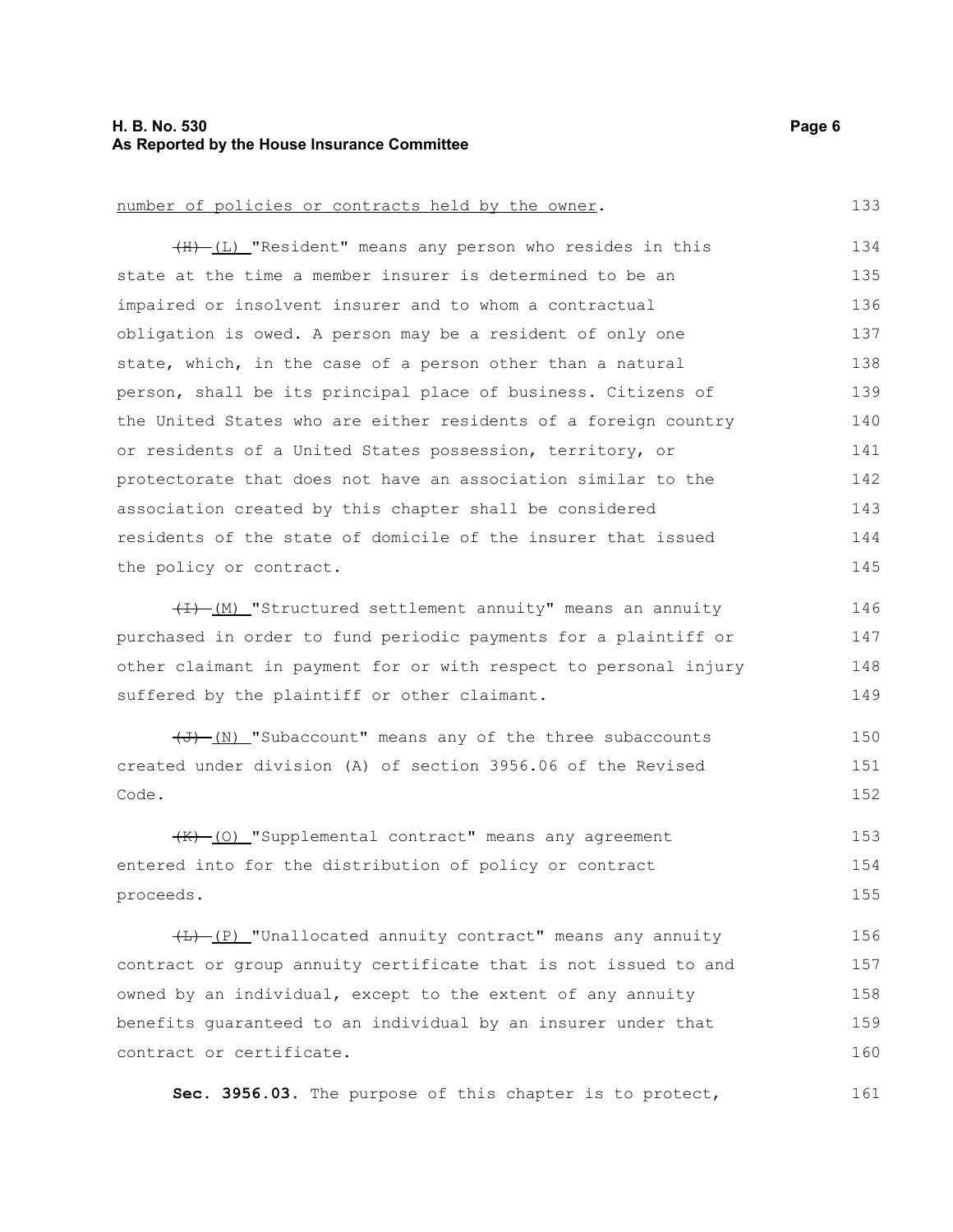number of policies or contracts held by the owner.

~~(H)~~ (L) "Resident" means any person who resides in this state at the time a member insurer is determined to be an impaired or insolvent insurer and to whom a contractual obligation is owed. A person may be a resident of only one state, which, in the case of a person other than a natural person, shall be its principal place of business. Citizens of the United States who are either residents of a foreign country or residents of a United States possession, territory, or protectorate that does not have an association similar to the association created by this chapter shall be considered residents of the state of domicile of the insurer that issued the policy or contract.

~~(I)~~ (M) "Structured settlement annuity" means an annuity purchased in order to fund periodic payments for a plaintiff or other claimant in payment for or with respect to personal injury suffered by the plaintiff or other claimant.

~~(J)~~ (N) "Subaccount" means any of the three subaccounts created under division (A) of section 3956.06 of the Revised Code.

~~(K)~~ (O) "Supplemental contract" means any agreement entered into for the distribution of policy or contract proceeds.

~~(L)~~ (P) "Unallocated annuity contract" means any annuity contract or group annuity certificate that is not issued to and owned by an individual, except to the extent of any annuity benefits guaranteed to an individual by an insurer under that contract or certificate.

**Sec. 3956.03.** The purpose of this chapter is to protect,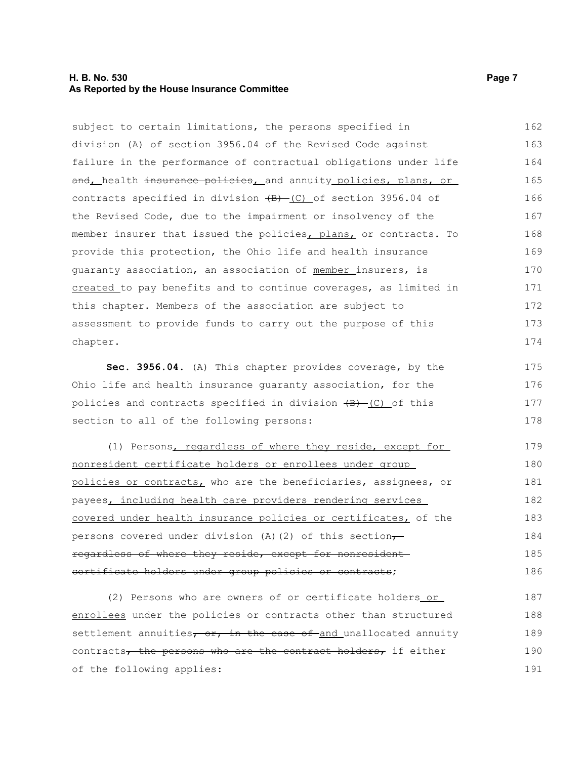subject to certain limitations, the persons specified in division (A) of section 3956.04 of the Revised Code against failure in the performance of contractual obligations under life ~~and~~, health ~~insurance policies~~, and annuity policies, plans, or contracts specified in division ~~(B)~~ (C) of section 3956.04 of the Revised Code, due to the impairment or insolvency of the member insurer that issued the policies, plans, or contracts. To provide this protection, the Ohio life and health insurance guaranty association, an association of member insurers, is created to pay benefits and to continue coverages, as limited in this chapter. Members of the association are subject to assessment to provide funds to carry out the purpose of this chapter.

**Sec. 3956.04.** (A) This chapter provides coverage, by the Ohio life and health insurance guaranty association, for the policies and contracts specified in division ~~(B)~~ (C) of this section to all of the following persons:

(1) Persons, regardless of where they reside, except for nonresident certificate holders or enrollees under group policies or contracts, who are the beneficiaries, assignees, or payees, including health care providers rendering services covered under health insurance policies or certificates, of the persons covered under division (A)(2) of this section~~, regardless of where they reside, except for nonresident certificate holders under group policies or contracts~~;

(2) Persons who are owners of or certificate holders or enrollees under the policies or contracts other than structured settlement annuities~~, or, in the case of~~ and unallocated annuity contracts~~, the persons who are the contract holders,~~ if either of the following applies: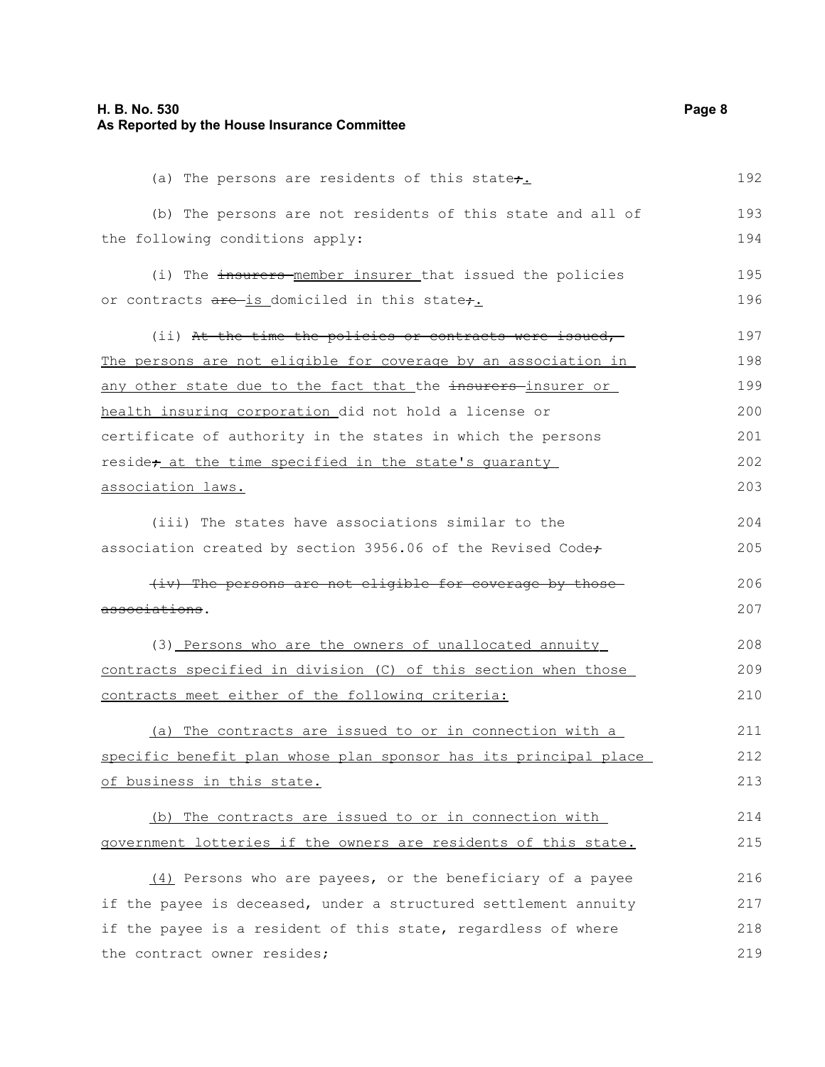(a) The persons are residents of this state;.

(b) The persons are not residents of this state and all of the following conditions apply:

(i) The ~~insurers~~ member insurer that issued the policies or contracts ~~are~~ is domiciled in this state;.

(ii) ~~At the time the policies or contracts were issued,~~ The persons are not eligible for coverage by an association in any other state due to the fact that the ~~insurers~~ insurer or health insuring corporation did not hold a license or certificate of authority in the states in which the persons reside; at the time specified in the state's guaranty association laws.

(iii) The states have associations similar to the association created by section 3956.06 of the Revised Code;

~~(iv) The persons are not eligible for coverage by those associations~~.

(3) Persons who are the owners of unallocated annuity contracts specified in division (C) of this section when those contracts meet either of the following criteria:

(a) The contracts are issued to or in connection with a specific benefit plan whose plan sponsor has its principal place of business in this state.

(b) The contracts are issued to or in connection with government lotteries if the owners are residents of this state.

(4) Persons who are payees, or the beneficiary of a payee if the payee is deceased, under a structured settlement annuity if the payee is a resident of this state, regardless of where the contract owner resides;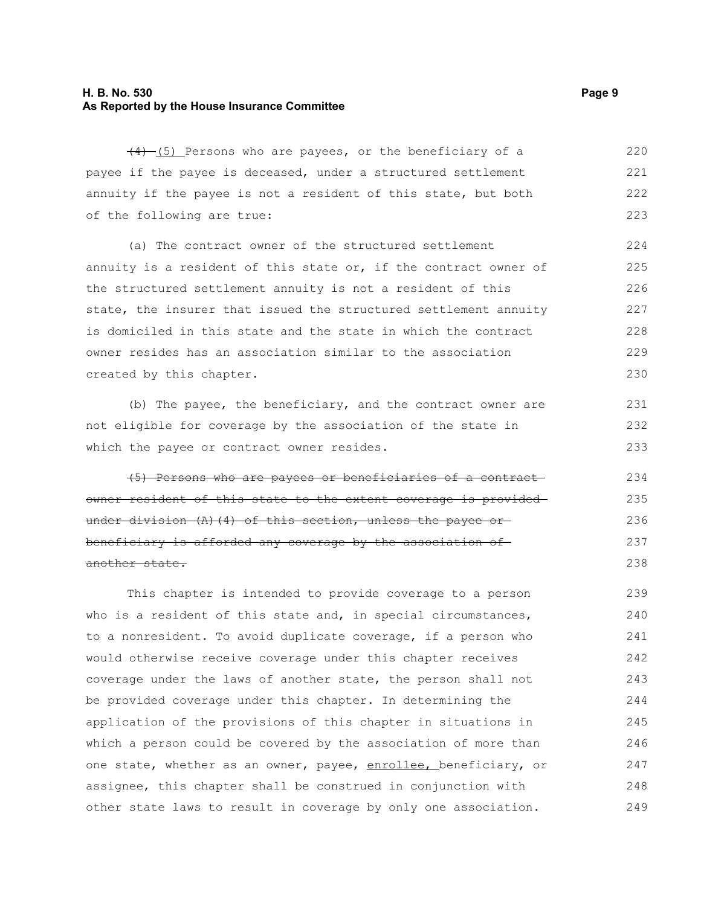~~(4)~~ (5) Persons who are payees, or the beneficiary of a payee if the payee is deceased, under a structured settlement annuity if the payee is not a resident of this state, but both of the following are true:

(a) The contract owner of the structured settlement annuity is a resident of this state or, if the contract owner of the structured settlement annuity is not a resident of this state, the insurer that issued the structured settlement annuity is domiciled in this state and the state in which the contract owner resides has an association similar to the association created by this chapter.

(b) The payee, the beneficiary, and the contract owner are not eligible for coverage by the association of the state in which the payee or contract owner resides.

~~(5) Persons who are payees or beneficiaries of a contract owner resident of this state to the extent coverage is provided under division (A)(4) of this section, unless the payee or beneficiary is afforded any coverage by the association of another state.~~

This chapter is intended to provide coverage to a person who is a resident of this state and, in special circumstances, to a nonresident. To avoid duplicate coverage, if a person who would otherwise receive coverage under this chapter receives coverage under the laws of another state, the person shall not be provided coverage under this chapter. In determining the application of the provisions of this chapter in situations in which a person could be covered by the association of more than one state, whether as an owner, payee, <u>enrollee,</u> beneficiary, or assignee, this chapter shall be construed in conjunction with other state laws to result in coverage by only one association.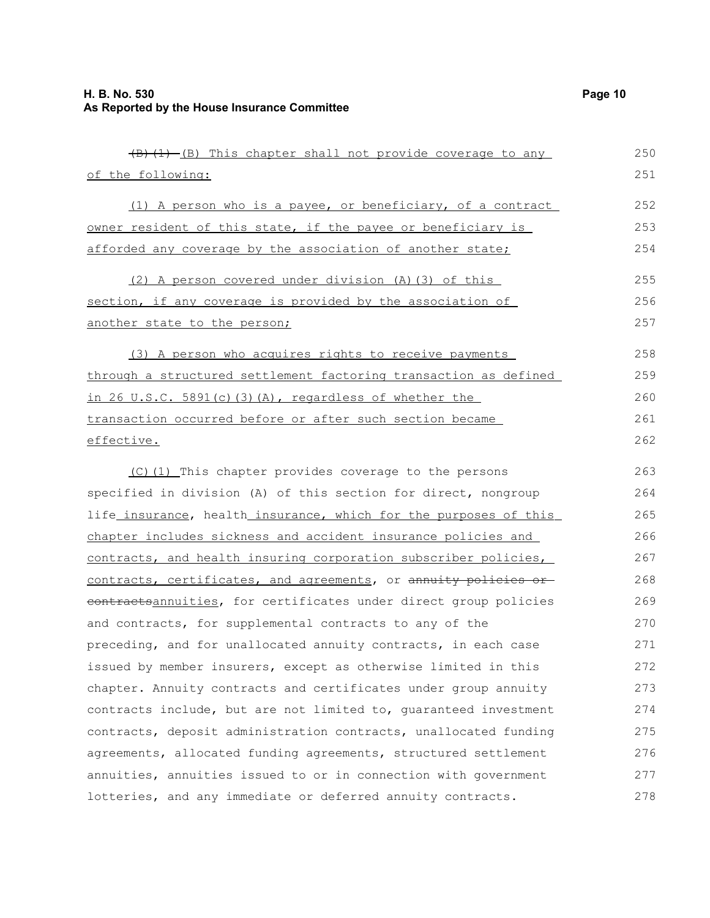~~(B)(1)~~ (B) This chapter shall not provide coverage to any of the following:

(1) A person who is a payee, or beneficiary, of a contract owner resident of this state, if the payee or beneficiary is afforded any coverage by the association of another state;

(2) A person covered under division (A)(3) of this section, if any coverage is provided by the association of another state to the person;

(3) A person who acquires rights to receive payments through a structured settlement factoring transaction as defined in 26 U.S.C. 5891(c)(3)(A), regardless of whether the transaction occurred before or after such section became effective.

(C)(1) This chapter provides coverage to the persons specified in division (A) of this section for direct, nongroup life insurance, health insurance, which for the purposes of this chapter includes sickness and accident insurance policies and contracts, and health insuring corporation subscriber policies, contracts, certificates, and agreements, or ~~annuity policies or contracts~~annuities, for certificates under direct group policies and contracts, for supplemental contracts to any of the preceding, and for unallocated annuity contracts, in each case issued by member insurers, except as otherwise limited in this chapter. Annuity contracts and certificates under group annuity contracts include, but are not limited to, guaranteed investment contracts, deposit administration contracts, unallocated funding agreements, allocated funding agreements, structured settlement annuities, annuities issued to or in connection with government lotteries, and any immediate or deferred annuity contracts.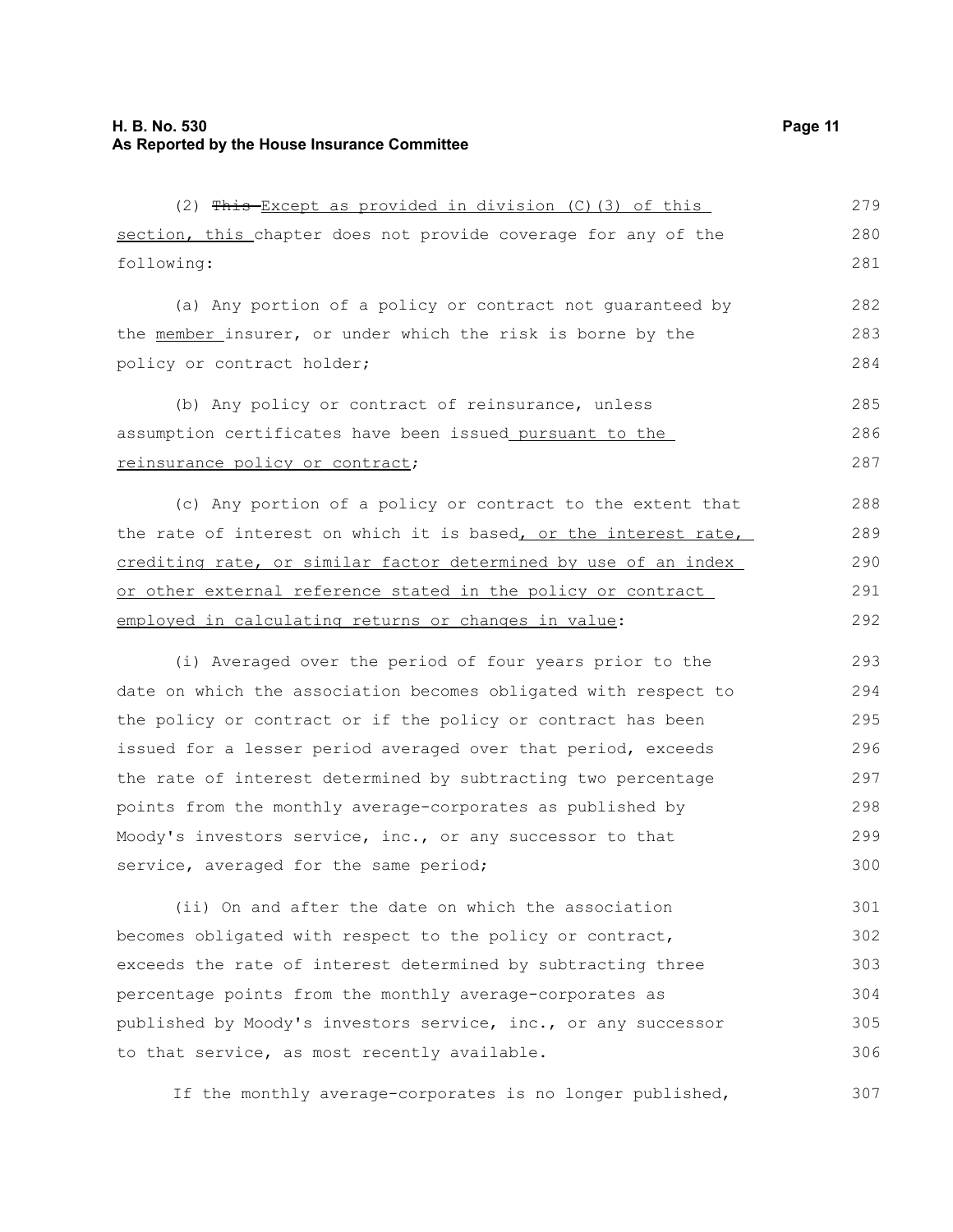(2) ~~This~~ Except as provided in division (C)(3) of this section, this chapter does not provide coverage for any of the following:

(a) Any portion of a policy or contract not guaranteed by the member insurer, or under which the risk is borne by the policy or contract holder;

(b) Any policy or contract of reinsurance, unless assumption certificates have been issued pursuant to the reinsurance policy or contract;

(c) Any portion of a policy or contract to the extent that the rate of interest on which it is based, or the interest rate, crediting rate, or similar factor determined by use of an index or other external reference stated in the policy or contract employed in calculating returns or changes in value:

(i) Averaged over the period of four years prior to the date on which the association becomes obligated with respect to the policy or contract or if the policy or contract has been issued for a lesser period averaged over that period, exceeds the rate of interest determined by subtracting two percentage points from the monthly average-corporates as published by Moody's investors service, inc., or any successor to that service, averaged for the same period;

(ii) On and after the date on which the association becomes obligated with respect to the policy or contract, exceeds the rate of interest determined by subtracting three percentage points from the monthly average-corporates as published by Moody's investors service, inc., or any successor to that service, as most recently available.

If the monthly average-corporates is no longer published,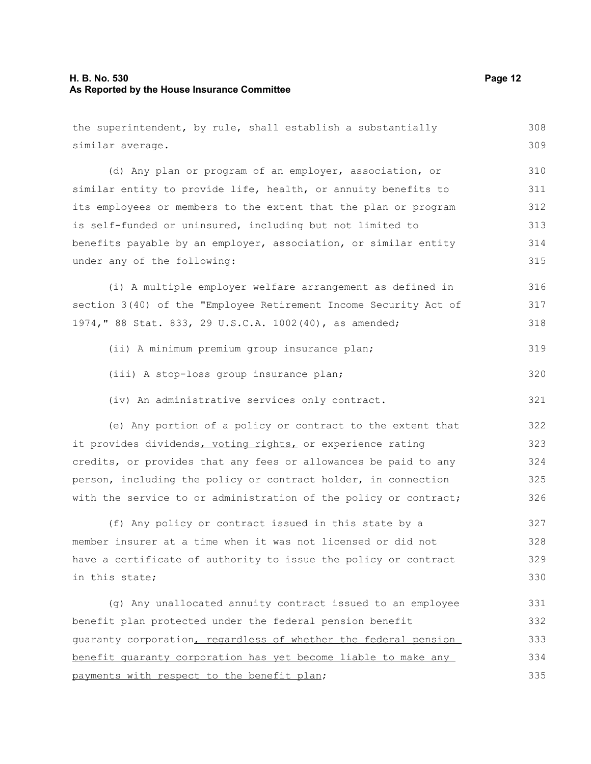the superintendent, by rule, shall establish a substantially similar average.

(d) Any plan or program of an employer, association, or similar entity to provide life, health, or annuity benefits to its employees or members to the extent that the plan or program is self-funded or uninsured, including but not limited to benefits payable by an employer, association, or similar entity under any of the following:

(i) A multiple employer welfare arrangement as defined in section 3(40) of the "Employee Retirement Income Security Act of 1974," 88 Stat. 833, 29 U.S.C.A. 1002(40), as amended;

(ii) A minimum premium group insurance plan;

(iii) A stop-loss group insurance plan;

(iv) An administrative services only contract.

(e) Any portion of a policy or contract to the extent that it provides dividends, voting rights, or experience rating credits, or provides that any fees or allowances be paid to any person, including the policy or contract holder, in connection with the service to or administration of the policy or contract;

(f) Any policy or contract issued in this state by a member insurer at a time when it was not licensed or did not have a certificate of authority to issue the policy or contract in this state;

(g) Any unallocated annuity contract issued to an employee benefit plan protected under the federal pension benefit guaranty corporation, regardless of whether the federal pension benefit guaranty corporation has yet become liable to make any payments with respect to the benefit plan;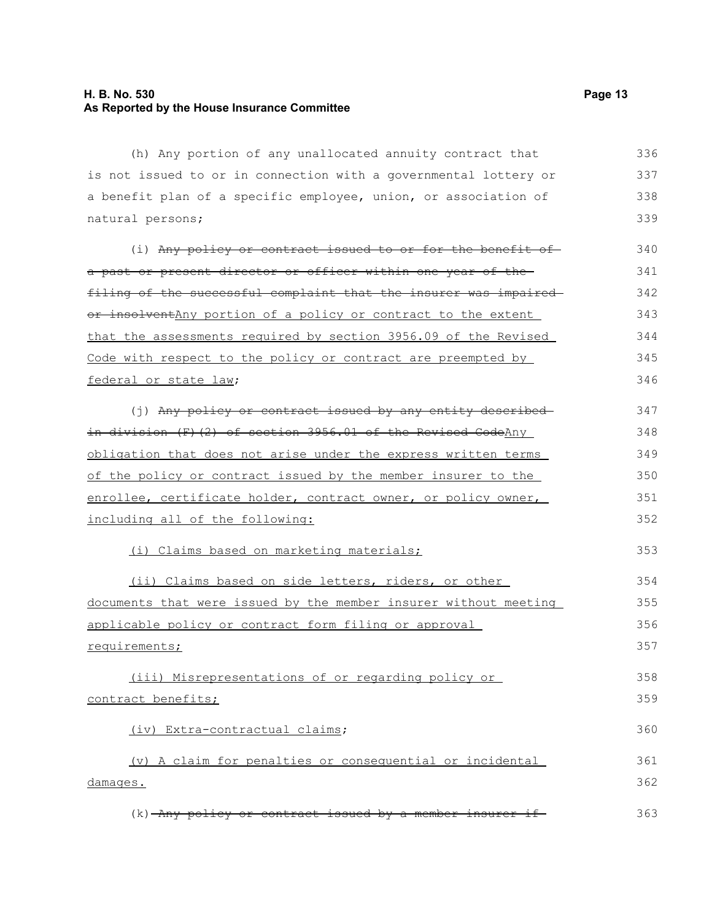(h) Any portion of any unallocated annuity contract that is not issued to or in connection with a governmental lottery or a benefit plan of a specific employee, union, or association of natural persons;

(i) ~~Any policy or contract issued to or for the benefit of a past or present director or officer within one year of the filing of the successful complaint that the insurer was impaired or insolvent~~<u>Any portion of a policy or contract to the extent that the assessments required by section 3956.09 of the Revised Code with respect to the policy or contract are preempted by federal or state law</u>;

(j) ~~Any policy or contract issued by any entity described in division (F)(2) of section 3956.01 of the Revised Code~~<u>Any obligation that does not arise under the express written terms of the policy or contract issued by the member insurer to the enrollee, certificate holder, contract owner, or policy owner, including all of the following:</u>

<u>(i) Claims based on marketing materials;</u>

<u>(ii) Claims based on side letters, riders, or other documents that were issued by the member insurer without meeting applicable policy or contract form filing or approval requirements;</u>

<u>(iii) Misrepresentations of or regarding policy or contract benefits;</u>

<u>(iv) Extra-contractual claims</u>;

<u>(v) A claim for penalties or consequential or incidental damages.</u>

(k) ~~Any policy or contract issued by a member insurer if~~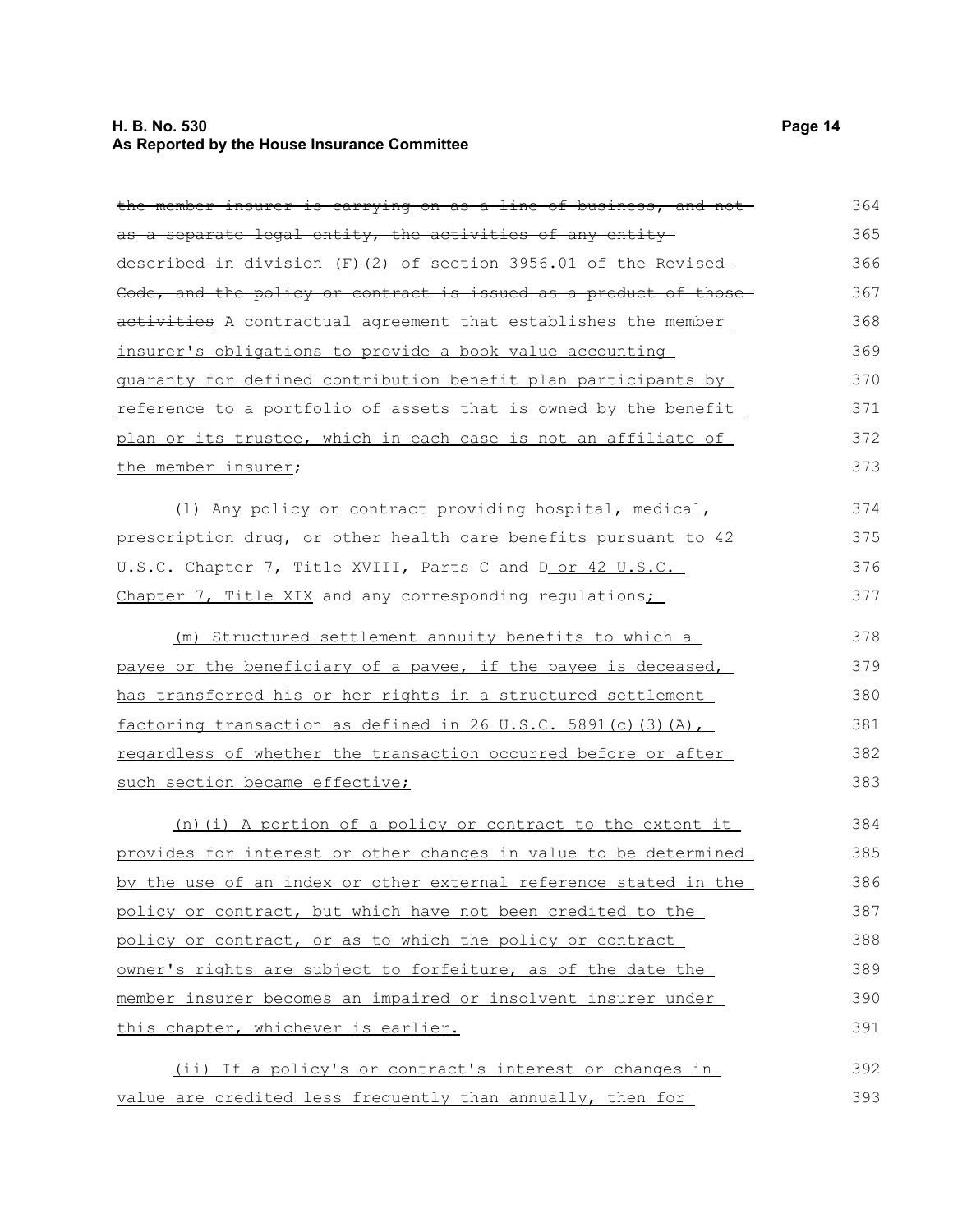~~the member insurer is carrying on as a line of business, and not as a separate legal entity, the activities of any entity described in division (F)(2) of section 3956.01 of the Revised Code, and the policy or contract is issued as a product of those activities~~ A contractual agreement that establishes the member insurer's obligations to provide a book value accounting guaranty for defined contribution benefit plan participants by reference to a portfolio of assets that is owned by the benefit plan or its trustee, which in each case is not an affiliate of the member insurer;

(l) Any policy or contract providing hospital, medical, prescription drug, or other health care benefits pursuant to 42 U.S.C. Chapter 7, Title XVIII, Parts C and D or 42 U.S.C. Chapter 7, Title XIX and any corresponding regulations;

(m) Structured settlement annuity benefits to which a payee or the beneficiary of a payee, if the payee is deceased, has transferred his or her rights in a structured settlement factoring transaction as defined in 26 U.S.C. 5891(c)(3)(A), regardless of whether the transaction occurred before or after such section became effective;

(n)(i) A portion of a policy or contract to the extent it provides for interest or other changes in value to be determined by the use of an index or other external reference stated in the policy or contract, but which have not been credited to the policy or contract, or as to which the policy or contract owner's rights are subject to forfeiture, as of the date the member insurer becomes an impaired or insolvent insurer under this chapter, whichever is earlier.

(ii) If a policy's or contract's interest or changes in value are credited less frequently than annually, then for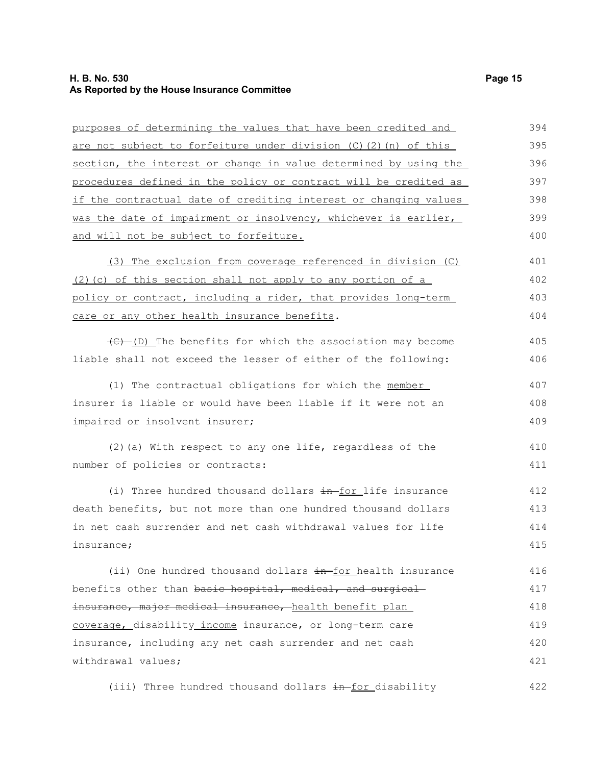purposes of determining the values that have been credited and are not subject to forfeiture under division (C)(2)(n) of this section, the interest or change in value determined by using the procedures defined in the policy or contract will be credited as if the contractual date of crediting interest or changing values was the date of impairment or insolvency, whichever is earlier, and will not be subject to forfeiture.

(3) The exclusion from coverage referenced in division (C)(2)(c) of this section shall not apply to any portion of a policy or contract, including a rider, that provides long-term care or any other health insurance benefits.

~~(C)~~ (D) The benefits for which the association may become liable shall not exceed the lesser of either of the following:

(1) The contractual obligations for which the member insurer is liable or would have been liable if it were not an impaired or insolvent insurer;

(2)(a) With respect to any one life, regardless of the number of policies or contracts:

(i) Three hundred thousand dollars ~~in~~ for life insurance death benefits, but not more than one hundred thousand dollars in net cash surrender and net cash withdrawal values for life insurance;

(ii) One hundred thousand dollars ~~in~~ for health insurance benefits other than ~~basic hospital, medical, and surgical insurance, major medical insurance,~~ health benefit plan coverage, disability income insurance, or long-term care insurance, including any net cash surrender and net cash withdrawal values;

(iii) Three hundred thousand dollars ~~in~~ for disability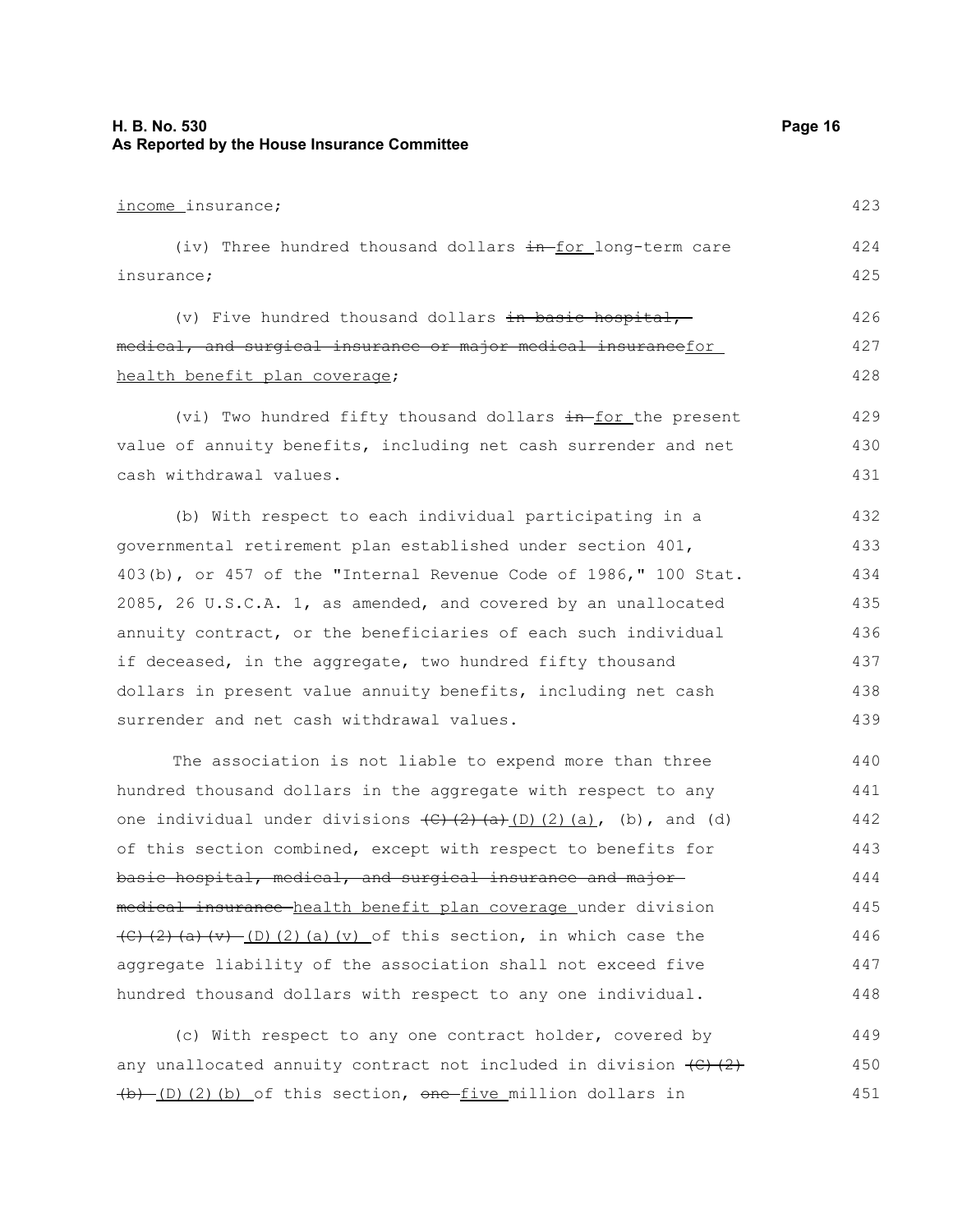income insurance;

(iv) Three hundred thousand dollars ~~in~~ for long-term care insurance;

(v) Five hundred thousand dollars ~~in basic hospital, medical, and surgical insurance or major medical insurance~~for health benefit plan coverage;

(vi) Two hundred fifty thousand dollars ~~in~~ for the present value of annuity benefits, including net cash surrender and net cash withdrawal values.

(b) With respect to each individual participating in a governmental retirement plan established under section 401, 403(b), or 457 of the "Internal Revenue Code of 1986," 100 Stat. 2085, 26 U.S.C.A. 1, as amended, and covered by an unallocated annuity contract, or the beneficiaries of each such individual if deceased, in the aggregate, two hundred fifty thousand dollars in present value annuity benefits, including net cash surrender and net cash withdrawal values.

The association is not liable to expend more than three hundred thousand dollars in the aggregate with respect to any one individual under divisions ~~(C)(2)(a)~~(D)(2)(a), (b), and (d) of this section combined, except with respect to benefits for ~~basic hospital, medical, and surgical insurance and major medical insurance~~ health benefit plan coverage under division ~~(C)(2)(a)(v)~~ (D)(2)(a)(v) of this section, in which case the aggregate liability of the association shall not exceed five hundred thousand dollars with respect to any one individual.

(c) With respect to any one contract holder, covered by any unallocated annuity contract not included in division ~~(C)(2)(b)~~ (D)(2)(b) of this section, ~~one~~ five million dollars in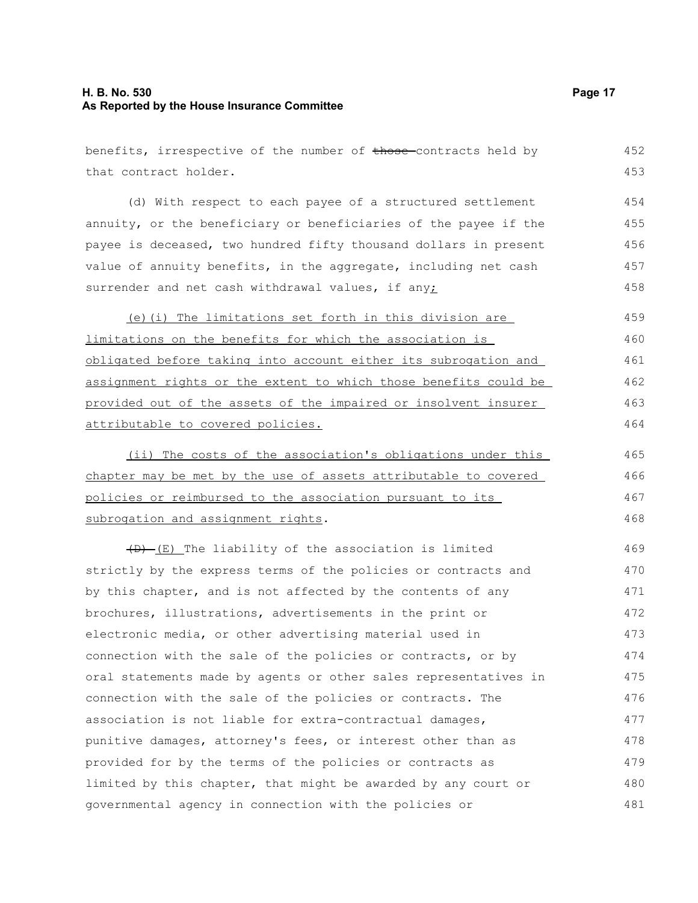benefits, irrespective of the number of ~~those~~ contracts held by that contract holder.

(d) With respect to each payee of a structured settlement annuity, or the beneficiary or beneficiaries of the payee if the payee is deceased, two hundred fifty thousand dollars in present value of annuity benefits, in the aggregate, including net cash surrender and net cash withdrawal values, if any;

(e)(i) The limitations set forth in this division are limitations on the benefits for which the association is obligated before taking into account either its subrogation and assignment rights or the extent to which those benefits could be provided out of the assets of the impaired or insolvent insurer attributable to covered policies.

(ii) The costs of the association's obligations under this chapter may be met by the use of assets attributable to covered policies or reimbursed to the association pursuant to its subrogation and assignment rights.

~~(D)~~ (E) The liability of the association is limited strictly by the express terms of the policies or contracts and by this chapter, and is not affected by the contents of any brochures, illustrations, advertisements in the print or electronic media, or other advertising material used in connection with the sale of the policies or contracts, or by oral statements made by agents or other sales representatives in connection with the sale of the policies or contracts. The association is not liable for extra-contractual damages, punitive damages, attorney's fees, or interest other than as provided for by the terms of the policies or contracts as limited by this chapter, that might be awarded by any court or governmental agency in connection with the policies or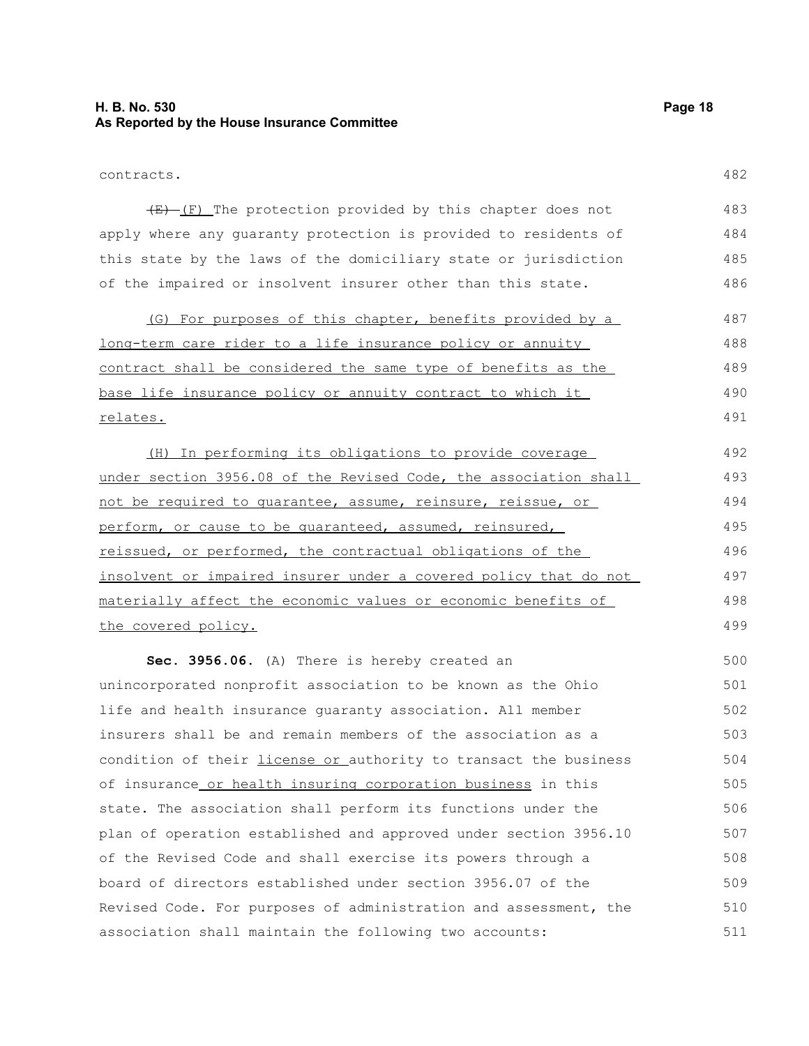contracts.

~~(E)~~ (F) The protection provided by this chapter does not apply where any guaranty protection is provided to residents of this state by the laws of the domiciliary state or jurisdiction of the impaired or insolvent insurer other than this state.

(G) For purposes of this chapter, benefits provided by a long-term care rider to a life insurance policy or annuity contract shall be considered the same type of benefits as the base life insurance policy or annuity contract to which it relates.

(H) In performing its obligations to provide coverage under section 3956.08 of the Revised Code, the association shall not be required to guarantee, assume, reinsure, reissue, or perform, or cause to be guaranteed, assumed, reinsured, reissued, or performed, the contractual obligations of the insolvent or impaired insurer under a covered policy that do not materially affect the economic values or economic benefits of the covered policy.

**Sec. 3956.06.** (A) There is hereby created an unincorporated nonprofit association to be known as the Ohio life and health insurance guaranty association. All member insurers shall be and remain members of the association as a condition of their license or authority to transact the business of insurance or health insuring corporation business in this state. The association shall perform its functions under the plan of operation established and approved under section 3956.10 of the Revised Code and shall exercise its powers through a board of directors established under section 3956.07 of the Revised Code. For purposes of administration and assessment, the association shall maintain the following two accounts: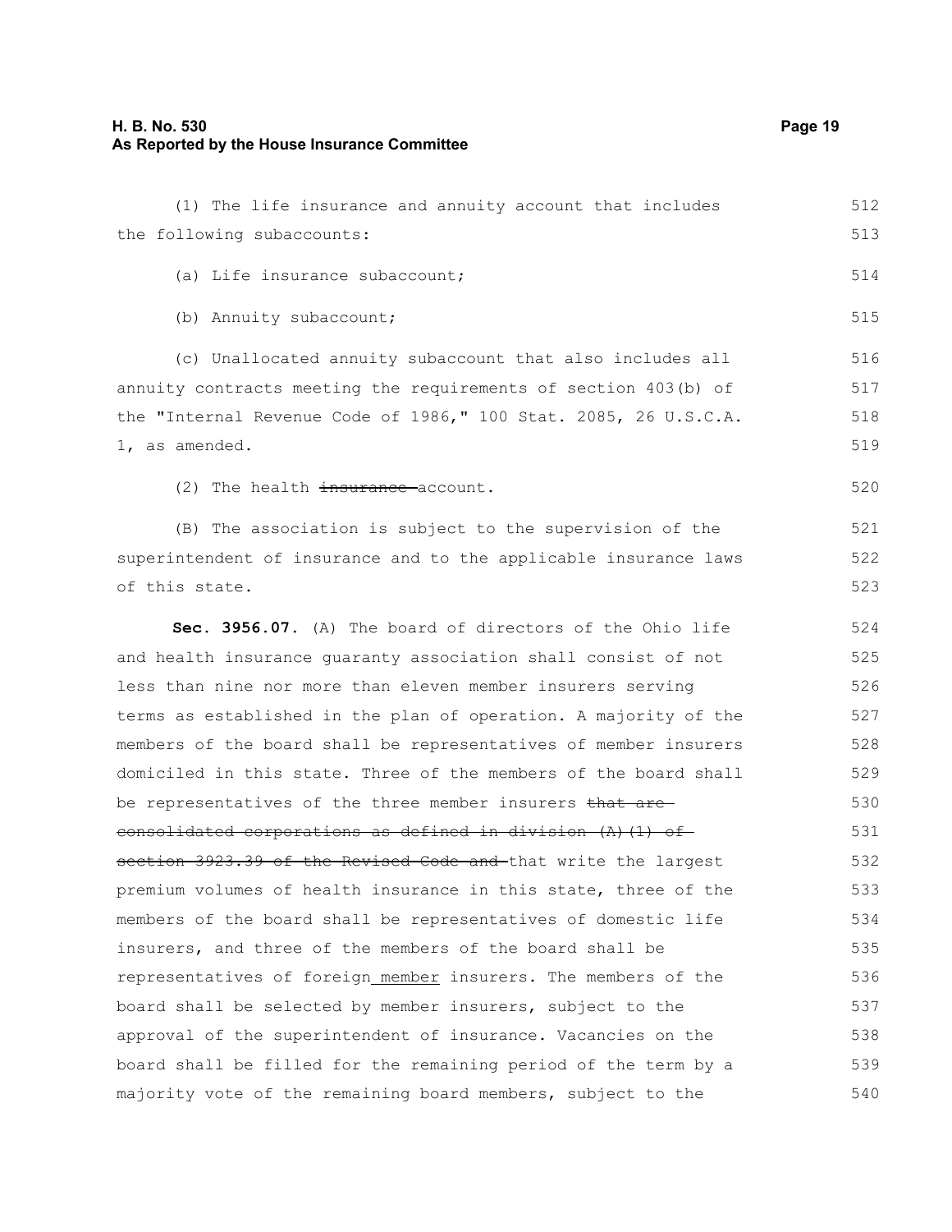(1) The life insurance and annuity account that includes the following subaccounts:

(a) Life insurance subaccount;

(b) Annuity subaccount;

(c) Unallocated annuity subaccount that also includes all annuity contracts meeting the requirements of section 403(b) of the "Internal Revenue Code of 1986," 100 Stat. 2085, 26 U.S.C.A. 1, as amended.

(2) The health ~~insurance~~ account.

(B) The association is subject to the supervision of the superintendent of insurance and to the applicable insurance laws of this state.

**Sec. 3956.07.** (A) The board of directors of the Ohio life and health insurance guaranty association shall consist of not less than nine nor more than eleven member insurers serving terms as established in the plan of operation. A majority of the members of the board shall be representatives of member insurers domiciled in this state. Three of the members of the board shall be representatives of the three member insurers ~~that are consolidated corporations as defined in division (A)(1) of section 3923.39 of the Revised Code and~~ that write the largest premium volumes of health insurance in this state, three of the members of the board shall be representatives of domestic life insurers, and three of the members of the board shall be representatives of foreign <u>member</u> insurers. The members of the board shall be selected by member insurers, subject to the approval of the superintendent of insurance. Vacancies on the board shall be filled for the remaining period of the term by a majority vote of the remaining board members, subject to the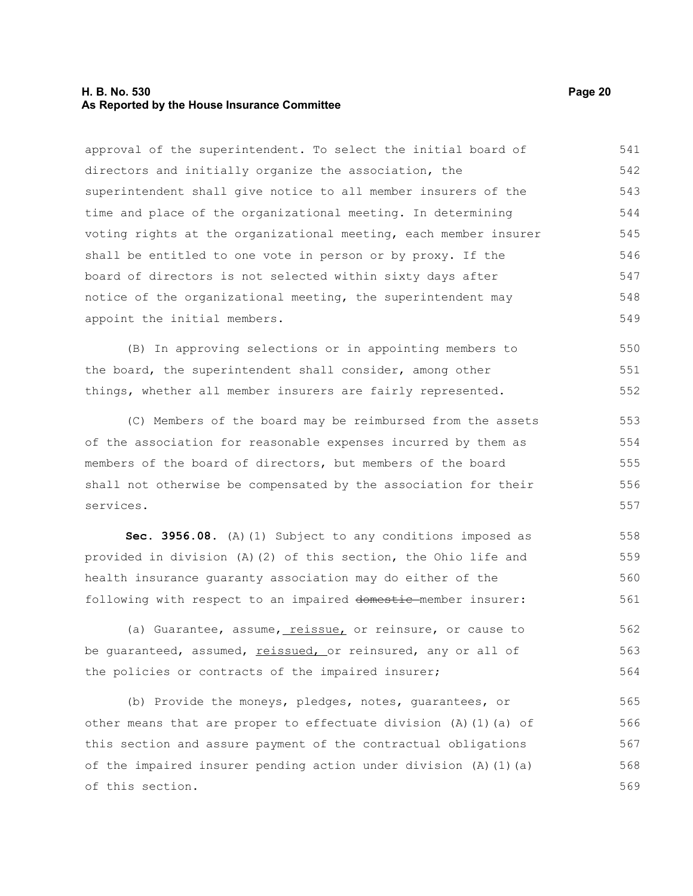approval of the superintendent. To select the initial board of directors and initially organize the association, the superintendent shall give notice to all member insurers of the time and place of the organizational meeting. In determining voting rights at the organizational meeting, each member insurer shall be entitled to one vote in person or by proxy. If the board of directors is not selected within sixty days after notice of the organizational meeting, the superintendent may appoint the initial members.

(B) In approving selections or in appointing members to the board, the superintendent shall consider, among other things, whether all member insurers are fairly represented.

(C) Members of the board may be reimbursed from the assets of the association for reasonable expenses incurred by them as members of the board of directors, but members of the board shall not otherwise be compensated by the association for their services.

**Sec. 3956.08.** (A)(1) Subject to any conditions imposed as provided in division (A)(2) of this section, the Ohio life and health insurance guaranty association may do either of the following with respect to an impaired ~~domestic~~ member insurer:

(a) Guarantee, assume, reissue, or reinsure, or cause to be guaranteed, assumed, reissued, or reinsured, any or all of the policies or contracts of the impaired insurer;

(b) Provide the moneys, pledges, notes, guarantees, or other means that are proper to effectuate division (A)(1)(a) of this section and assure payment of the contractual obligations of the impaired insurer pending action under division (A)(1)(a) of this section.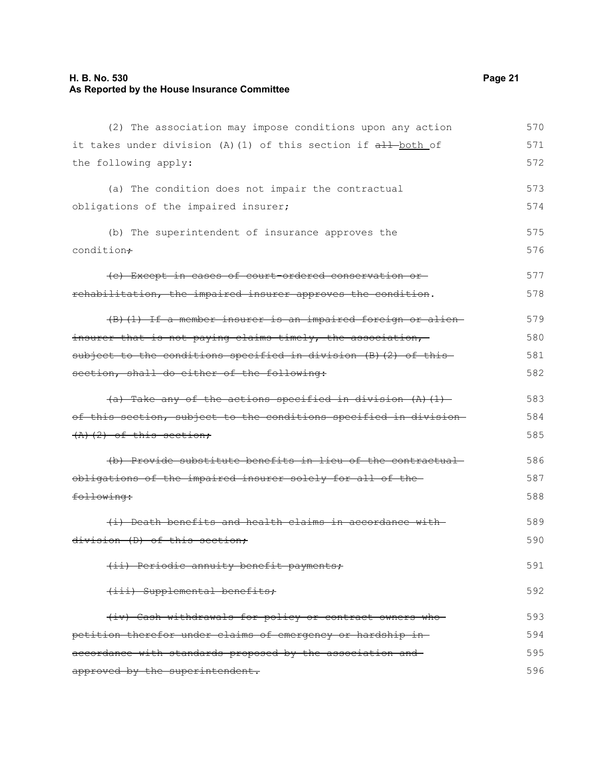(2) The association may impose conditions upon any action it takes under division (A)(1) of this section if ~~all~~ both of the following apply:

(a) The condition does not impair the contractual obligations of the impaired insurer;

(b) The superintendent of insurance approves the condition~~;~~

~~(c) Except in cases of court-ordered conservation or rehabilitation, the impaired insurer approves the condition~~.

~~(B)(1) If a member insurer is an impaired foreign or alien insurer that is not paying claims timely, the association, subject to the conditions specified in division (B)(2) of this section, shall do either of the following:~~

~~(a) Take any of the actions specified in division (A)(1) of this section, subject to the conditions specified in division (A)(2) of this section;~~

~~(b) Provide substitute benefits in lieu of the contractual obligations of the impaired insurer solely for all of the following:~~

~~(i) Death benefits and health claims in accordance with division (D) of this section;~~

~~(ii) Periodic annuity benefit payments;~~

~~(iii) Supplemental benefits;~~

~~(iv) Cash withdrawals for policy or contract owners who petition therefor under claims of emergency or hardship in accordance with standards proposed by the association and approved by the superintendent.~~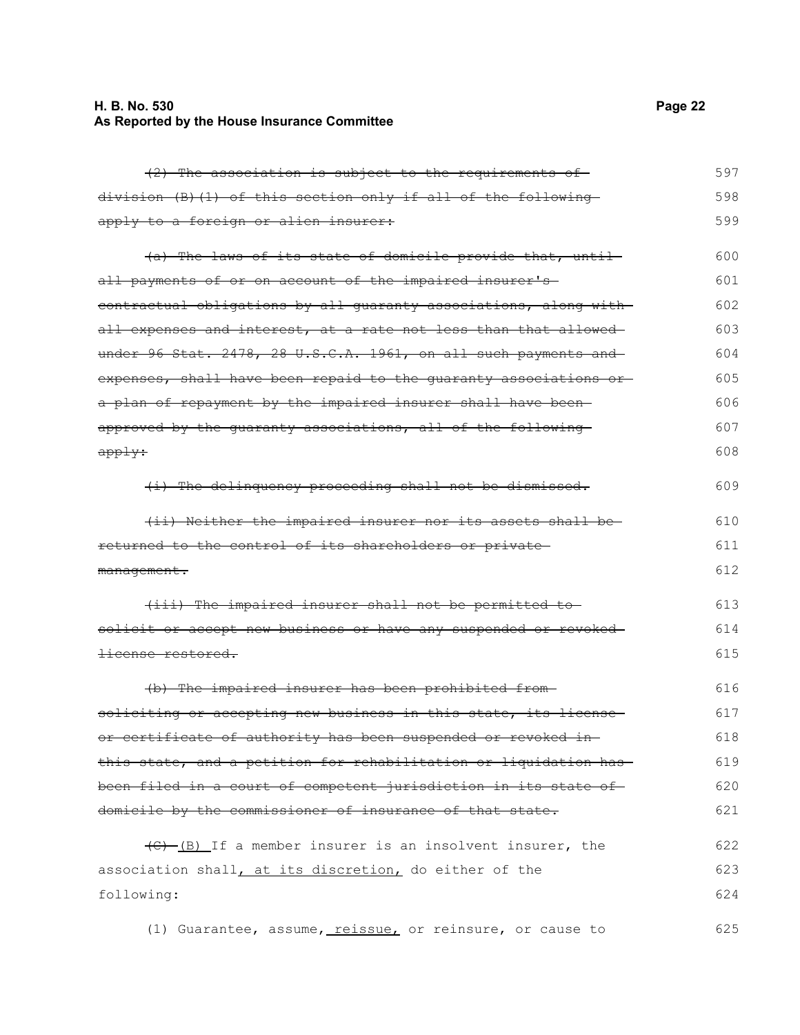~~(2) The association is subject to the requirements of division (B)(1) of this section only if all of the following apply to a foreign or alien insurer:~~

~~(a) The laws of its state of domicile provide that, until all payments of or on account of the impaired insurer's contractual obligations by all guaranty associations, along with all expenses and interest, at a rate not less than that allowed under 96 Stat. 2478, 28 U.S.C.A. 1961, on all such payments and expenses, shall have been repaid to the guaranty associations or a plan of repayment by the impaired insurer shall have been approved by the guaranty associations, all of the following apply:~~

~~(i) The delinquency proceeding shall not be dismissed.~~

~~(ii) Neither the impaired insurer nor its assets shall be returned to the control of its shareholders or private management.~~

~~(iii) The impaired insurer shall not be permitted to solicit or accept new business or have any suspended or revoked license restored.~~

~~(b) The impaired insurer has been prohibited from soliciting or accepting new business in this state, its license or certificate of authority has been suspended or revoked in this state, and a petition for rehabilitation or liquidation has been filed in a court of competent jurisdiction in its state of domicile by the commissioner of insurance of that state.~~

~~(C)~~ (B) If a member insurer is an insolvent insurer, the association shall, at its discretion, do either of the following:

(1) Guarantee, assume, reissue, or reinsure, or cause to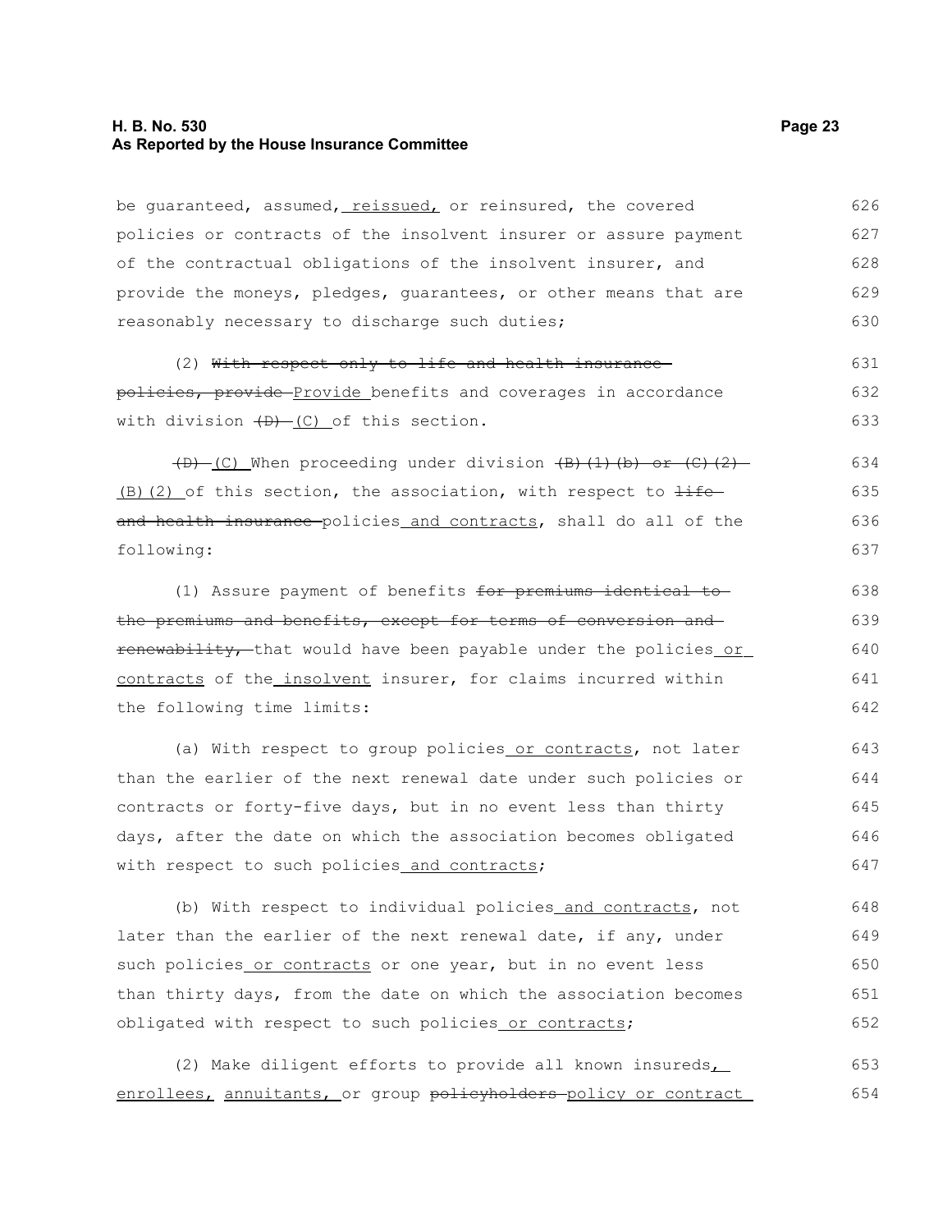be guaranteed, assumed, <u>reissued,</u> or reinsured, the covered policies or contracts of the insolvent insurer or assure payment of the contractual obligations of the insolvent insurer, and provide the moneys, pledges, guarantees, or other means that are reasonably necessary to discharge such duties;

(2) ~~With respect only to life and health insurance policies, provide~~ <u>Provide</u> benefits and coverages in accordance with division ~~(D)~~ <u>(C)</u> of this section.

~~(D)~~ <u>(C)</u> When proceeding under division ~~(B)(1)(b) or (C)(2)~~ <u>(B)(2)</u> of this section, the association, with respect to ~~life and health insurance~~ policies <u>and contracts</u>, shall do all of the following:

(1) Assure payment of benefits ~~for premiums identical to the premiums and benefits, except for terms of conversion and renewability,~~ that would have been payable under the policies <u>or contracts</u> of the <u>insolvent</u> insurer, for claims incurred within the following time limits:

(a) With respect to group policies <u>or contracts</u>, not later than the earlier of the next renewal date under such policies or contracts or forty-five days, but in no event less than thirty days, after the date on which the association becomes obligated with respect to such policies <u>and contracts</u>;

(b) With respect to individual policies <u>and contracts</u>, not later than the earlier of the next renewal date, if any, under such policies <u>or contracts</u> or one year, but in no event less than thirty days, from the date on which the association becomes obligated with respect to such policies <u>or contracts</u>;

(2) Make diligent efforts to provide all known insureds<u>, enrollees,</u> <u>annuitants,</u> or group ~~policyholders~~ <u>policy or contract</u>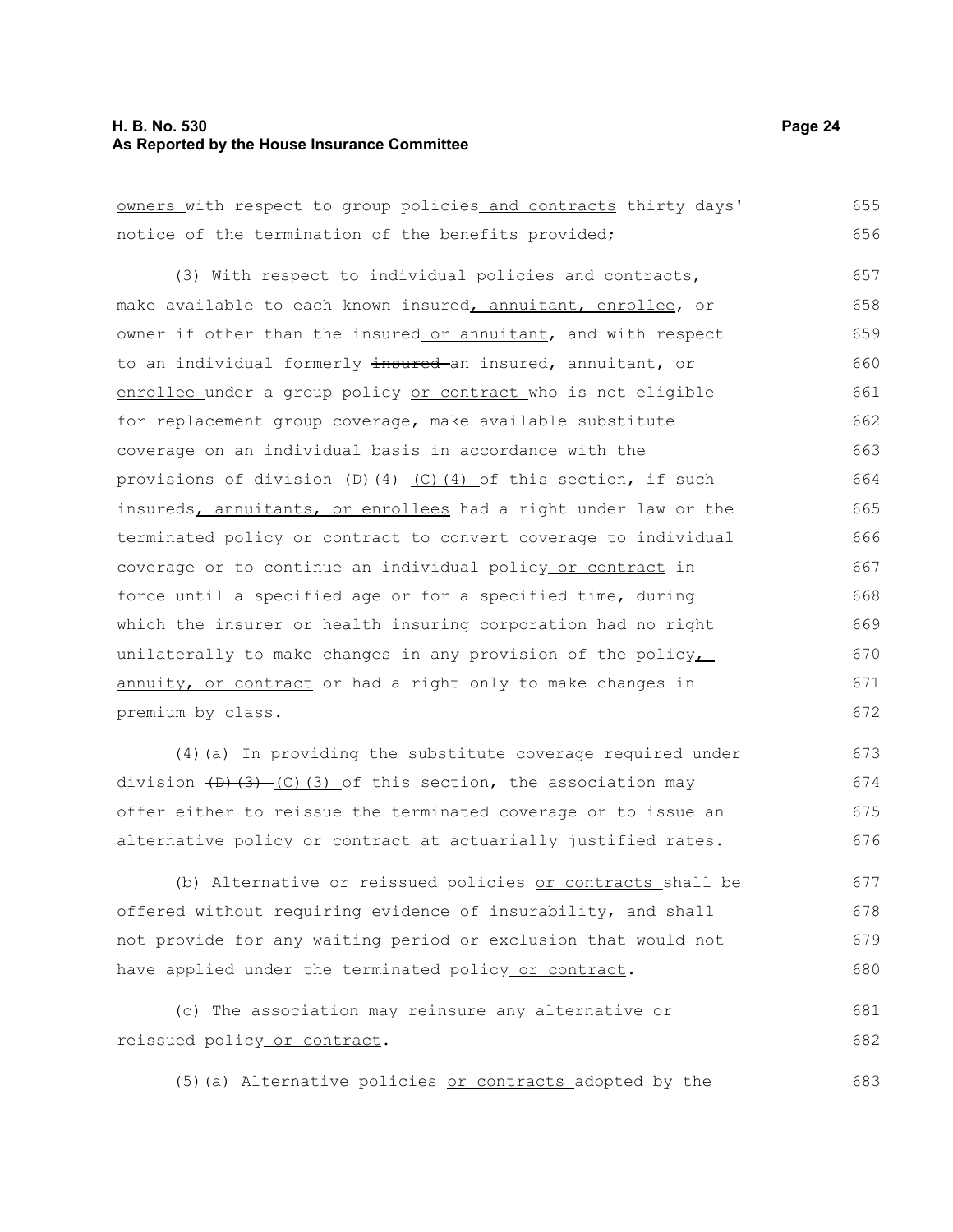owners with respect to group policies and contracts thirty days' notice of the termination of the benefits provided;

(3) With respect to individual policies and contracts, make available to each known insured, annuitant, enrollee, or owner if other than the insured or annuitant, and with respect to an individual formerly insured an insured, annuitant, or enrollee under a group policy or contract who is not eligible for replacement group coverage, make available substitute coverage on an individual basis in accordance with the provisions of division (D)(4) (C)(4) of this section, if such insureds, annuitants, or enrollees had a right under law or the terminated policy or contract to convert coverage to individual coverage or to continue an individual policy or contract in force until a specified age or for a specified time, during which the insurer or health insuring corporation had no right unilaterally to make changes in any provision of the policy, annuity, or contract or had a right only to make changes in premium by class.

(4)(a) In providing the substitute coverage required under division (D)(3) (C)(3) of this section, the association may offer either to reissue the terminated coverage or to issue an alternative policy or contract at actuarially justified rates.

(b) Alternative or reissued policies or contracts shall be offered without requiring evidence of insurability, and shall not provide for any waiting period or exclusion that would not have applied under the terminated policy or contract.

(c) The association may reinsure any alternative or reissued policy or contract.

(5)(a) Alternative policies or contracts adopted by the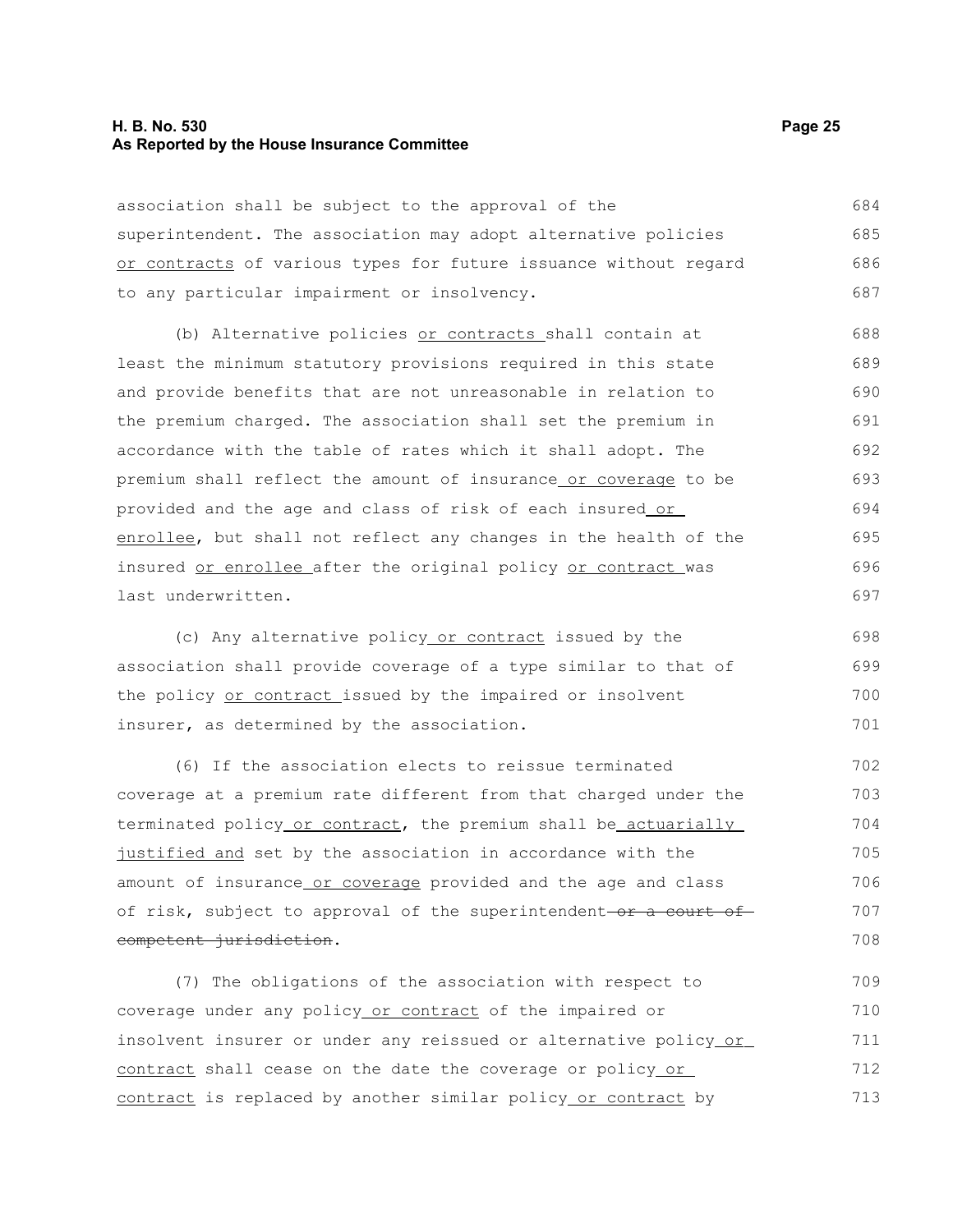association shall be subject to the approval of the superintendent. The association may adopt alternative policies or contracts of various types for future issuance without regard to any particular impairment or insolvency.

(b) Alternative policies or contracts shall contain at least the minimum statutory provisions required in this state and provide benefits that are not unreasonable in relation to the premium charged. The association shall set the premium in accordance with the table of rates which it shall adopt. The premium shall reflect the amount of insurance or coverage to be provided and the age and class of risk of each insured or enrollee, but shall not reflect any changes in the health of the insured or enrollee after the original policy or contract was last underwritten.

(c) Any alternative policy or contract issued by the association shall provide coverage of a type similar to that of the policy or contract issued by the impaired or insolvent insurer, as determined by the association.

(6) If the association elects to reissue terminated coverage at a premium rate different from that charged under the terminated policy or contract, the premium shall be actuarially justified and set by the association in accordance with the amount of insurance or coverage provided and the age and class of risk, subject to approval of the superintendent ~~or a court of competent jurisdiction~~.

(7) The obligations of the association with respect to coverage under any policy or contract of the impaired or insolvent insurer or under any reissued or alternative policy or contract shall cease on the date the coverage or policy or contract is replaced by another similar policy or contract by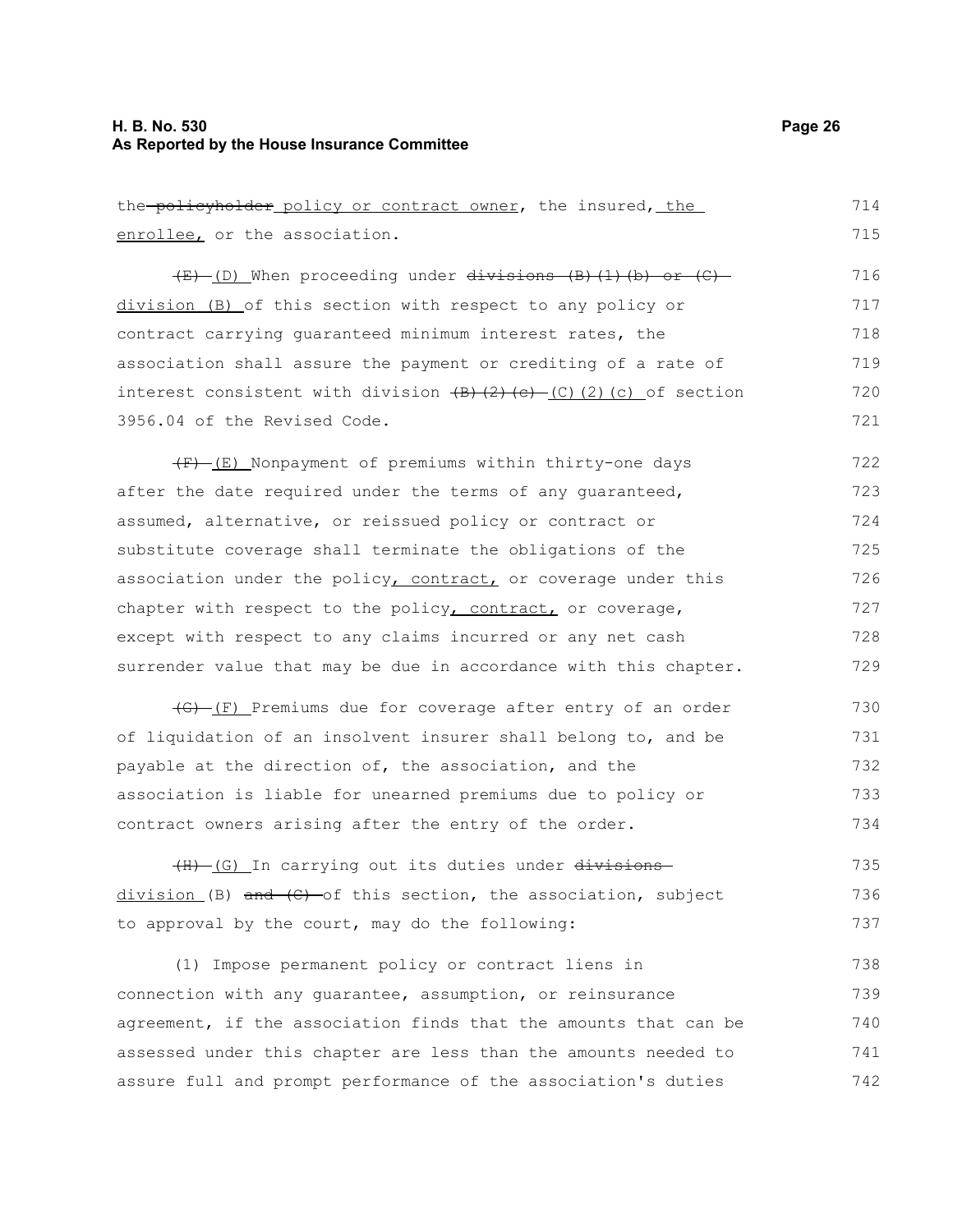the ~~policyholder~~ policy or contract owner, the insured, the enrollee, or the association.

~~(E)~~ (D) When proceeding under ~~divisions (B)(1)(b) or (C)~~ division (B) of this section with respect to any policy or contract carrying guaranteed minimum interest rates, the association shall assure the payment or crediting of a rate of interest consistent with division ~~(B)(2)(c)~~ (C)(2)(c) of section 3956.04 of the Revised Code.

~~(F)~~ (E) Nonpayment of premiums within thirty-one days after the date required under the terms of any guaranteed, assumed, alternative, or reissued policy or contract or substitute coverage shall terminate the obligations of the association under the policy, contract, or coverage under this chapter with respect to the policy, contract, or coverage, except with respect to any claims incurred or any net cash surrender value that may be due in accordance with this chapter.

~~(G)~~ (F) Premiums due for coverage after entry of an order of liquidation of an insolvent insurer shall belong to, and be payable at the direction of, the association, and the association is liable for unearned premiums due to policy or contract owners arising after the entry of the order.

~~(H)~~ (G) In carrying out its duties under ~~divisions~~ division (B) ~~and (C)~~ of this section, the association, subject to approval by the court, may do the following:

(1) Impose permanent policy or contract liens in connection with any guarantee, assumption, or reinsurance agreement, if the association finds that the amounts that can be assessed under this chapter are less than the amounts needed to assure full and prompt performance of the association's duties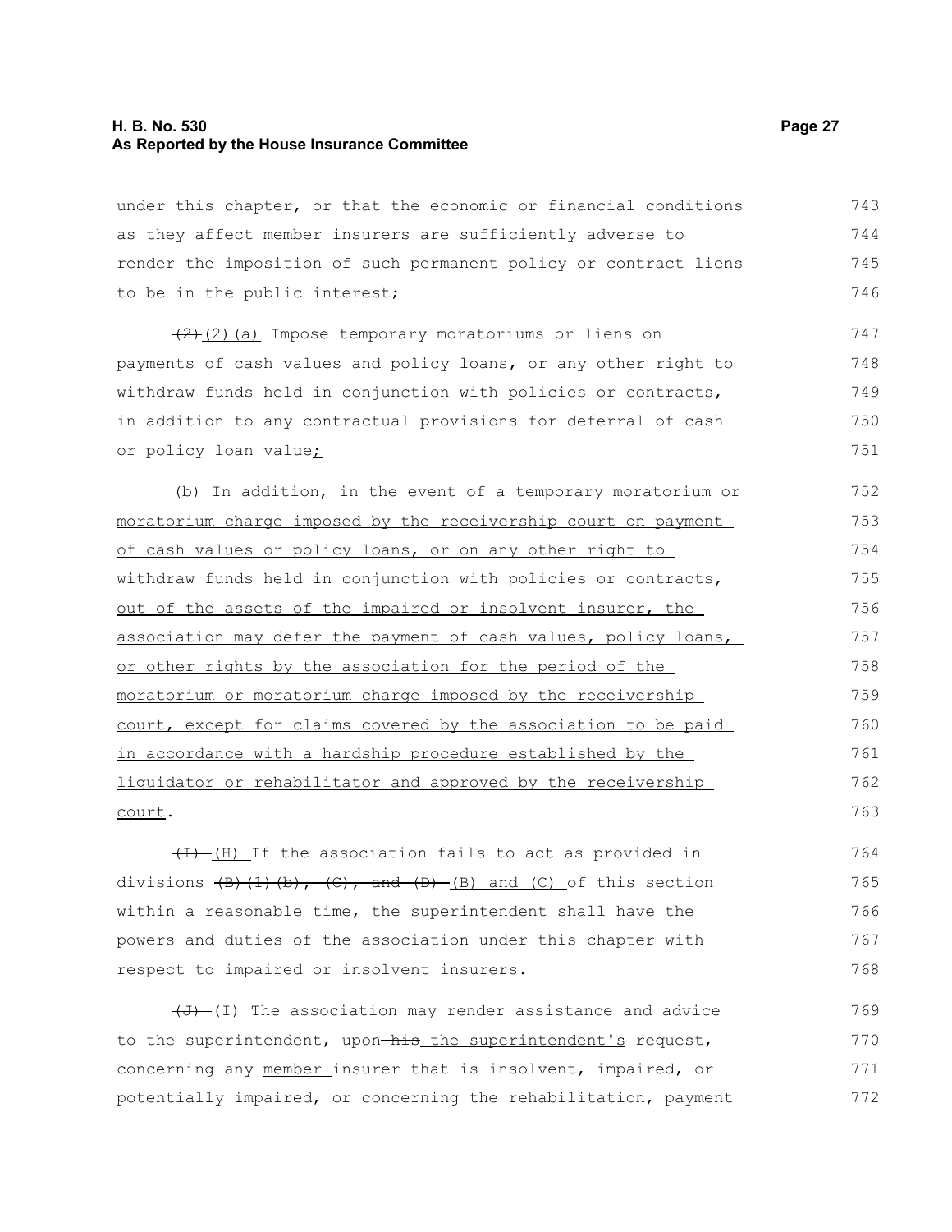under this chapter, or that the economic or financial conditions as they affect member insurers are sufficiently adverse to render the imposition of such permanent policy or contract liens to be in the public interest;

~~(2)~~ (2)(a) Impose temporary moratoriums or liens on payments of cash values and policy loans, or any other right to withdraw funds held in conjunction with policies or contracts, in addition to any contractual provisions for deferral of cash or policy loan value;

(b) In addition, in the event of a temporary moratorium or moratorium charge imposed by the receivership court on payment of cash values or policy loans, or on any other right to withdraw funds held in conjunction with policies or contracts, out of the assets of the impaired or insolvent insurer, the association may defer the payment of cash values, policy loans, or other rights by the association for the period of the moratorium or moratorium charge imposed by the receivership court, except for claims covered by the association to be paid in accordance with a hardship procedure established by the liquidator or rehabilitator and approved by the receivership court.

~~(I)~~ (H) If the association fails to act as provided in divisions ~~(B)(1)(b), (C), and (D)~~ (B) and (C) of this section within a reasonable time, the superintendent shall have the powers and duties of the association under this chapter with respect to impaired or insolvent insurers.

~~(J)~~ (I) The association may render assistance and advice to the superintendent, upon ~~his~~ the superintendent's request, concerning any member insurer that is insolvent, impaired, or potentially impaired, or concerning the rehabilitation, payment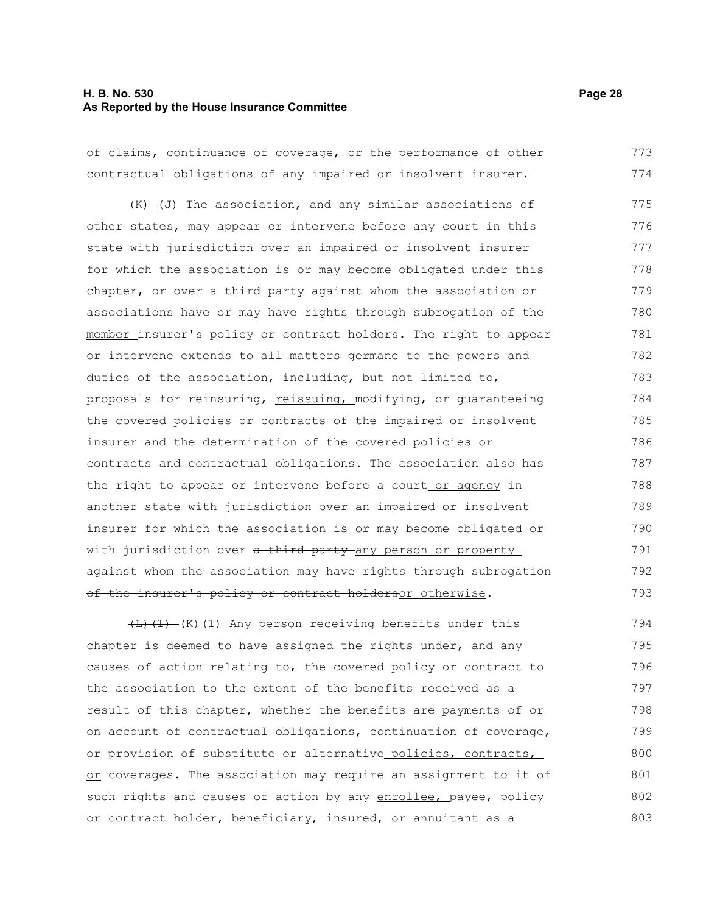of claims, continuance of coverage, or the performance of other contractual obligations of any impaired or insolvent insurer.

~~(K)~~ (J) The association, and any similar associations of other states, may appear or intervene before any court in this state with jurisdiction over an impaired or insolvent insurer for which the association is or may become obligated under this chapter, or over a third party against whom the association or associations have or may have rights through subrogation of the member insurer's policy or contract holders. The right to appear or intervene extends to all matters germane to the powers and duties of the association, including, but not limited to, proposals for reinsuring, reissuing, modifying, or guaranteeing the covered policies or contracts of the impaired or insolvent insurer and the determination of the covered policies or contracts and contractual obligations. The association also has the right to appear or intervene before a court or agency in another state with jurisdiction over an impaired or insolvent insurer for which the association is or may become obligated or with jurisdiction over ~~a third party~~ any person or property against whom the association may have rights through subrogation ~~of the insurer's policy or contract holders~~or otherwise.

~~(L)(1)~~ (K)(1) Any person receiving benefits under this chapter is deemed to have assigned the rights under, and any causes of action relating to, the covered policy or contract to the association to the extent of the benefits received as a result of this chapter, whether the benefits are payments of or on account of contractual obligations, continuation of coverage, or provision of substitute or alternative policies, contracts, or coverages. The association may require an assignment to it of such rights and causes of action by any enrollee, payee, policy or contract holder, beneficiary, insured, or annuitant as a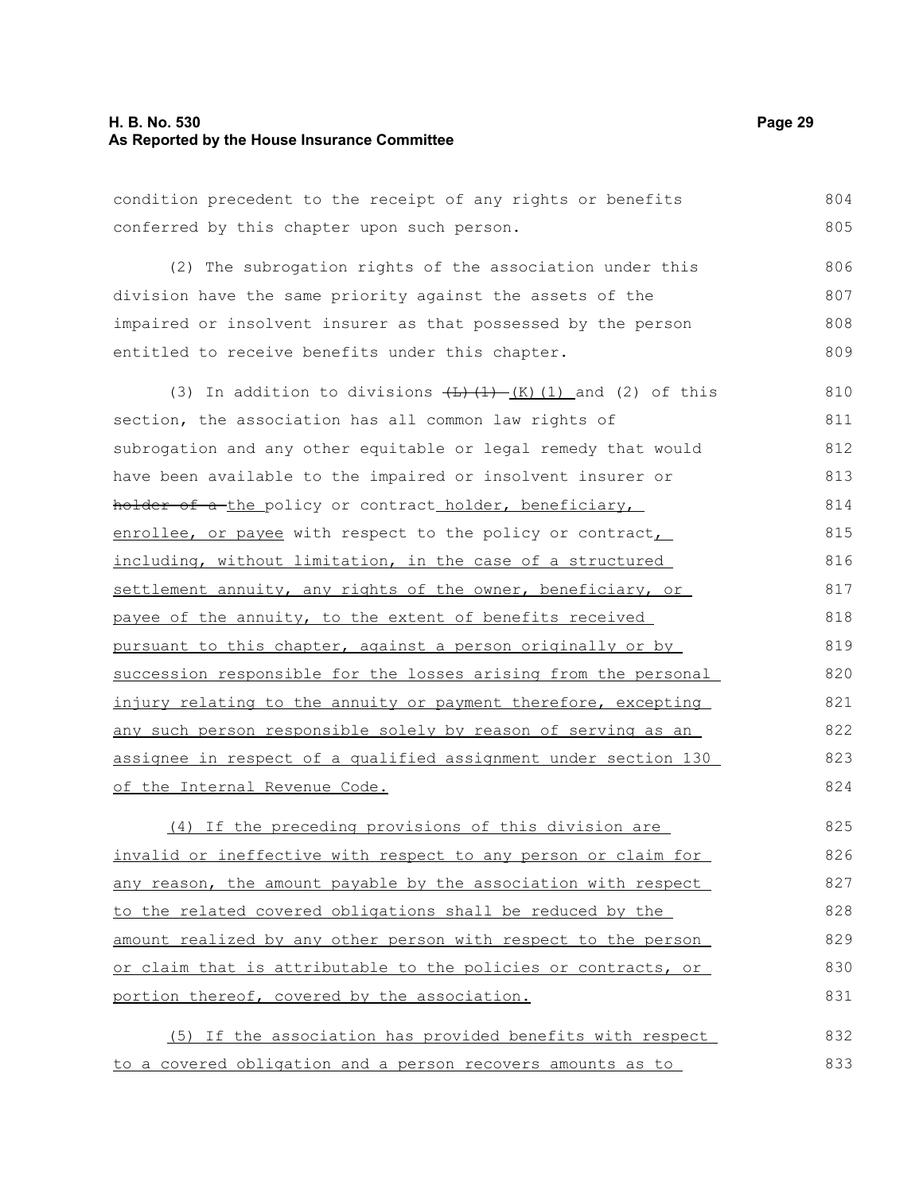condition precedent to the receipt of any rights or benefits conferred by this chapter upon such person.

(2) The subrogation rights of the association under this division have the same priority against the assets of the impaired or insolvent insurer as that possessed by the person entitled to receive benefits under this chapter.

(3) In addition to divisions ~~(L)(1)~~ (K)(1) and (2) of this section, the association has all common law rights of subrogation and any other equitable or legal remedy that would have been available to the impaired or insolvent insurer or ~~holder of a~~ the policy or contract holder, beneficiary, enrollee, or payee with respect to the policy or contract, including, without limitation, in the case of a structured settlement annuity, any rights of the owner, beneficiary, or payee of the annuity, to the extent of benefits received pursuant to this chapter, against a person originally or by succession responsible for the losses arising from the personal injury relating to the annuity or payment therefore, excepting any such person responsible solely by reason of serving as an assignee in respect of a qualified assignment under section 130 of the Internal Revenue Code.

(4) If the preceding provisions of this division are invalid or ineffective with respect to any person or claim for any reason, the amount payable by the association with respect to the related covered obligations shall be reduced by the amount realized by any other person with respect to the person or claim that is attributable to the policies or contracts, or portion thereof, covered by the association.

(5) If the association has provided benefits with respect to a covered obligation and a person recovers amounts as to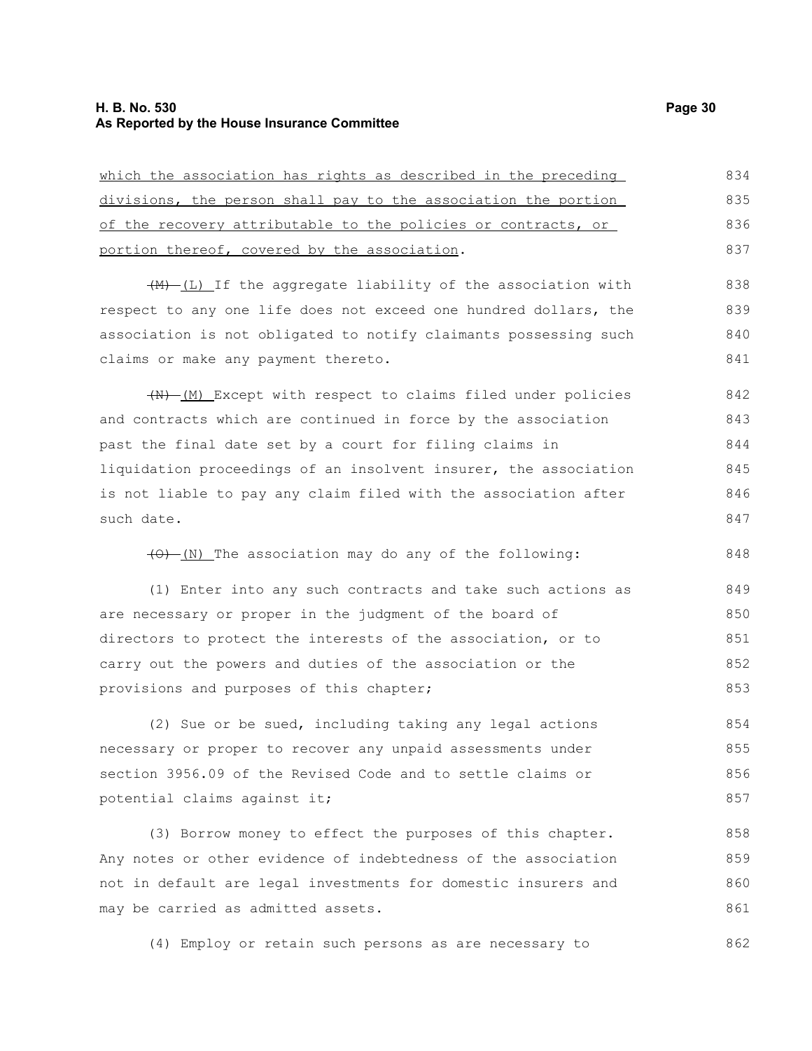which the association has rights as described in the preceding divisions, the person shall pay to the association the portion of the recovery attributable to the policies or contracts, or portion thereof, covered by the association.

~~(M)~~ (L) If the aggregate liability of the association with respect to any one life does not exceed one hundred dollars, the association is not obligated to notify claimants possessing such claims or make any payment thereto.

~~(N)~~ (M) Except with respect to claims filed under policies and contracts which are continued in force by the association past the final date set by a court for filing claims in liquidation proceedings of an insolvent insurer, the association is not liable to pay any claim filed with the association after such date.

~~(O)~~ (N) The association may do any of the following:

(1) Enter into any such contracts and take such actions as are necessary or proper in the judgment of the board of directors to protect the interests of the association, or to carry out the powers and duties of the association or the provisions and purposes of this chapter;

(2) Sue or be sued, including taking any legal actions necessary or proper to recover any unpaid assessments under section 3956.09 of the Revised Code and to settle claims or potential claims against it;

(3) Borrow money to effect the purposes of this chapter. Any notes or other evidence of indebtedness of the association not in default are legal investments for domestic insurers and may be carried as admitted assets.

(4) Employ or retain such persons as are necessary to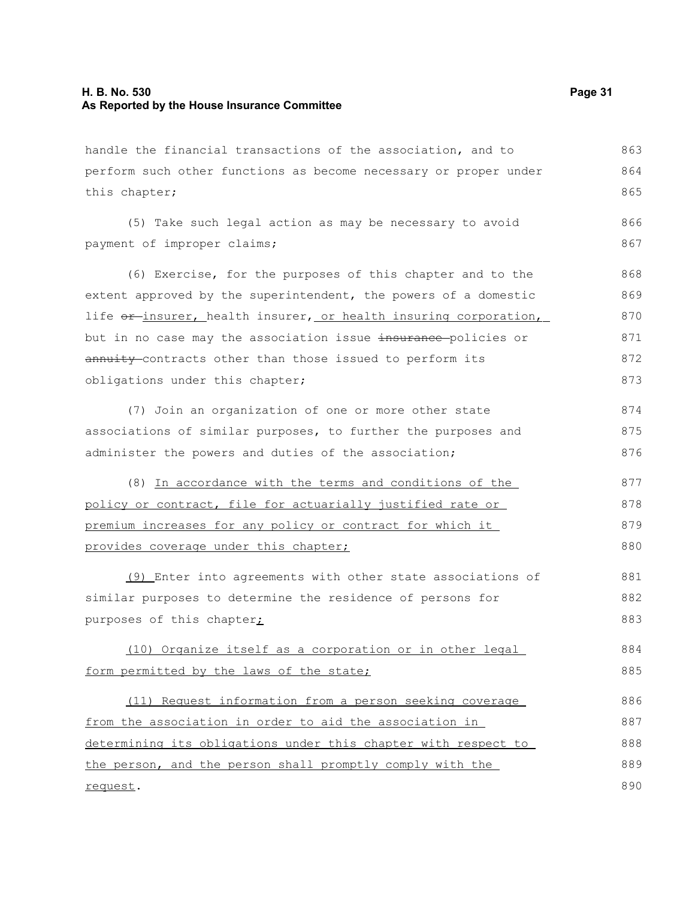handle the financial transactions of the association, and to perform such other functions as become necessary or proper under this chapter;

(5) Take such legal action as may be necessary to avoid payment of improper claims;

(6) Exercise, for the purposes of this chapter and to the extent approved by the superintendent, the powers of a domestic life ~~or~~ insurer, health insurer, or health insuring corporation, but in no case may the association issue ~~insurance~~ policies or ~~annuity~~ contracts other than those issued to perform its obligations under this chapter;

(7) Join an organization of one or more other state associations of similar purposes, to further the purposes and administer the powers and duties of the association;

(8) In accordance with the terms and conditions of the policy or contract, file for actuarially justified rate or premium increases for any policy or contract for which it provides coverage under this chapter;

(9) Enter into agreements with other state associations of similar purposes to determine the residence of persons for purposes of this chapter;

(10) Organize itself as a corporation or in other legal form permitted by the laws of the state;

(11) Request information from a person seeking coverage from the association in order to aid the association in determining its obligations under this chapter with respect to the person, and the person shall promptly comply with the request.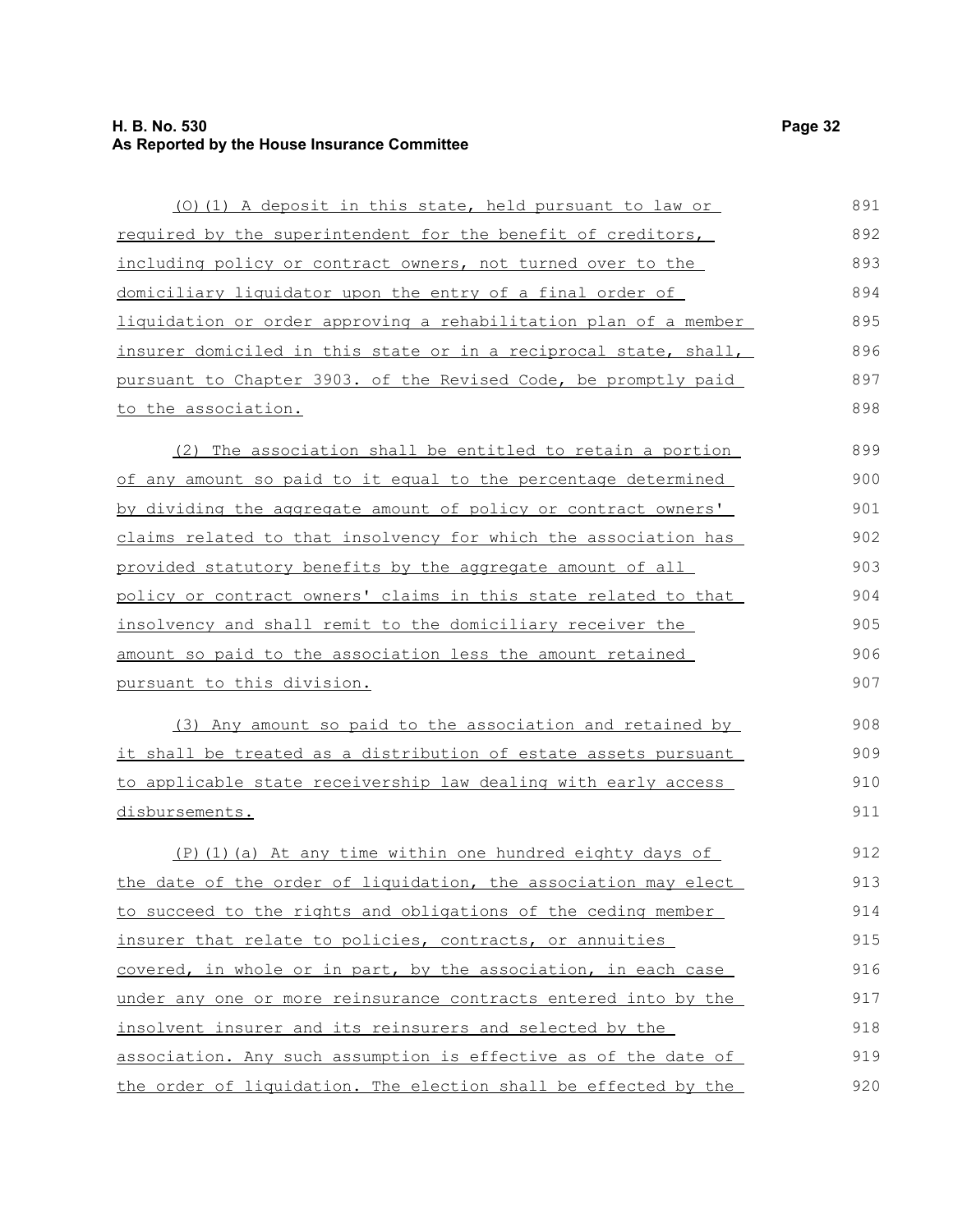(O)(1) A deposit in this state, held pursuant to law or required by the superintendent for the benefit of creditors, including policy or contract owners, not turned over to the domiciliary liquidator upon the entry of a final order of liquidation or order approving a rehabilitation plan of a member insurer domiciled in this state or in a reciprocal state, shall, pursuant to Chapter 3903. of the Revised Code, be promptly paid to the association.

(2) The association shall be entitled to retain a portion of any amount so paid to it equal to the percentage determined by dividing the aggregate amount of policy or contract owners' claims related to that insolvency for which the association has provided statutory benefits by the aggregate amount of all policy or contract owners' claims in this state related to that insolvency and shall remit to the domiciliary receiver the amount so paid to the association less the amount retained pursuant to this division.

(3) Any amount so paid to the association and retained by it shall be treated as a distribution of estate assets pursuant to applicable state receivership law dealing with early access disbursements.

(P)(1)(a) At any time within one hundred eighty days of the date of the order of liquidation, the association may elect to succeed to the rights and obligations of the ceding member insurer that relate to policies, contracts, or annuities covered, in whole or in part, by the association, in each case under any one or more reinsurance contracts entered into by the insolvent insurer and its reinsurers and selected by the association. Any such assumption is effective as of the date of the order of liquidation. The election shall be effected by the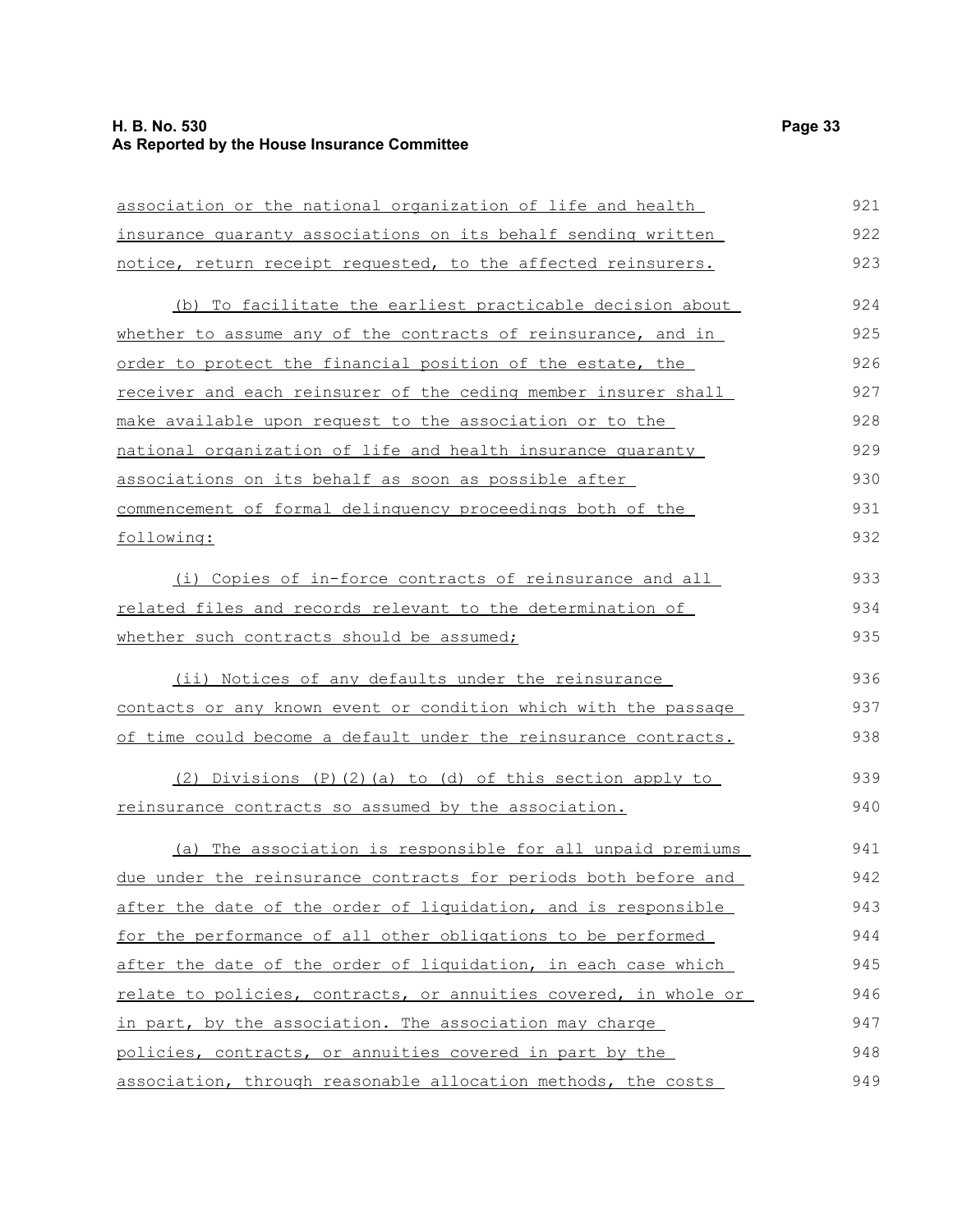association or the national organization of life and health insurance guaranty associations on its behalf sending written notice, return receipt requested, to the affected reinsurers.

(b) To facilitate the earliest practicable decision about whether to assume any of the contracts of reinsurance, and in order to protect the financial position of the estate, the receiver and each reinsurer of the ceding member insurer shall make available upon request to the association or to the national organization of life and health insurance guaranty associations on its behalf as soon as possible after commencement of formal delinquency proceedings both of the following:

(i) Copies of in-force contracts of reinsurance and all related files and records relevant to the determination of whether such contracts should be assumed;

(ii) Notices of any defaults under the reinsurance contacts or any known event or condition which with the passage of time could become a default under the reinsurance contracts.

(2) Divisions (P)(2)(a) to (d) of this section apply to reinsurance contracts so assumed by the association.

(a) The association is responsible for all unpaid premiums due under the reinsurance contracts for periods both before and after the date of the order of liquidation, and is responsible for the performance of all other obligations to be performed after the date of the order of liquidation, in each case which relate to policies, contracts, or annuities covered, in whole or in part, by the association. The association may charge policies, contracts, or annuities covered in part by the association, through reasonable allocation methods, the costs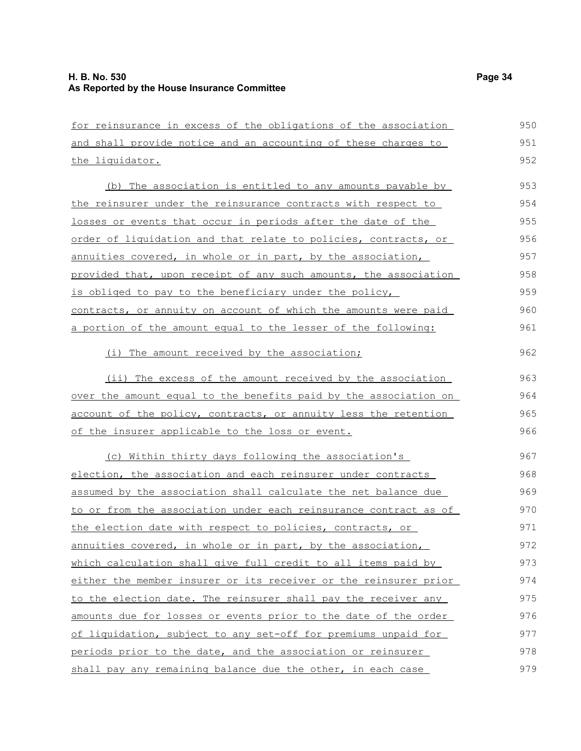for reinsurance in excess of the obligations of the association and shall provide notice and an accounting of these charges to the liquidator.

(b) The association is entitled to any amounts payable by the reinsurer under the reinsurance contracts with respect to losses or events that occur in periods after the date of the order of liquidation and that relate to policies, contracts, or annuities covered, in whole or in part, by the association, provided that, upon receipt of any such amounts, the association is obliged to pay to the beneficiary under the policy, contracts, or annuity on account of which the amounts were paid a portion of the amount equal to the lesser of the following:

(i) The amount received by the association;

(ii) The excess of the amount received by the association over the amount equal to the benefits paid by the association on account of the policy, contracts, or annuity less the retention of the insurer applicable to the loss or event.

(c) Within thirty days following the association's election, the association and each reinsurer under contracts assumed by the association shall calculate the net balance due to or from the association under each reinsurance contract as of the election date with respect to policies, contracts, or annuities covered, in whole or in part, by the association, which calculation shall give full credit to all items paid by either the member insurer or its receiver or the reinsurer prior to the election date. The reinsurer shall pay the receiver any amounts due for losses or events prior to the date of the order of liquidation, subject to any set-off for premiums unpaid for periods prior to the date, and the association or reinsurer shall pay any remaining balance due the other, in each case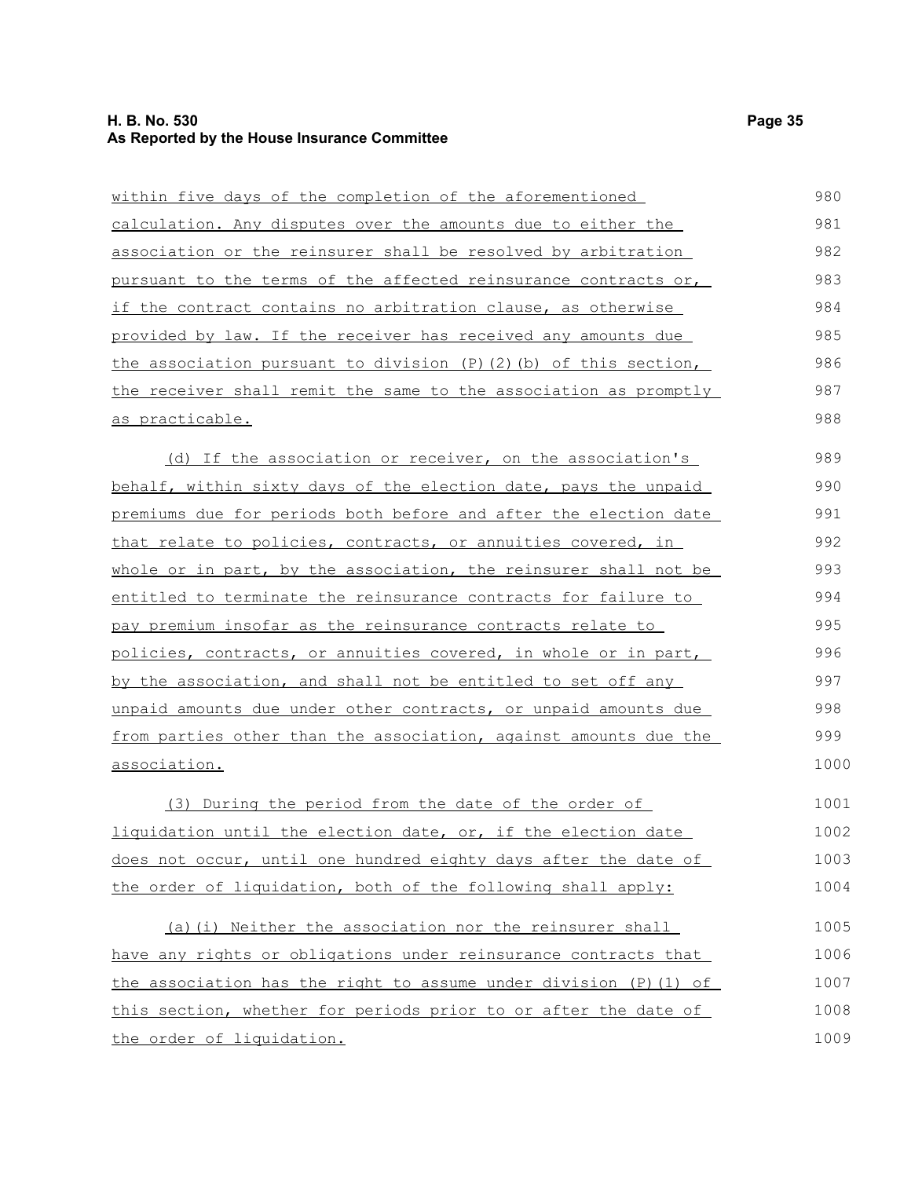within five days of the completion of the aforementioned calculation. Any disputes over the amounts due to either the association or the reinsurer shall be resolved by arbitration pursuant to the terms of the affected reinsurance contracts or, if the contract contains no arbitration clause, as otherwise provided by law. If the receiver has received any amounts due the association pursuant to division (P)(2)(b) of this section, the receiver shall remit the same to the association as promptly as practicable.

(d) If the association or receiver, on the association's behalf, within sixty days of the election date, pays the unpaid premiums due for periods both before and after the election date that relate to policies, contracts, or annuities covered, in whole or in part, by the association, the reinsurer shall not be entitled to terminate the reinsurance contracts for failure to pay premium insofar as the reinsurance contracts relate to policies, contracts, or annuities covered, in whole or in part, by the association, and shall not be entitled to set off any unpaid amounts due under other contracts, or unpaid amounts due from parties other than the association, against amounts due the association.

(3) During the period from the date of the order of liquidation until the election date, or, if the election date does not occur, until one hundred eighty days after the date of the order of liquidation, both of the following shall apply:

(a)(i) Neither the association nor the reinsurer shall have any rights or obligations under reinsurance contracts that the association has the right to assume under division (P)(1) of this section, whether for periods prior to or after the date of the order of liquidation.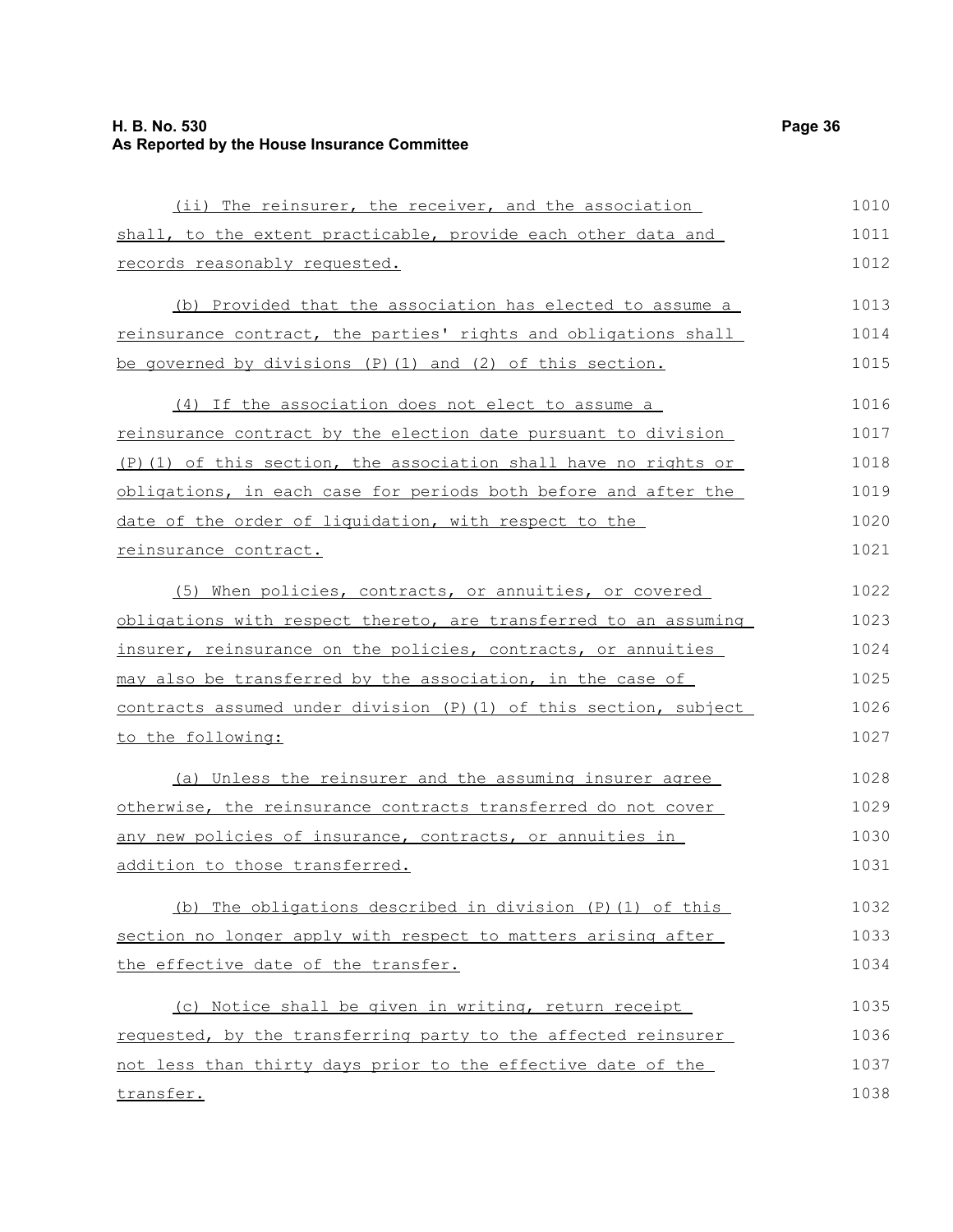(ii) The reinsurer, the receiver, and the association shall, to the extent practicable, provide each other data and records reasonably requested.

(b) Provided that the association has elected to assume a reinsurance contract, the parties' rights and obligations shall be governed by divisions (P)(1) and (2) of this section.

(4) If the association does not elect to assume a reinsurance contract by the election date pursuant to division (P)(1) of this section, the association shall have no rights or obligations, in each case for periods both before and after the date of the order of liquidation, with respect to the reinsurance contract.

(5) When policies, contracts, or annuities, or covered obligations with respect thereto, are transferred to an assuming insurer, reinsurance on the policies, contracts, or annuities may also be transferred by the association, in the case of contracts assumed under division (P)(1) of this section, subject to the following:

(a) Unless the reinsurer and the assuming insurer agree otherwise, the reinsurance contracts transferred do not cover any new policies of insurance, contracts, or annuities in addition to those transferred.

(b) The obligations described in division (P)(1) of this section no longer apply with respect to matters arising after the effective date of the transfer.

(c) Notice shall be given in writing, return receipt requested, by the transferring party to the affected reinsurer not less than thirty days prior to the effective date of the transfer.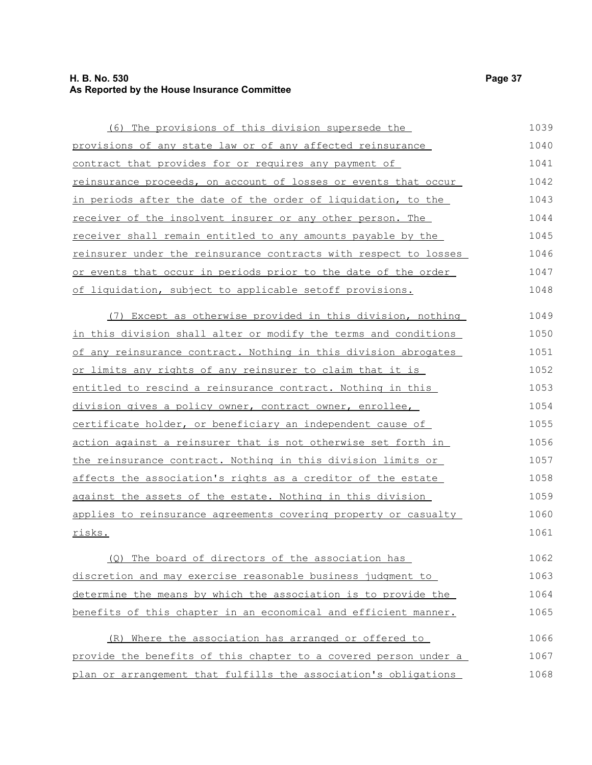(6) The provisions of this division supersede the provisions of any state law or of any affected reinsurance contract that provides for or requires any payment of reinsurance proceeds, on account of losses or events that occur in periods after the date of the order of liquidation, to the receiver of the insolvent insurer or any other person. The receiver shall remain entitled to any amounts payable by the reinsurer under the reinsurance contracts with respect to losses or events that occur in periods prior to the date of the order of liquidation, subject to applicable setoff provisions.

(7) Except as otherwise provided in this division, nothing in this division shall alter or modify the terms and conditions of any reinsurance contract. Nothing in this division abrogates or limits any rights of any reinsurer to claim that it is entitled to rescind a reinsurance contract. Nothing in this division gives a policy owner, contract owner, enrollee, certificate holder, or beneficiary an independent cause of action against a reinsurer that is not otherwise set forth in the reinsurance contract. Nothing in this division limits or affects the association's rights as a creditor of the estate against the assets of the estate. Nothing in this division applies to reinsurance agreements covering property or casualty risks.

(Q) The board of directors of the association has discretion and may exercise reasonable business judgment to determine the means by which the association is to provide the benefits of this chapter in an economical and efficient manner.

(R) Where the association has arranged or offered to provide the benefits of this chapter to a covered person under a plan or arrangement that fulfills the association's obligations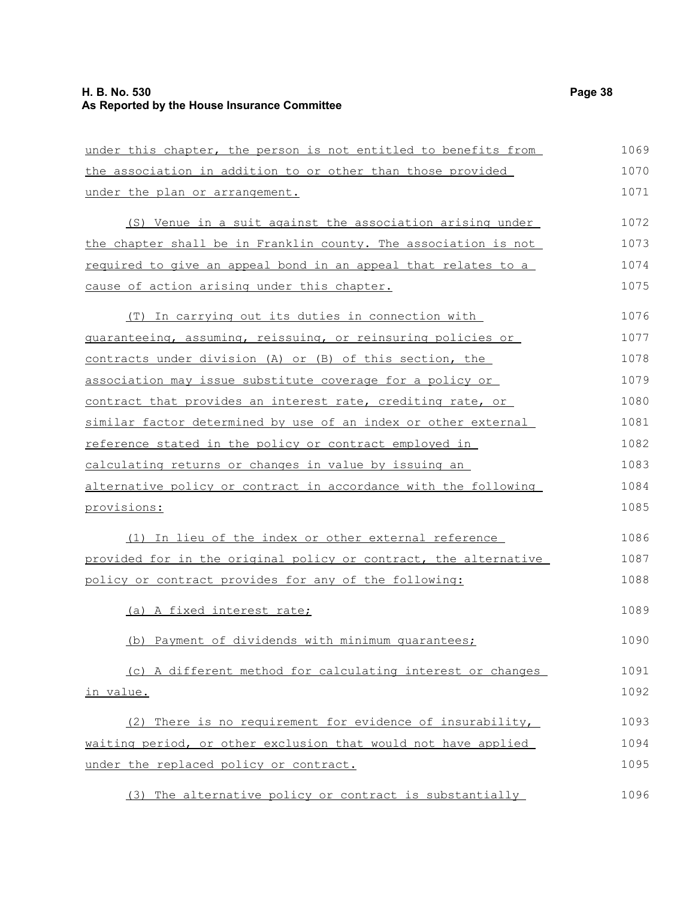under this chapter, the person is not entitled to benefits from the association in addition to or other than those provided under the plan or arrangement.

(S) Venue in a suit against the association arising under the chapter shall be in Franklin county. The association is not required to give an appeal bond in an appeal that relates to a cause of action arising under this chapter.

(T) In carrying out its duties in connection with guaranteeing, assuming, reissuing, or reinsuring policies or contracts under division (A) or (B) of this section, the association may issue substitute coverage for a policy or contract that provides an interest rate, crediting rate, or similar factor determined by use of an index or other external reference stated in the policy or contract employed in calculating returns or changes in value by issuing an alternative policy or contract in accordance with the following provisions:

(1) In lieu of the index or other external reference provided for in the original policy or contract, the alternative policy or contract provides for any of the following:

(a) A fixed interest rate;

(b) Payment of dividends with minimum guarantees;

(c) A different method for calculating interest or changes in value.

(2) There is no requirement for evidence of insurability, waiting period, or other exclusion that would not have applied under the replaced policy or contract.

(3) The alternative policy or contract is substantially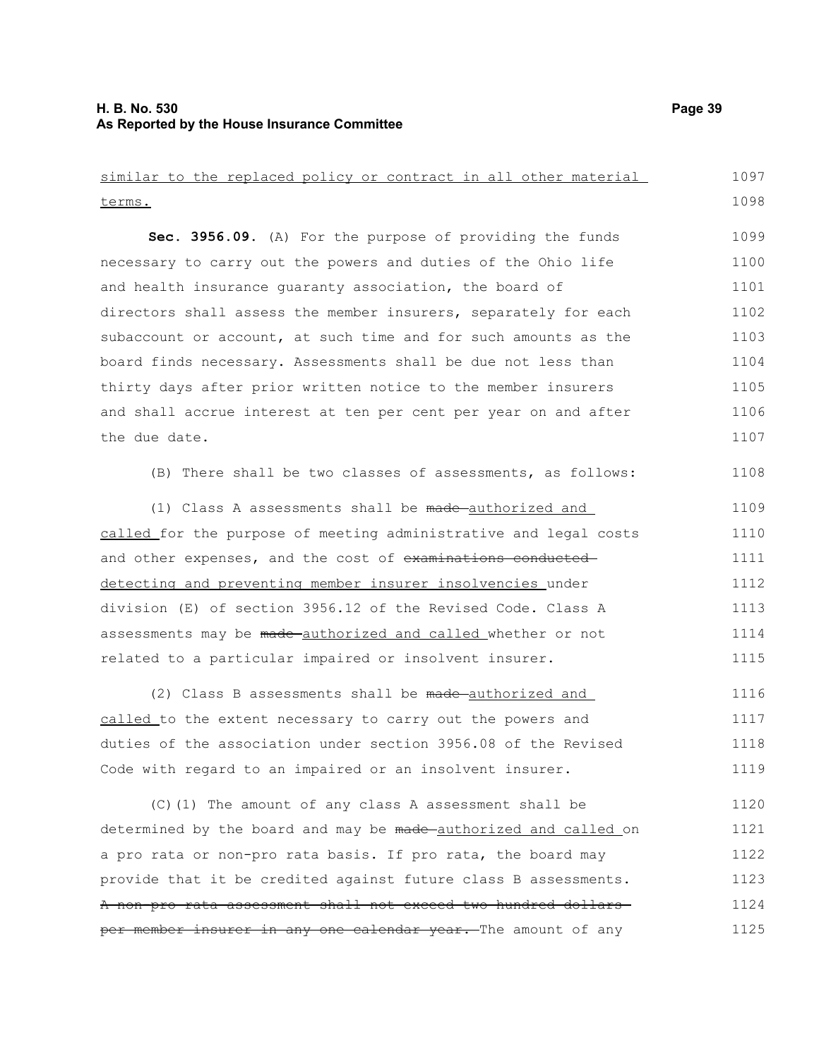similar to the replaced policy or contract in all other material terms.

**Sec. 3956.09.** (A) For the purpose of providing the funds necessary to carry out the powers and duties of the Ohio life and health insurance guaranty association, the board of directors shall assess the member insurers, separately for each subaccount or account, at such time and for such amounts as the board finds necessary. Assessments shall be due not less than thirty days after prior written notice to the member insurers and shall accrue interest at ten per cent per year on and after the due date.

(B) There shall be two classes of assessments, as follows:

(1) Class A assessments shall be ~~made~~ authorized and called for the purpose of meeting administrative and legal costs and other expenses, and the cost of ~~examinations conducted~~ detecting and preventing member insurer insolvencies under division (E) of section 3956.12 of the Revised Code. Class A assessments may be ~~made~~ authorized and called whether or not related to a particular impaired or insolvent insurer.

(2) Class B assessments shall be ~~made~~ authorized and called to the extent necessary to carry out the powers and duties of the association under section 3956.08 of the Revised Code with regard to an impaired or an insolvent insurer.

(C)(1) The amount of any class A assessment shall be determined by the board and may be ~~made~~ authorized and called on a pro rata or non-pro rata basis. If pro rata, the board may provide that it be credited against future class B assessments. ~~A non-pro rata assessment shall not exceed two hundred dollars per member insurer in any one calendar year.~~ The amount of any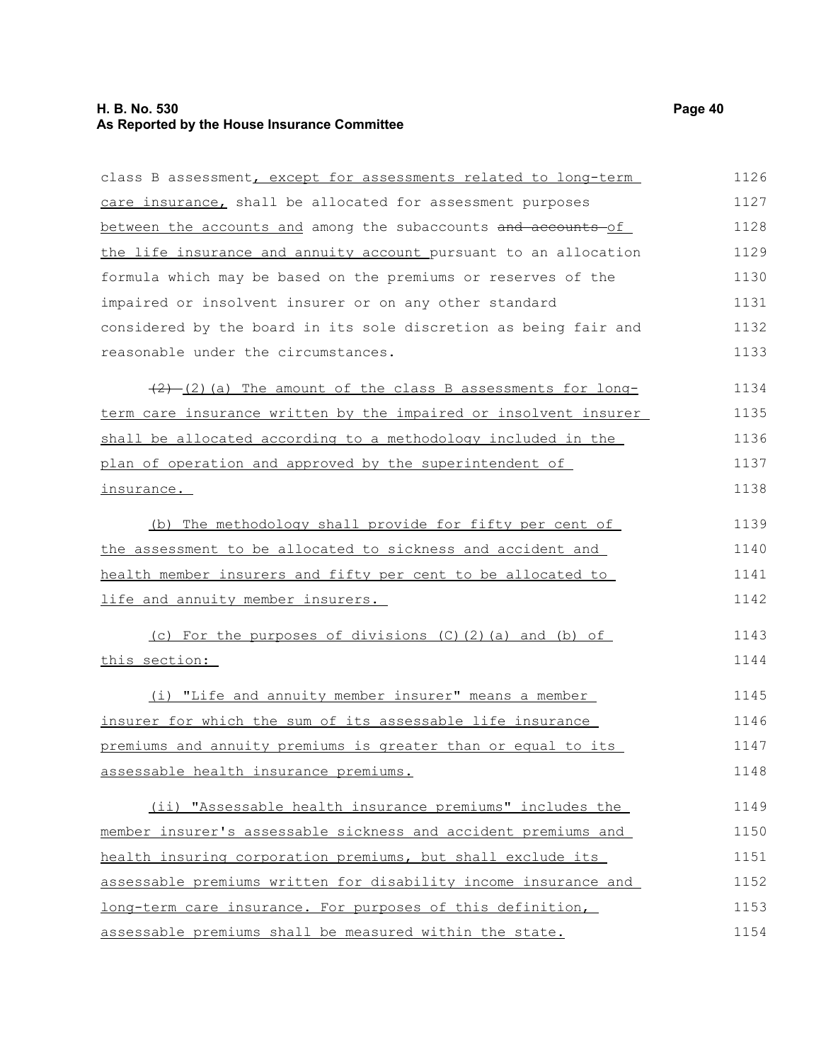class B assessment, except for assessments related to long-term care insurance, shall be allocated for assessment purposes between the accounts and among the subaccounts ~~and accounts~~ of the life insurance and annuity account pursuant to an allocation formula which may be based on the premiums or reserves of the impaired or insolvent insurer or on any other standard considered by the board in its sole discretion as being fair and reasonable under the circumstances.

~~(2)~~ (2)(a) The amount of the class B assessments for long-term care insurance written by the impaired or insolvent insurer shall be allocated according to a methodology included in the plan of operation and approved by the superintendent of insurance.

(b) The methodology shall provide for fifty per cent of the assessment to be allocated to sickness and accident and health member insurers and fifty per cent to be allocated to life and annuity member insurers.

(c) For the purposes of divisions (C)(2)(a) and (b) of this section:

(i) "Life and annuity member insurer" means a member insurer for which the sum of its assessable life insurance premiums and annuity premiums is greater than or equal to its assessable health insurance premiums.

(ii) "Assessable health insurance premiums" includes the member insurer's assessable sickness and accident premiums and health insuring corporation premiums, but shall exclude its assessable premiums written for disability income insurance and long-term care insurance. For purposes of this definition, assessable premiums shall be measured within the state.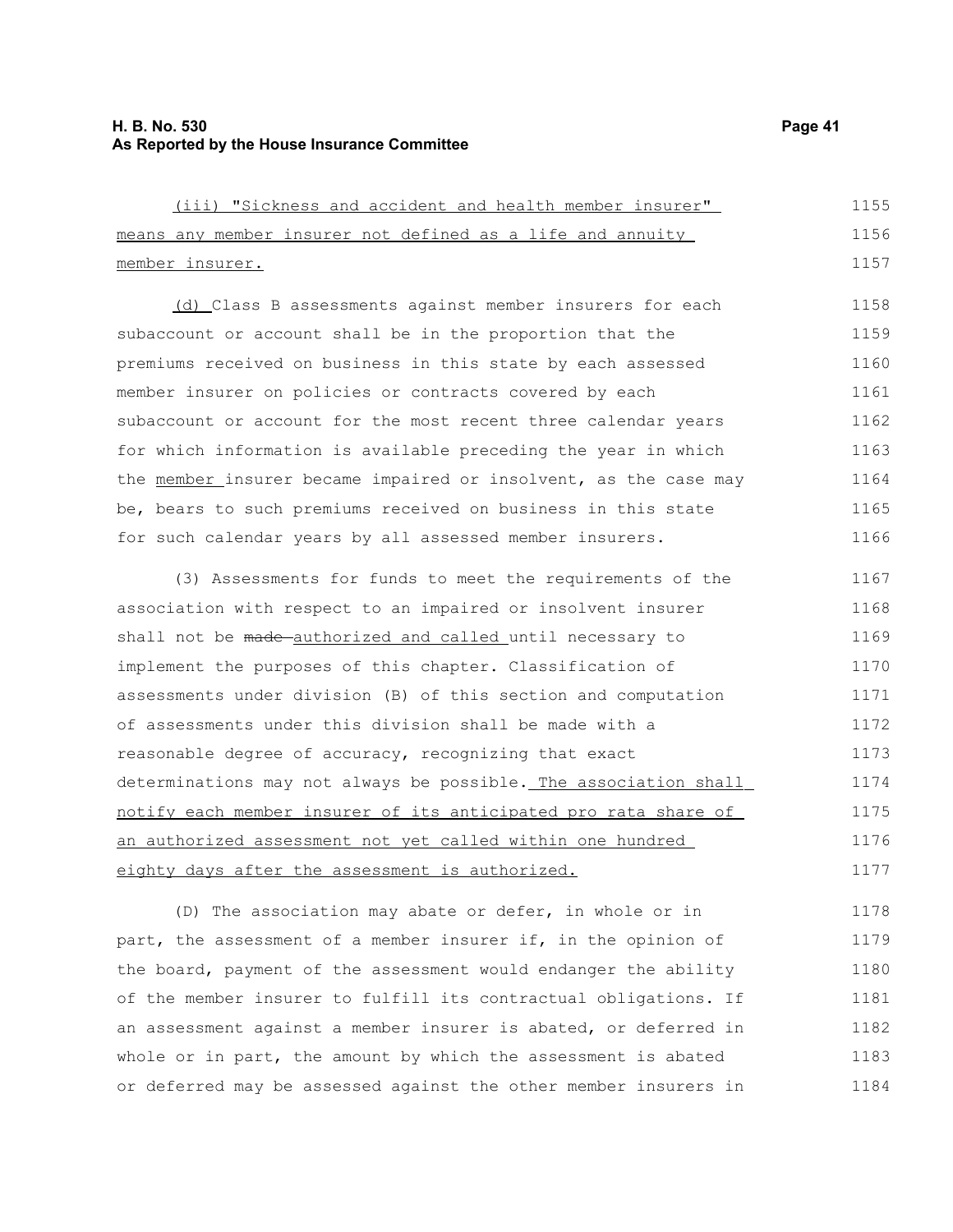(iii) "Sickness and accident and health member insurer" means any member insurer not defined as a life and annuity member insurer.

(d) Class B assessments against member insurers for each subaccount or account shall be in the proportion that the premiums received on business in this state by each assessed member insurer on policies or contracts covered by each subaccount or account for the most recent three calendar years for which information is available preceding the year in which the member insurer became impaired or insolvent, as the case may be, bears to such premiums received on business in this state for such calendar years by all assessed member insurers.

(3) Assessments for funds to meet the requirements of the association with respect to an impaired or insolvent insurer shall not be ~~made~~ authorized and called until necessary to implement the purposes of this chapter. Classification of assessments under division (B) of this section and computation of assessments under this division shall be made with a reasonable degree of accuracy, recognizing that exact determinations may not always be possible. The association shall notify each member insurer of its anticipated pro rata share of an authorized assessment not yet called within one hundred eighty days after the assessment is authorized.

(D) The association may abate or defer, in whole or in part, the assessment of a member insurer if, in the opinion of the board, payment of the assessment would endanger the ability of the member insurer to fulfill its contractual obligations. If an assessment against a member insurer is abated, or deferred in whole or in part, the amount by which the assessment is abated or deferred may be assessed against the other member insurers in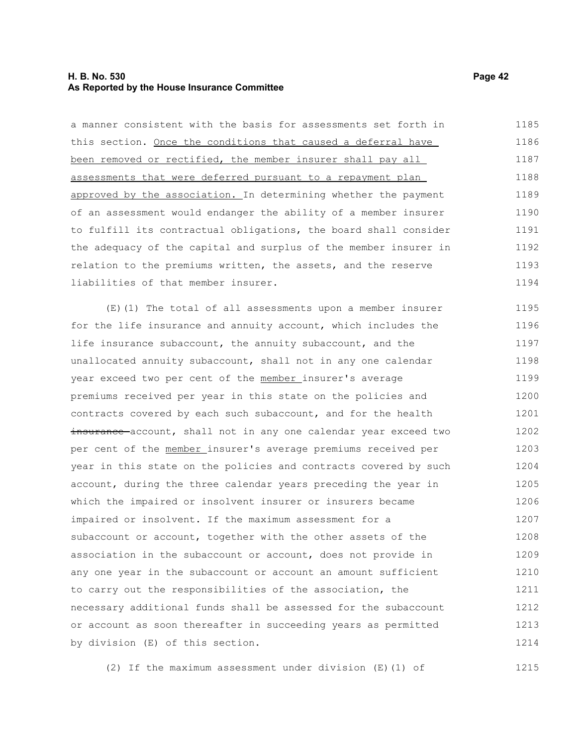a manner consistent with the basis for assessments set forth in this section. <u>Once the conditions that caused a deferral have been removed or rectified, the member insurer shall pay all assessments that were deferred pursuant to a repayment plan approved by the association.</u> In determining whether the payment of an assessment would endanger the ability of a member insurer to fulfill its contractual obligations, the board shall consider the adequacy of the capital and surplus of the member insurer in relation to the premiums written, the assets, and the reserve liabilities of that member insurer.

(E)(1) The total of all assessments upon a member insurer for the life insurance and annuity account, which includes the life insurance subaccount, the annuity subaccount, and the unallocated annuity subaccount, shall not in any one calendar year exceed two per cent of the <u>member</u> insurer's average premiums received per year in this state on the policies and contracts covered by each such subaccount, and for the health ~~insurance~~ account, shall not in any one calendar year exceed two per cent of the <u>member</u> insurer's average premiums received per year in this state on the policies and contracts covered by such account, during the three calendar years preceding the year in which the impaired or insolvent insurer or insurers became impaired or insolvent. If the maximum assessment for a subaccount or account, together with the other assets of the association in the subaccount or account, does not provide in any one year in the subaccount or account an amount sufficient to carry out the responsibilities of the association, the necessary additional funds shall be assessed for the subaccount or account as soon thereafter in succeeding years as permitted by division (E) of this section.

(2) If the maximum assessment under division (E)(1) of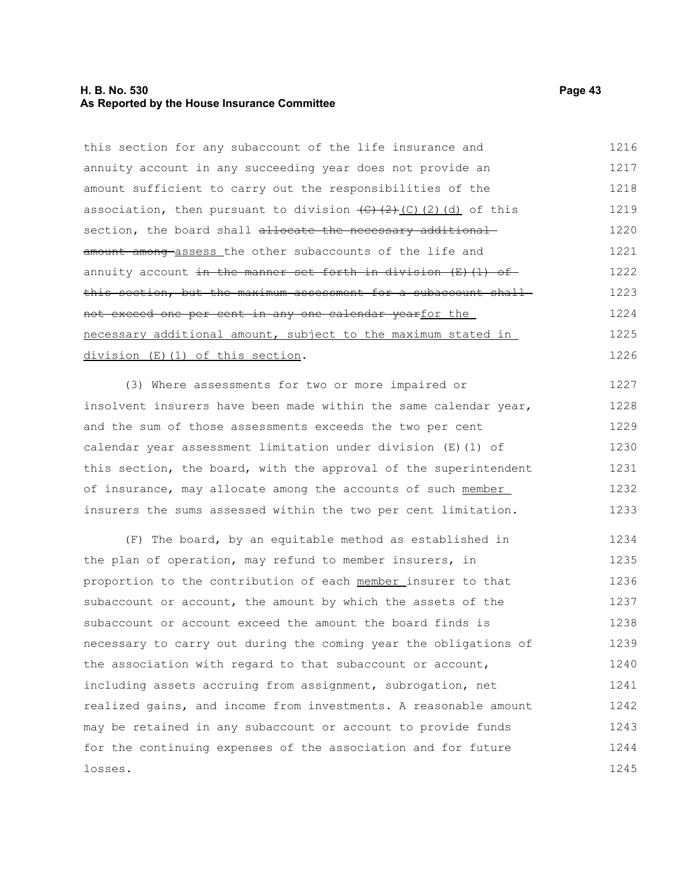this section for any subaccount of the life insurance and annuity account in any succeeding year does not provide an amount sufficient to carry out the responsibilities of the association, then pursuant to division ~~(C)(2)~~ (C)(2)(d) of this section, the board shall ~~allocate the necessary additional amount among~~ assess the other subaccounts of the life and annuity account ~~in the manner set forth in division (E)(1) of this section, but the maximum assessment for a subaccount shall not exceed one per cent in any one calendar year~~for the necessary additional amount, subject to the maximum stated in division (E)(1) of this section.

(3) Where assessments for two or more impaired or insolvent insurers have been made within the same calendar year, and the sum of those assessments exceeds the two per cent calendar year assessment limitation under division (E)(1) of this section, the board, with the approval of the superintendent of insurance, may allocate among the accounts of such member insurers the sums assessed within the two per cent limitation.

(F) The board, by an equitable method as established in the plan of operation, may refund to member insurers, in proportion to the contribution of each member insurer to that subaccount or account, the amount by which the assets of the subaccount or account exceed the amount the board finds is necessary to carry out during the coming year the obligations of the association with regard to that subaccount or account, including assets accruing from assignment, subrogation, net realized gains, and income from investments. A reasonable amount may be retained in any subaccount or account to provide funds for the continuing expenses of the association and for future losses.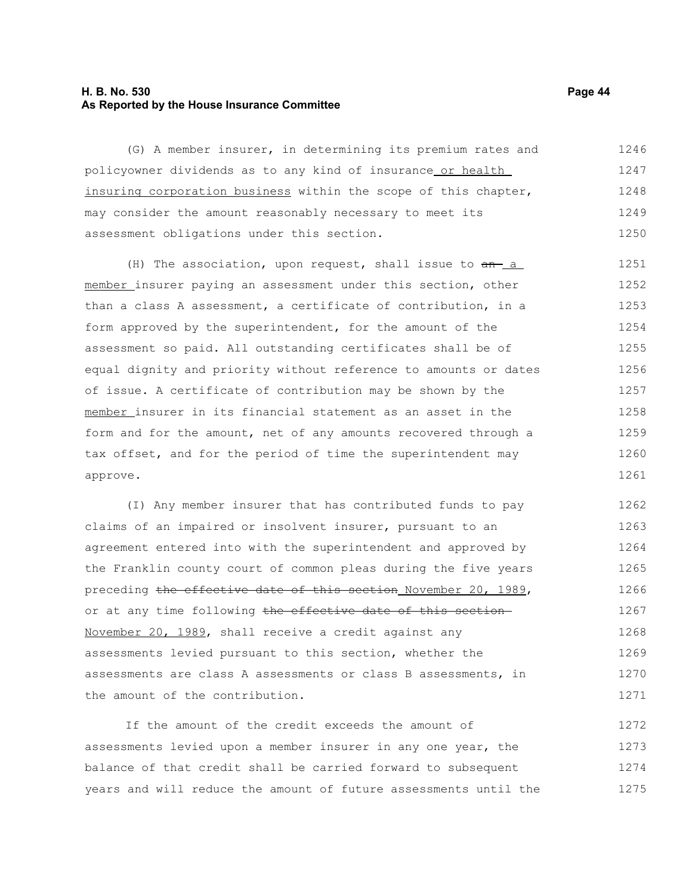(G) A member insurer, in determining its premium rates and policyowner dividends as to any kind of insurance or health insuring corporation business within the scope of this chapter, may consider the amount reasonably necessary to meet its assessment obligations under this section.

(H) The association, upon request, shall issue to ~~an~~ a member insurer paying an assessment under this section, other than a class A assessment, a certificate of contribution, in a form approved by the superintendent, for the amount of the assessment so paid. All outstanding certificates shall be of equal dignity and priority without reference to amounts or dates of issue. A certificate of contribution may be shown by the member insurer in its financial statement as an asset in the form and for the amount, net of any amounts recovered through a tax offset, and for the period of time the superintendent may approve.

(I) Any member insurer that has contributed funds to pay claims of an impaired or insolvent insurer, pursuant to an agreement entered into with the superintendent and approved by the Franklin county court of common pleas during the five years preceding ~~the effective date of this section~~ November 20, 1989, or at any time following ~~the effective date of this section~~ November 20, 1989, shall receive a credit against any assessments levied pursuant to this section, whether the assessments are class A assessments or class B assessments, in the amount of the contribution.

If the amount of the credit exceeds the amount of assessments levied upon a member insurer in any one year, the balance of that credit shall be carried forward to subsequent years and will reduce the amount of future assessments until the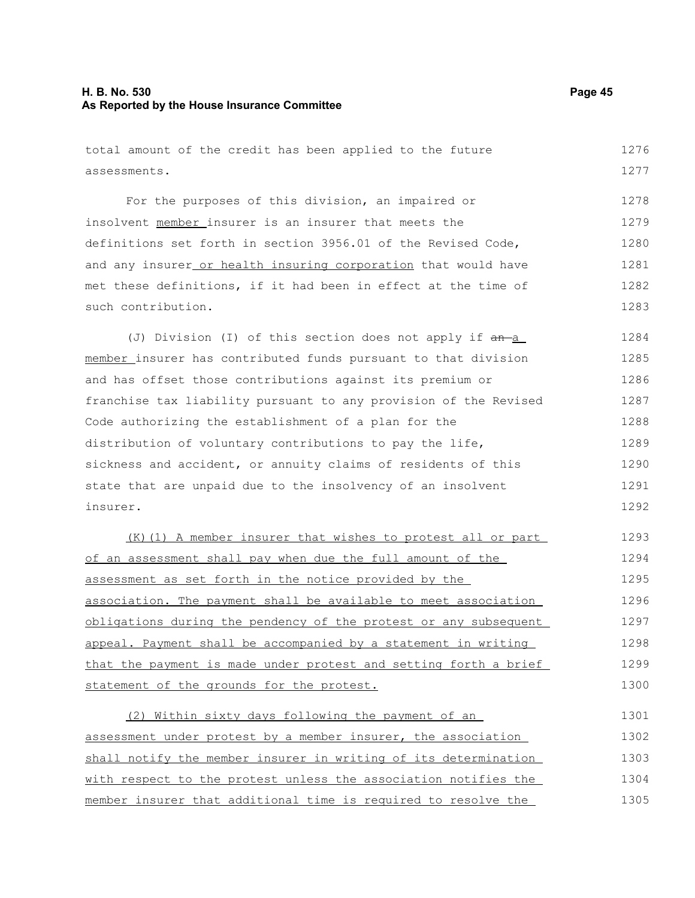total amount of the credit has been applied to the future assessments.

For the purposes of this division, an impaired or insolvent member insurer is an insurer that meets the definitions set forth in section 3956.01 of the Revised Code, and any insurer or health insuring corporation that would have met these definitions, if it had been in effect at the time of such contribution.

(J) Division (I) of this section does not apply if ~~an~~ a member insurer has contributed funds pursuant to that division and has offset those contributions against its premium or franchise tax liability pursuant to any provision of the Revised Code authorizing the establishment of a plan for the distribution of voluntary contributions to pay the life, sickness and accident, or annuity claims of residents of this state that are unpaid due to the insolvency of an insolvent insurer.

(K)(1) A member insurer that wishes to protest all or part of an assessment shall pay when due the full amount of the assessment as set forth in the notice provided by the association. The payment shall be available to meet association obligations during the pendency of the protest or any subsequent appeal. Payment shall be accompanied by a statement in writing that the payment is made under protest and setting forth a brief statement of the grounds for the protest.

(2) Within sixty days following the payment of an assessment under protest by a member insurer, the association shall notify the member insurer in writing of its determination with respect to the protest unless the association notifies the member insurer that additional time is required to resolve the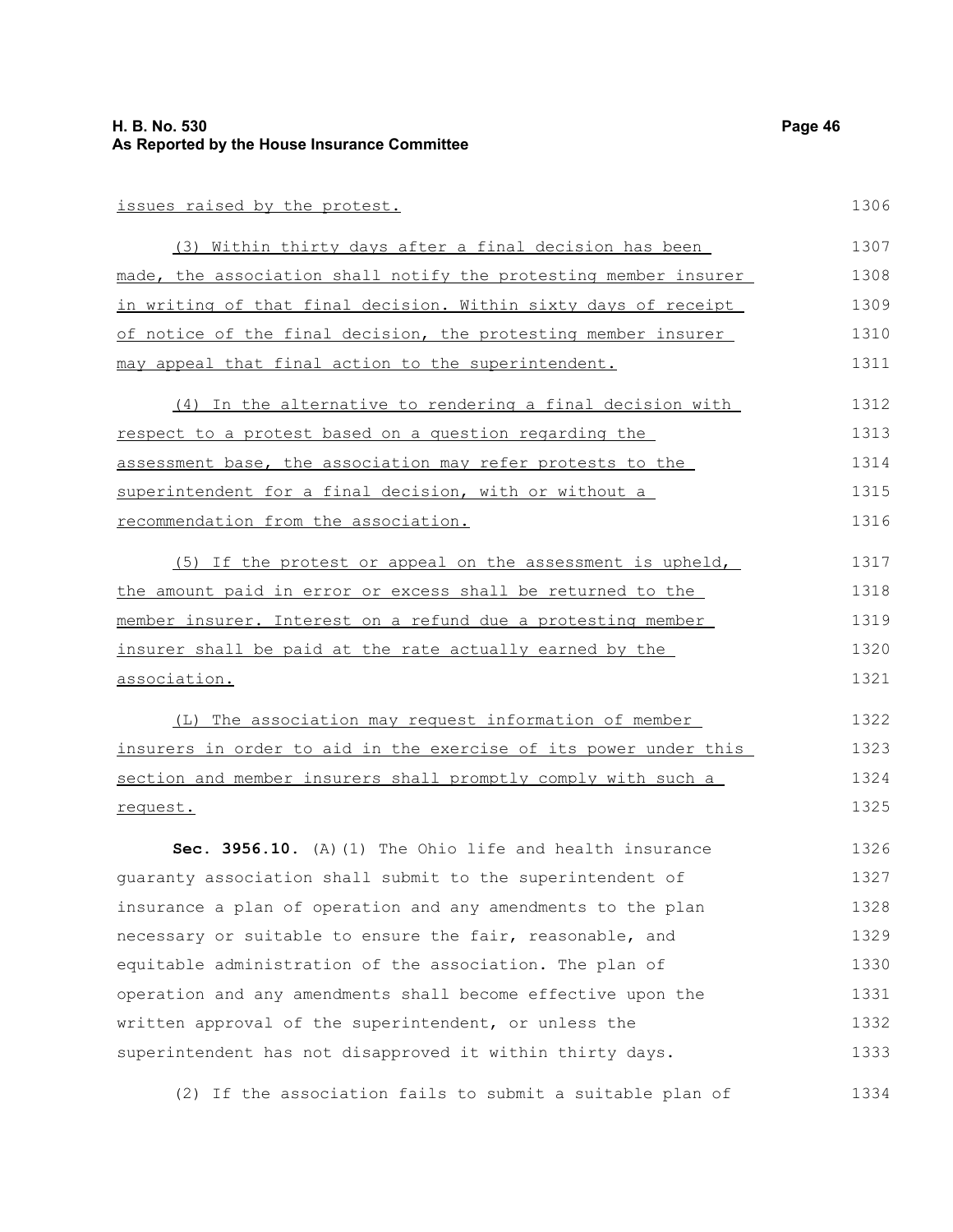issues raised by the protest.

(3) Within thirty days after a final decision has been made, the association shall notify the protesting member insurer in writing of that final decision. Within sixty days of receipt of notice of the final decision, the protesting member insurer may appeal that final action to the superintendent.

(4) In the alternative to rendering a final decision with respect to a protest based on a question regarding the assessment base, the association may refer protests to the superintendent for a final decision, with or without a recommendation from the association.

(5) If the protest or appeal on the assessment is upheld, the amount paid in error or excess shall be returned to the member insurer. Interest on a refund due a protesting member insurer shall be paid at the rate actually earned by the association.

(L) The association may request information of member insurers in order to aid in the exercise of its power under this section and member insurers shall promptly comply with such a request.

**Sec. 3956.10.** (A)(1) The Ohio life and health insurance guaranty association shall submit to the superintendent of insurance a plan of operation and any amendments to the plan necessary or suitable to ensure the fair, reasonable, and equitable administration of the association. The plan of operation and any amendments shall become effective upon the written approval of the superintendent, or unless the superintendent has not disapproved it within thirty days.

(2) If the association fails to submit a suitable plan of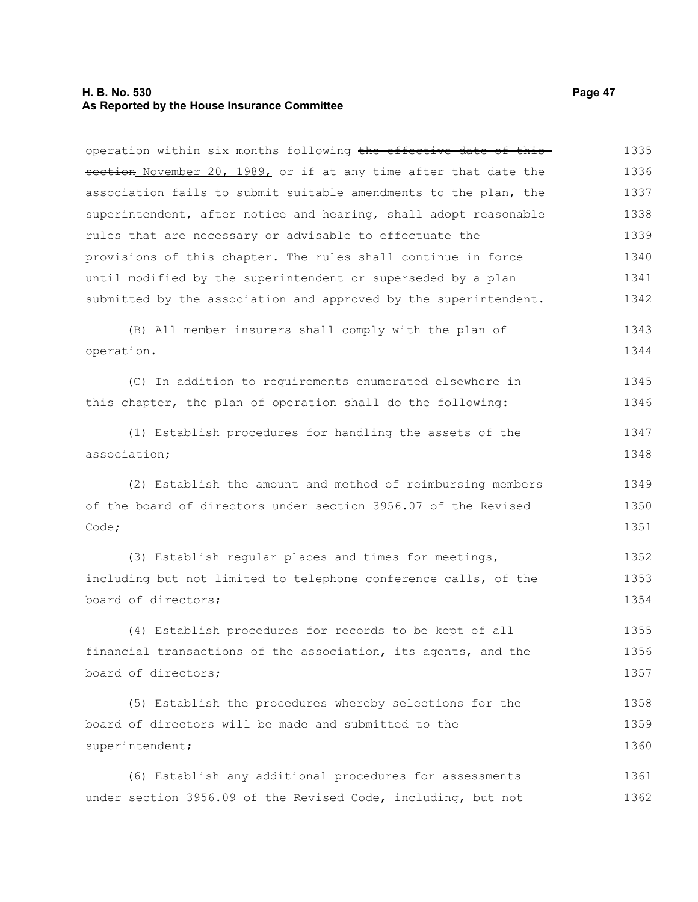operation within six months following ~~the effective date of this section~~ November 20, 1989, or if at any time after that date the association fails to submit suitable amendments to the plan, the superintendent, after notice and hearing, shall adopt reasonable rules that are necessary or advisable to effectuate the provisions of this chapter. The rules shall continue in force until modified by the superintendent or superseded by a plan submitted by the association and approved by the superintendent.

(B) All member insurers shall comply with the plan of operation.

(C) In addition to requirements enumerated elsewhere in this chapter, the plan of operation shall do the following:

(1) Establish procedures for handling the assets of the association;

(2) Establish the amount and method of reimbursing members of the board of directors under section 3956.07 of the Revised Code;

(3) Establish regular places and times for meetings, including but not limited to telephone conference calls, of the board of directors;

(4) Establish procedures for records to be kept of all financial transactions of the association, its agents, and the board of directors;

(5) Establish the procedures whereby selections for the board of directors will be made and submitted to the superintendent;

(6) Establish any additional procedures for assessments under section 3956.09 of the Revised Code, including, but not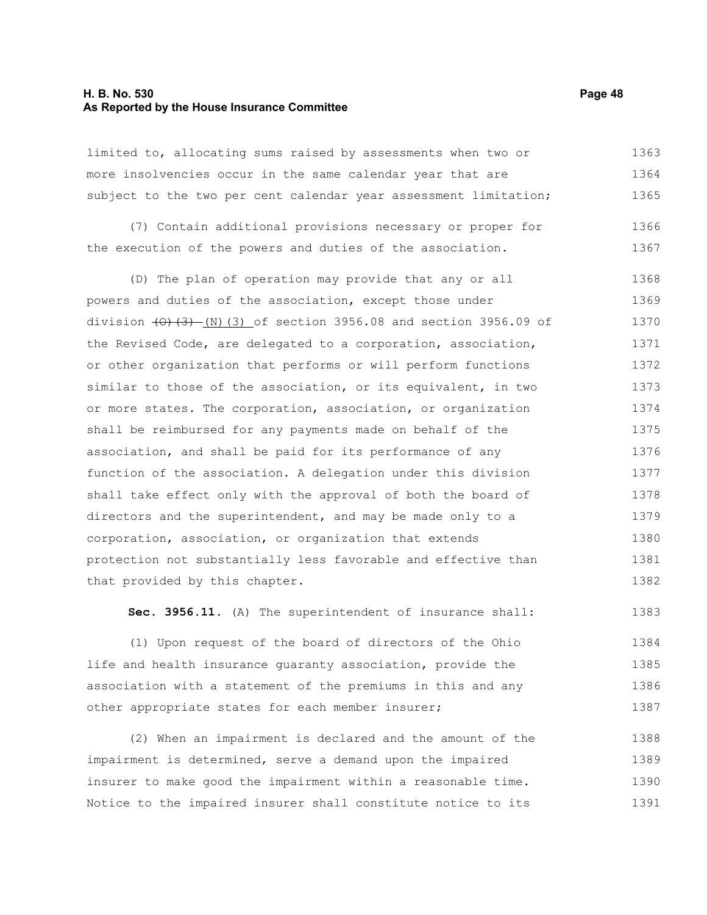limited to, allocating sums raised by assessments when two or more insolvencies occur in the same calendar year that are subject to the two per cent calendar year assessment limitation;

(7) Contain additional provisions necessary or proper for the execution of the powers and duties of the association.

(D) The plan of operation may provide that any or all powers and duties of the association, except those under division ~~(O)(3)~~ (N)(3) of section 3956.08 and section 3956.09 of the Revised Code, are delegated to a corporation, association, or other organization that performs or will perform functions similar to those of the association, or its equivalent, in two or more states. The corporation, association, or organization shall be reimbursed for any payments made on behalf of the association, and shall be paid for its performance of any function of the association. A delegation under this division shall take effect only with the approval of both the board of directors and the superintendent, and may be made only to a corporation, association, or organization that extends protection not substantially less favorable and effective than that provided by this chapter.

**Sec. 3956.11.** (A) The superintendent of insurance shall:

(1) Upon request of the board of directors of the Ohio life and health insurance guaranty association, provide the association with a statement of the premiums in this and any other appropriate states for each member insurer;

(2) When an impairment is declared and the amount of the impairment is determined, serve a demand upon the impaired insurer to make good the impairment within a reasonable time. Notice to the impaired insurer shall constitute notice to its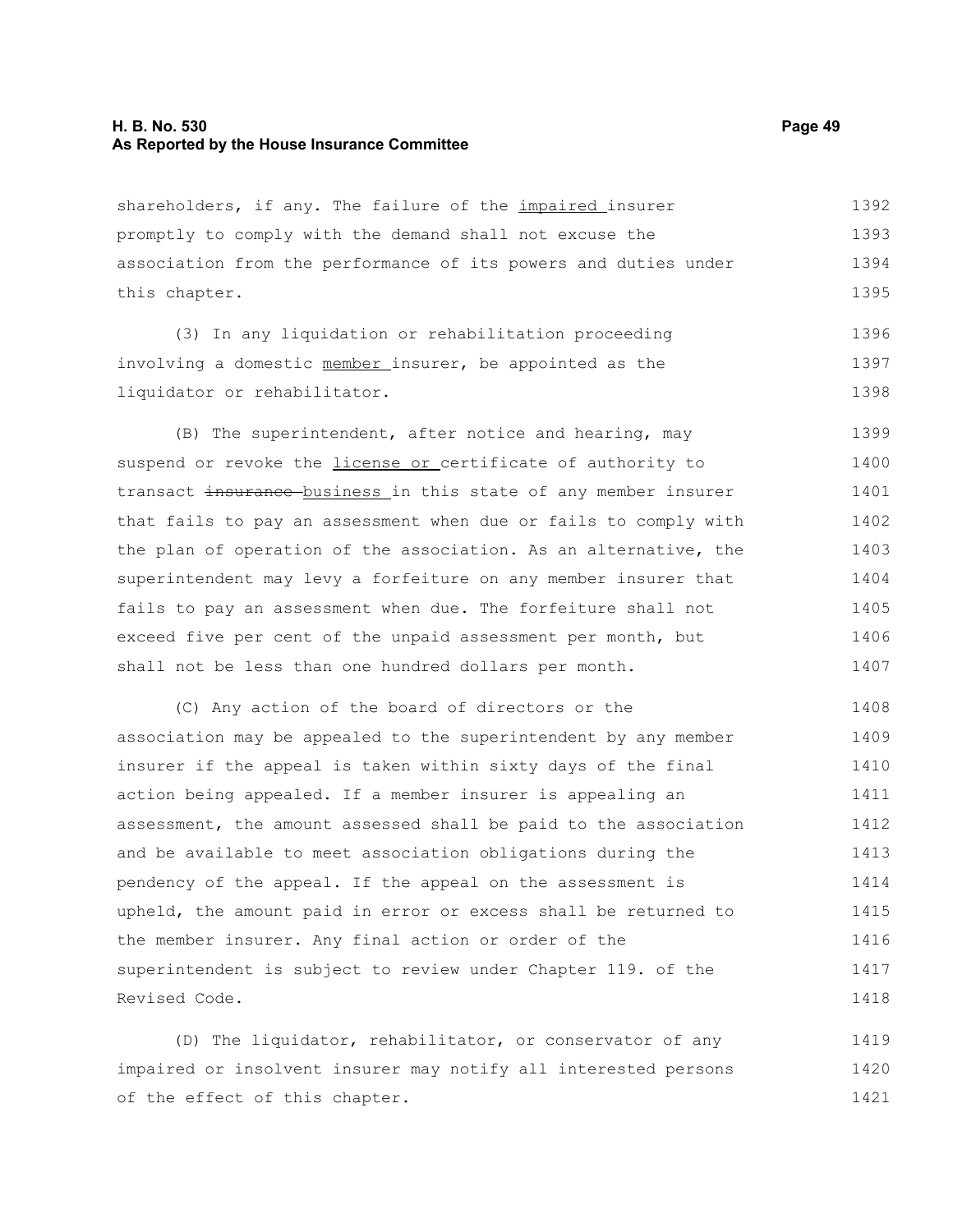shareholders, if any. The failure of the <u>impaired</u> insurer promptly to comply with the demand shall not excuse the association from the performance of its powers and duties under this chapter.

(3) In any liquidation or rehabilitation proceeding involving a domestic <u>member</u> insurer, be appointed as the liquidator or rehabilitator.

(B) The superintendent, after notice and hearing, may suspend or revoke the <u>license or</u> certificate of authority to transact ~~insurance~~ <u>business</u> in this state of any member insurer that fails to pay an assessment when due or fails to comply with the plan of operation of the association. As an alternative, the superintendent may levy a forfeiture on any member insurer that fails to pay an assessment when due. The forfeiture shall not exceed five per cent of the unpaid assessment per month, but shall not be less than one hundred dollars per month.

(C) Any action of the board of directors or the association may be appealed to the superintendent by any member insurer if the appeal is taken within sixty days of the final action being appealed. If a member insurer is appealing an assessment, the amount assessed shall be paid to the association and be available to meet association obligations during the pendency of the appeal. If the appeal on the assessment is upheld, the amount paid in error or excess shall be returned to the member insurer. Any final action or order of the superintendent is subject to review under Chapter 119. of the Revised Code.

(D) The liquidator, rehabilitator, or conservator of any impaired or insolvent insurer may notify all interested persons of the effect of this chapter.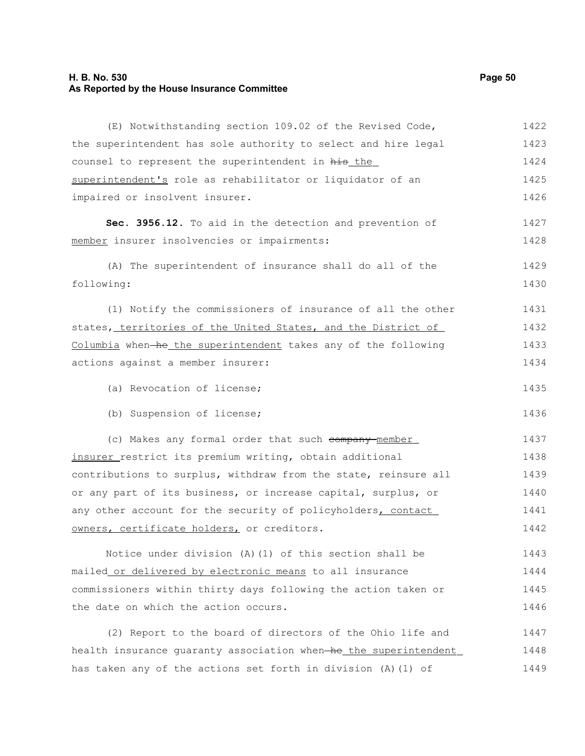(E) Notwithstanding section 109.02 of the Revised Code, the superintendent has sole authority to select and hire legal counsel to represent the superintendent in ~~his~~ the superintendent's role as rehabilitator or liquidator of an impaired or insolvent insurer.

**Sec. 3956.12.** To aid in the detection and prevention of member insurer insolvencies or impairments:

(A) The superintendent of insurance shall do all of the following:

(1) Notify the commissioners of insurance of all the other states, territories of the United States, and the District of Columbia when ~~he~~ the superintendent takes any of the following actions against a member insurer:

(a) Revocation of license;

(b) Suspension of license;

(c) Makes any formal order that such ~~company~~ member insurer restrict its premium writing, obtain additional contributions to surplus, withdraw from the state, reinsure all or any part of its business, or increase capital, surplus, or any other account for the security of policyholders, contact owners, certificate holders, or creditors.

Notice under division (A)(1) of this section shall be mailed or delivered by electronic means to all insurance commissioners within thirty days following the action taken or the date on which the action occurs.

(2) Report to the board of directors of the Ohio life and health insurance guaranty association when ~~he~~ the superintendent has taken any of the actions set forth in division (A)(1) of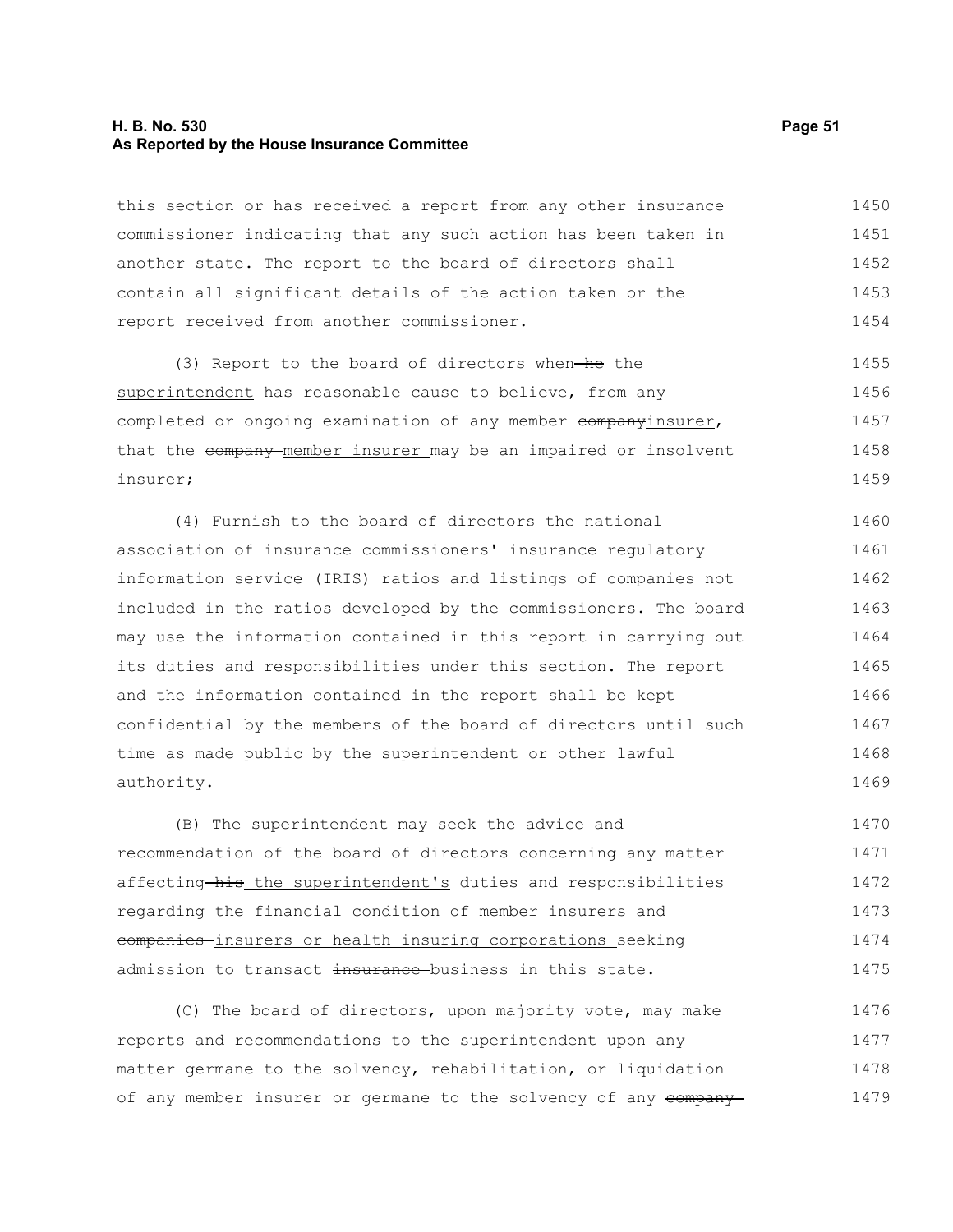this section or has received a report from any other insurance commissioner indicating that any such action has been taken in another state. The report to the board of directors shall contain all significant details of the action taken or the report received from another commissioner.

(3) Report to the board of directors when ~~he~~ the superintendent has reasonable cause to believe, from any completed or ongoing examination of any member ~~company~~insurer, that the ~~company~~ member insurer may be an impaired or insolvent insurer;

(4) Furnish to the board of directors the national association of insurance commissioners' insurance regulatory information service (IRIS) ratios and listings of companies not included in the ratios developed by the commissioners. The board may use the information contained in this report in carrying out its duties and responsibilities under this section. The report and the information contained in the report shall be kept confidential by the members of the board of directors until such time as made public by the superintendent or other lawful authority.

(B) The superintendent may seek the advice and recommendation of the board of directors concerning any matter affecting ~~his~~ the superintendent's duties and responsibilities regarding the financial condition of member insurers and ~~companies~~ insurers or health insuring corporations seeking admission to transact ~~insurance~~ business in this state.

(C) The board of directors, upon majority vote, may make reports and recommendations to the superintendent upon any matter germane to the solvency, rehabilitation, or liquidation of any member insurer or germane to the solvency of any ~~company~~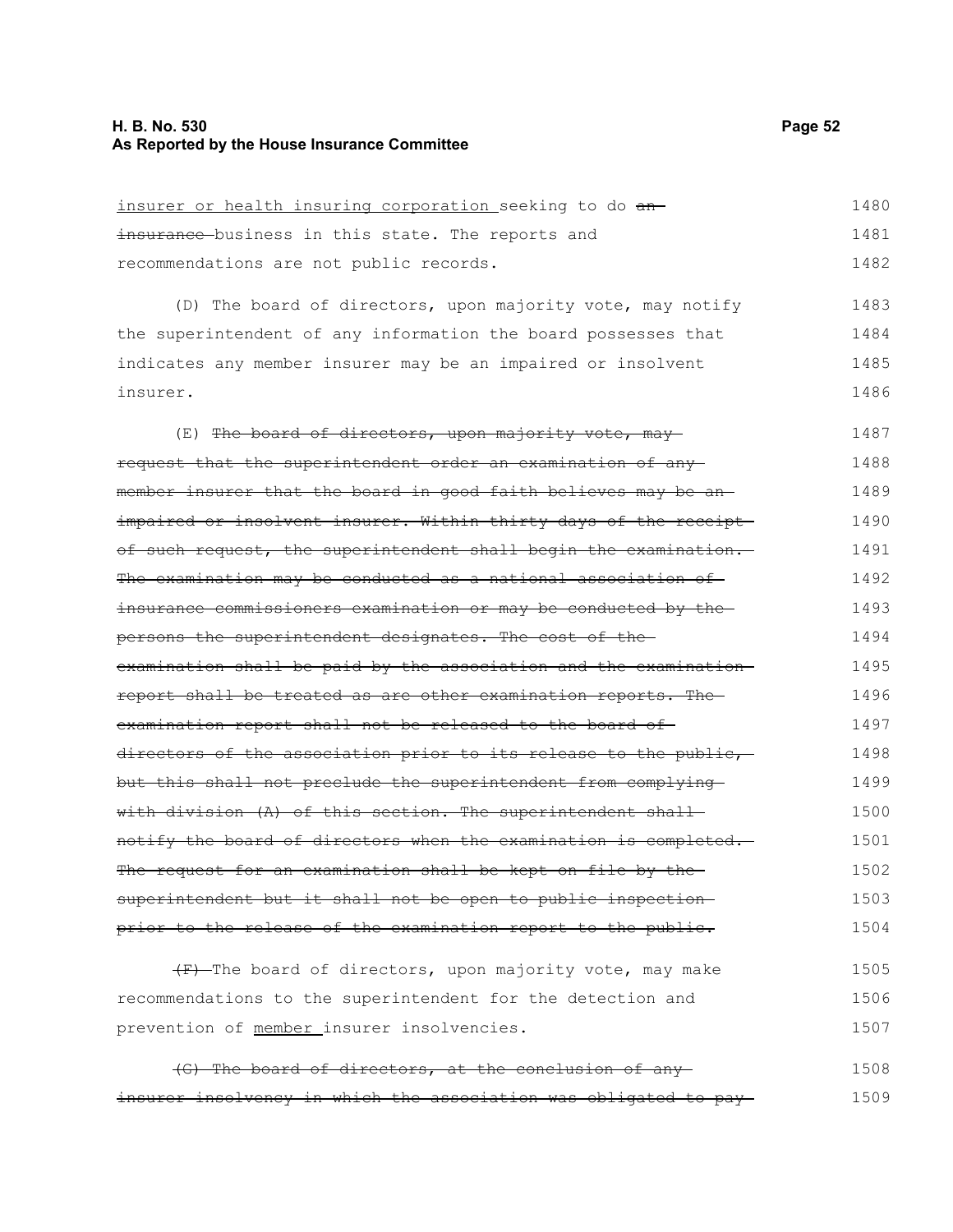insurer or health insuring corporation seeking to do ~~an insurance~~ business in this state. The reports and recommendations are not public records.

(D) The board of directors, upon majority vote, may notify the superintendent of any information the board possesses that indicates any member insurer may be an impaired or insolvent insurer.

(E) ~~The board of directors, upon majority vote, may request that the superintendent order an examination of any member insurer that the board in good faith believes may be an impaired or insolvent insurer. Within thirty days of the receipt of such request, the superintendent shall begin the examination. The examination may be conducted as a national association of insurance commissioners examination or may be conducted by the persons the superintendent designates. The cost of the examination shall be paid by the association and the examination report shall be treated as are other examination reports. The examination report shall not be released to the board of directors of the association prior to its release to the public, but this shall not preclude the superintendent from complying with division (A) of this section. The superintendent shall notify the board of directors when the examination is completed. The request for an examination shall be kept on file by the superintendent but it shall not be open to public inspection prior to the release of the examination report to the public.~~

~~(F)~~ The board of directors, upon majority vote, may make recommendations to the superintendent for the detection and prevention of member insurer insolvencies.

~~(G) The board of directors, at the conclusion of any insurer insolvency in which the association was obligated to pay~~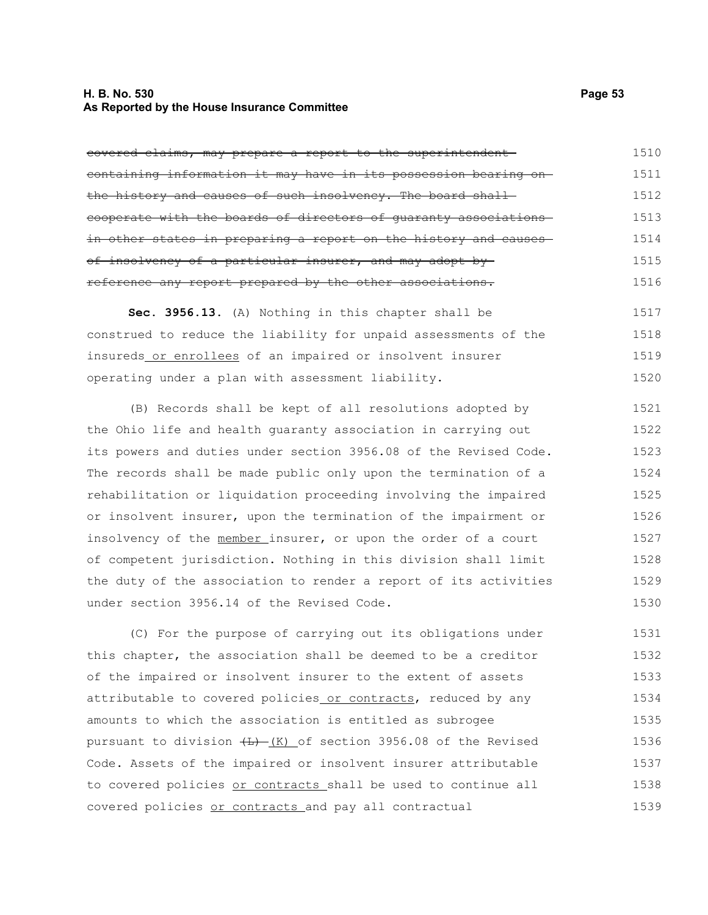~~covered claims, may prepare a report to the superintendent containing information it may have in its possession bearing on the history and causes of such insolvency. The board shall cooperate with the boards of directors of guaranty associations in other states in preparing a report on the history and causes of insolvency of a particular insurer, and may adopt by reference any report prepared by the other associations.~~ 1510 1511 1512 1513 1514 1515 1516

**Sec. 3956.13.** (A) Nothing in this chapter shall be construed to reduce the liability for unpaid assessments of the insureds <u>or enrollees</u> of an impaired or insolvent insurer operating under a plan with assessment liability. 1517 1518 1519 1520

(B) Records shall be kept of all resolutions adopted by the Ohio life and health guaranty association in carrying out its powers and duties under section 3956.08 of the Revised Code. The records shall be made public only upon the termination of a rehabilitation or liquidation proceeding involving the impaired or insolvent insurer, upon the termination of the impairment or insolvency of the <u>member</u> insurer, or upon the order of a court of competent jurisdiction. Nothing in this division shall limit the duty of the association to render a report of its activities under section 3956.14 of the Revised Code. 1521 1522 1523 1524 1525 1526 1527 1528 1529 1530

(C) For the purpose of carrying out its obligations under this chapter, the association shall be deemed to be a creditor of the impaired or insolvent insurer to the extent of assets attributable to covered policies <u>or contracts</u>, reduced by any amounts to which the association is entitled as subrogee pursuant to division ~~(L)~~ <u>(K)</u> of section 3956.08 of the Revised Code. Assets of the impaired or insolvent insurer attributable to covered policies <u>or contracts</u> shall be used to continue all covered policies <u>or contracts</u> and pay all contractual 1531 1532 1533 1534 1535 1536 1537 1538 1539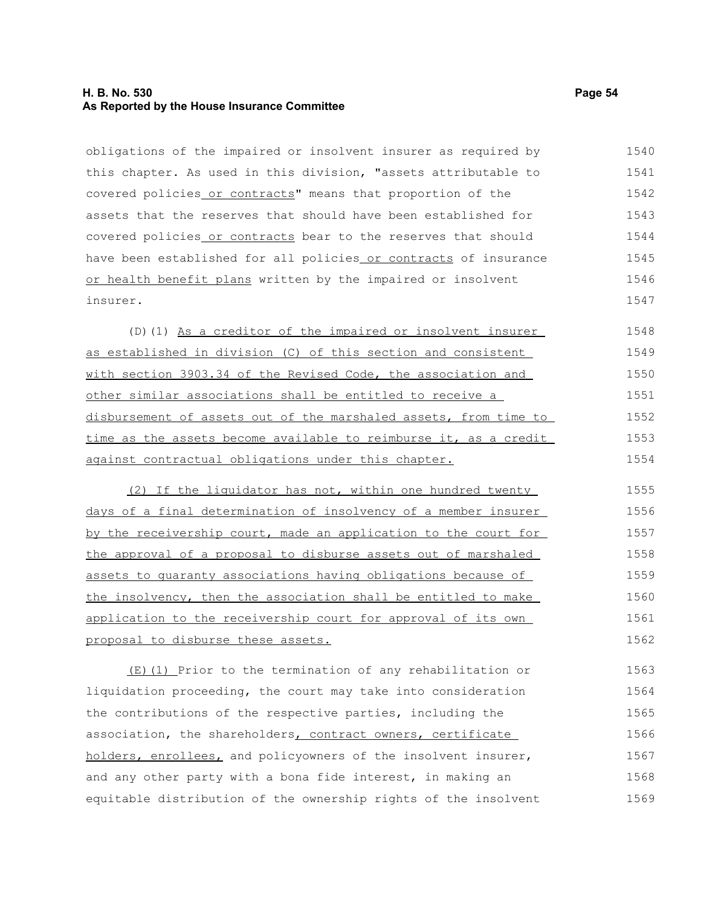obligations of the impaired or insolvent insurer as required by this chapter. As used in this division, "assets attributable to covered policies or contracts" means that proportion of the assets that the reserves that should have been established for covered policies or contracts bear to the reserves that should have been established for all policies or contracts of insurance or health benefit plans written by the impaired or insolvent insurer.

(D)(1) As a creditor of the impaired or insolvent insurer as established in division (C) of this section and consistent with section 3903.34 of the Revised Code, the association and other similar associations shall be entitled to receive a disbursement of assets out of the marshaled assets, from time to time as the assets become available to reimburse it, as a credit against contractual obligations under this chapter.

(2) If the liquidator has not, within one hundred twenty days of a final determination of insolvency of a member insurer by the receivership court, made an application to the court for the approval of a proposal to disburse assets out of marshaled assets to guaranty associations having obligations because of the insolvency, then the association shall be entitled to make application to the receivership court for approval of its own proposal to disburse these assets.

(E)(1) Prior to the termination of any rehabilitation or liquidation proceeding, the court may take into consideration the contributions of the respective parties, including the association, the shareholders, contract owners, certificate holders, enrollees, and policyowners of the insolvent insurer, and any other party with a bona fide interest, in making an equitable distribution of the ownership rights of the insolvent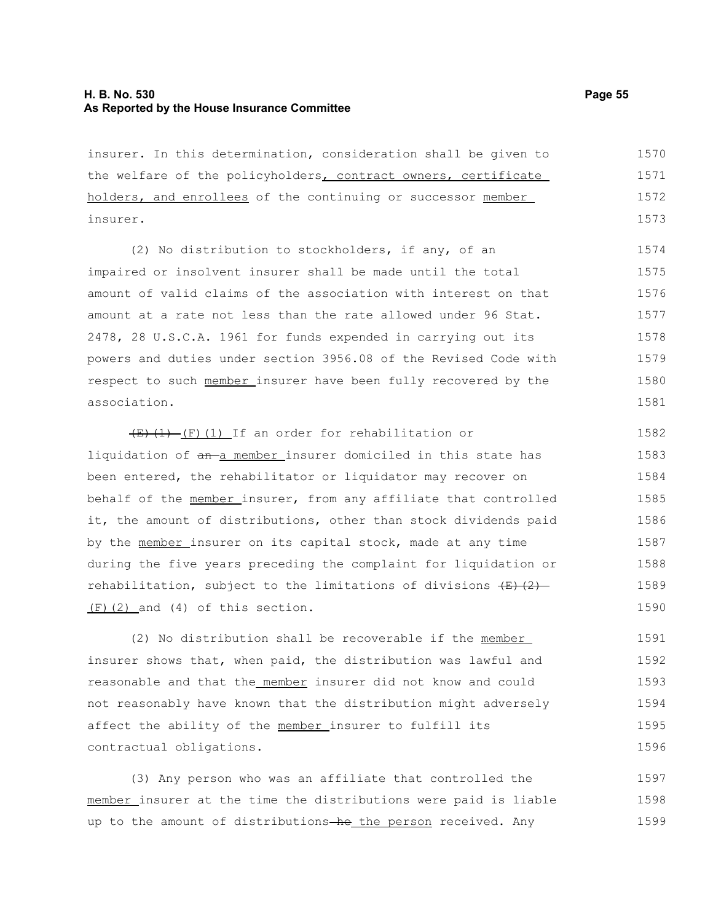insurer. In this determination, consideration shall be given to the welfare of the policyholders, contract owners, certificate holders, and enrollees of the continuing or successor member insurer.

(2) No distribution to stockholders, if any, of an impaired or insolvent insurer shall be made until the total amount of valid claims of the association with interest on that amount at a rate not less than the rate allowed under 96 Stat. 2478, 28 U.S.C.A. 1961 for funds expended in carrying out its powers and duties under section 3956.08 of the Revised Code with respect to such member insurer have been fully recovered by the association.

~~(E)(1)~~ (F)(1) If an order for rehabilitation or liquidation of ~~an~~ a member insurer domiciled in this state has been entered, the rehabilitator or liquidator may recover on behalf of the member insurer, from any affiliate that controlled it, the amount of distributions, other than stock dividends paid by the member insurer on its capital stock, made at any time during the five years preceding the complaint for liquidation or rehabilitation, subject to the limitations of divisions ~~(E)(2)~~ (F)(2) and (4) of this section.

(2) No distribution shall be recoverable if the member insurer shows that, when paid, the distribution was lawful and reasonable and that the member insurer did not know and could not reasonably have known that the distribution might adversely affect the ability of the member insurer to fulfill its contractual obligations.

(3) Any person who was an affiliate that controlled the member insurer at the time the distributions were paid is liable up to the amount of distributions ~~he~~ the person received. Any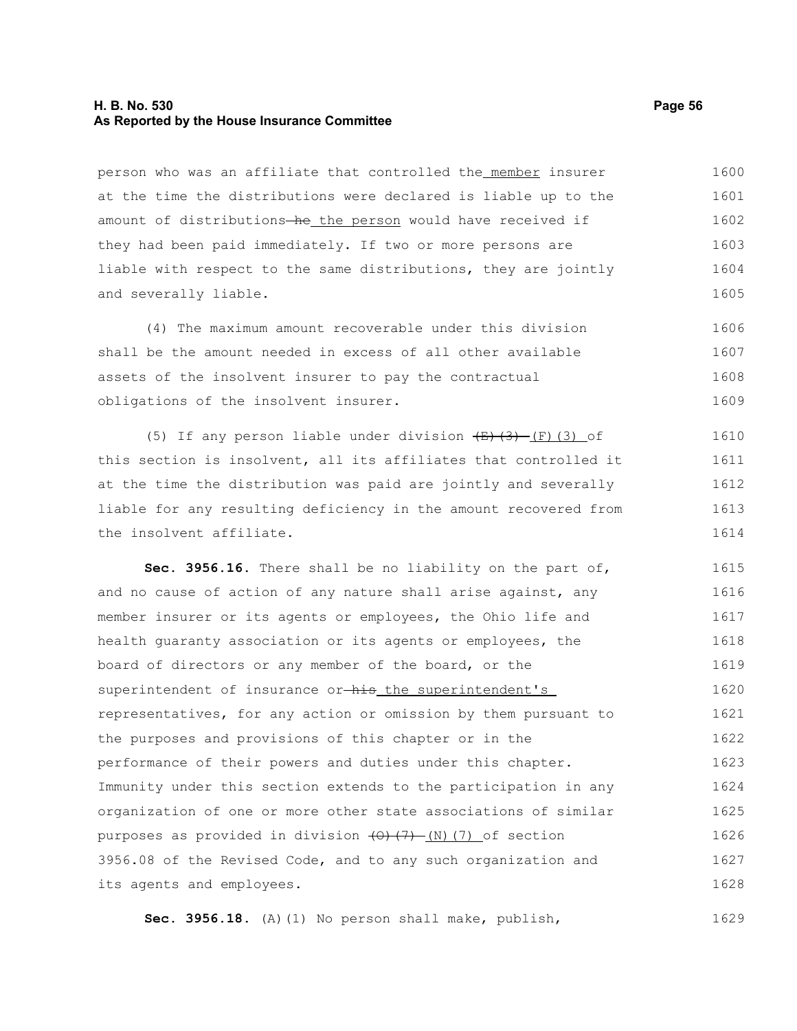person who was an affiliate that controlled the member insurer at the time the distributions were declared is liable up to the amount of distributions he the person would have received if they had been paid immediately. If two or more persons are liable with respect to the same distributions, they are jointly and severally liable.

(4) The maximum amount recoverable under this division shall be the amount needed in excess of all other available assets of the insolvent insurer to pay the contractual obligations of the insolvent insurer.

(5) If any person liable under division (E)(3) (F)(3) of this section is insolvent, all its affiliates that controlled it at the time the distribution was paid are jointly and severally liable for any resulting deficiency in the amount recovered from the insolvent affiliate.

**Sec. 3956.16.** There shall be no liability on the part of, and no cause of action of any nature shall arise against, any member insurer or its agents or employees, the Ohio life and health guaranty association or its agents or employees, the board of directors or any member of the board, or the superintendent of insurance or his the superintendent's representatives, for any action or omission by them pursuant to the purposes and provisions of this chapter or in the performance of their powers and duties under this chapter. Immunity under this section extends to the participation in any organization of one or more other state associations of similar purposes as provided in division (O)(7) (N)(7) of section 3956.08 of the Revised Code, and to any such organization and its agents and employees.

**Sec. 3956.18.** (A)(1) No person shall make, publish,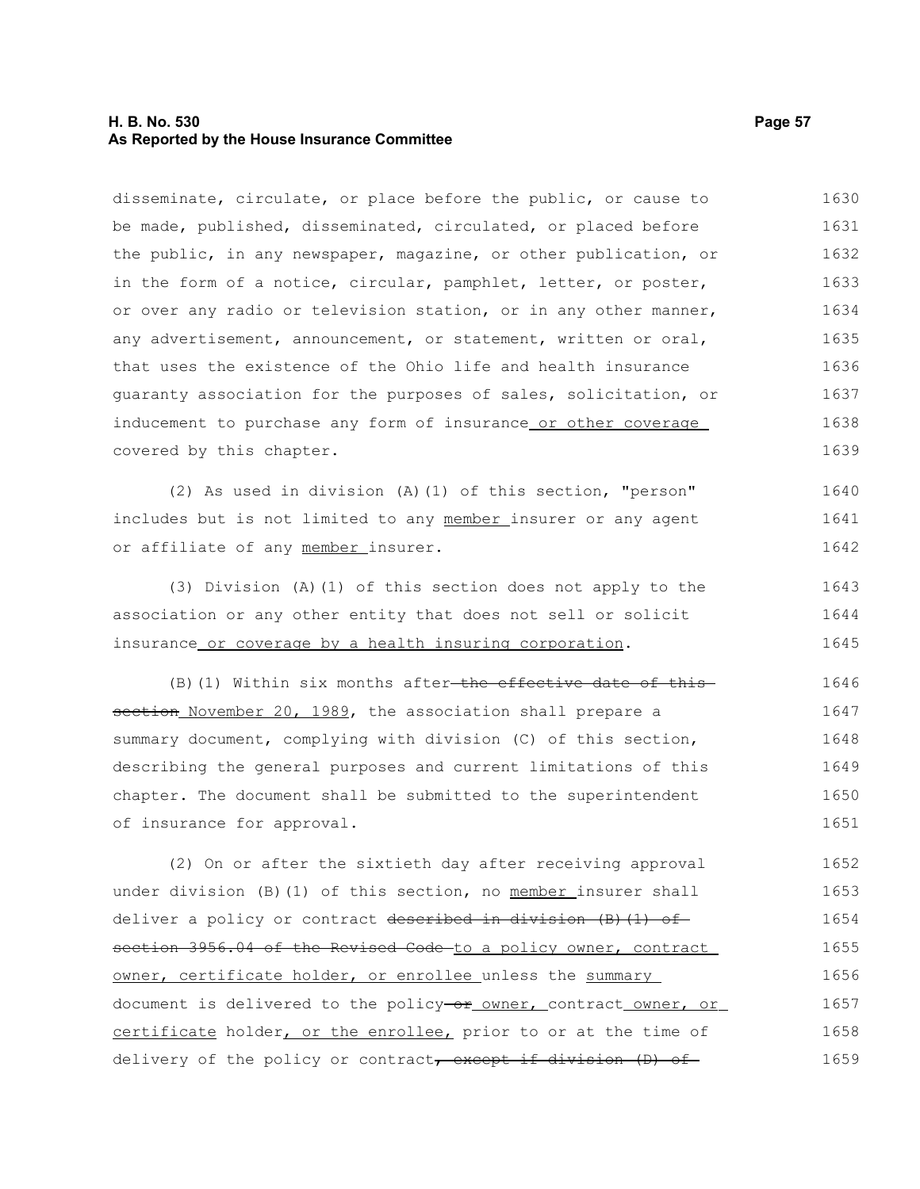disseminate, circulate, or place before the public, or cause to be made, published, disseminated, circulated, or placed before the public, in any newspaper, magazine, or other publication, or in the form of a notice, circular, pamphlet, letter, or poster, or over any radio or television station, or in any other manner, any advertisement, announcement, or statement, written or oral, that uses the existence of the Ohio life and health insurance guaranty association for the purposes of sales, solicitation, or inducement to purchase any form of insurance or other coverage covered by this chapter.

(2) As used in division (A)(1) of this section, "person" includes but is not limited to any member insurer or any agent or affiliate of any member insurer.

(3) Division (A)(1) of this section does not apply to the association or any other entity that does not sell or solicit insurance or coverage by a health insuring corporation.

(B)(1) Within six months after ~~the effective date of this section~~ November 20, 1989, the association shall prepare a summary document, complying with division (C) of this section, describing the general purposes and current limitations of this chapter. The document shall be submitted to the superintendent of insurance for approval.

(2) On or after the sixtieth day after receiving approval under division (B)(1) of this section, no member insurer shall deliver a policy or contract ~~described in division (B)(1) of section 3956.04 of the Revised Code~~ to a policy owner, contract owner, certificate holder, or enrollee unless the summary document is delivered to the policy ~~or~~ owner, contract owner, or certificate holder, or the enrollee, prior to or at the time of delivery of the policy or contract~~, except if division (D) of~~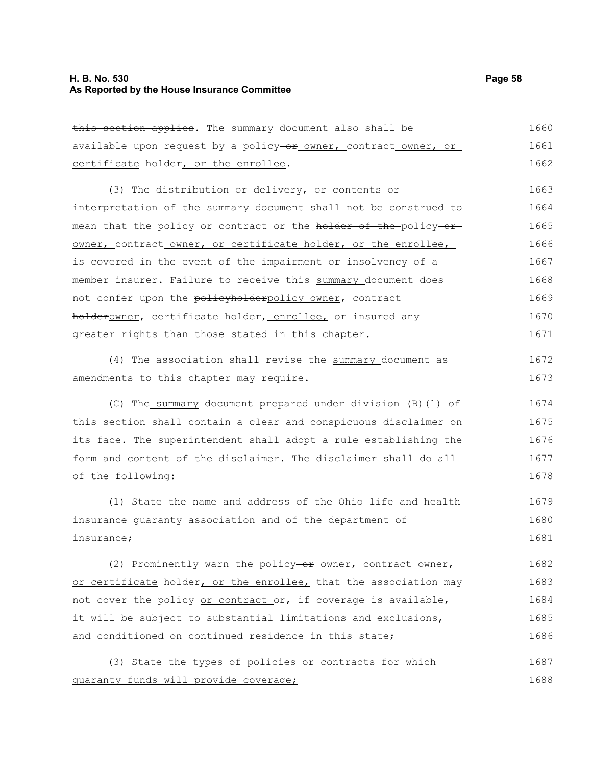~~this section applies~~. The <u>summary</u> document also shall be available upon request by a policy ~~or~~ <u>owner,</u> contract <u>owner, or certificate</u> holder<u>, or the enrollee</u>.

(3) The distribution or delivery, or contents or interpretation of the <u>summary</u> document shall not be construed to mean that the policy or contract or the ~~holder of the~~ policy ~~or~~ <u>owner,</u> contract <u>owner, or certificate holder, or the enrollee,</u> is covered in the event of the impairment or insolvency of a member insurer. Failure to receive this <u>summary</u> document does not confer upon the ~~policyholder~~<u>policy owner</u>, contract ~~holder~~<u>owner</u>, certificate holder, <u>enrollee,</u> or insured any greater rights than those stated in this chapter.

(4) The association shall revise the <u>summary</u> document as amendments to this chapter may require.

(C) The <u>summary</u> document prepared under division (B)(1) of this section shall contain a clear and conspicuous disclaimer on its face. The superintendent shall adopt a rule establishing the form and content of the disclaimer. The disclaimer shall do all of the following:

(1) State the name and address of the Ohio life and health insurance guaranty association and of the department of insurance;

(2) Prominently warn the policy ~~or~~ <u>owner,</u> contract <u>owner, or certificate</u> holder<u>, or the enrollee,</u> that the association may not cover the policy <u>or contract</u> or, if coverage is available, it will be subject to substantial limitations and exclusions, and conditioned on continued residence in this state;

(3) <u>State the types of policies or contracts for which guaranty funds will provide coverage;</u>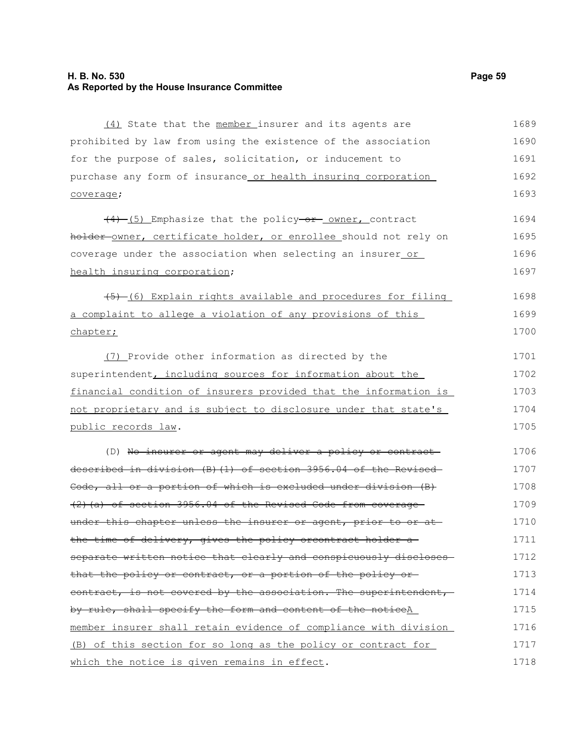(4) State that the member insurer and its agents are prohibited by law from using the existence of the association for the purpose of sales, solicitation, or inducement to purchase any form of insurance or health insuring corporation coverage;

(4) (5) Emphasize that the policy or owner, contract holder owner, certificate holder, or enrollee should not rely on coverage under the association when selecting an insurer or health insuring corporation;

(5) (6) Explain rights available and procedures for filing a complaint to allege a violation of any provisions of this chapter;

(7) Provide other information as directed by the superintendent, including sources for information about the financial condition of insurers provided that the information is not proprietary and is subject to disclosure under that state's public records law.

(D) No insurer or agent may deliver a policy or contract described in division (B)(1) of section 3956.04 of the Revised Code, all or a portion of which is excluded under division (B)(2)(a) of section 3956.04 of the Revised Code from coverage under this chapter unless the insurer or agent, prior to or at the time of delivery, gives the policy orcontract holder a separate written notice that clearly and conspicuously discloses that the policy or contract, or a portion of the policy or contract, is not covered by the association. The superintendent, by rule, shall specify the form and content of the noticeA member insurer shall retain evidence of compliance with division (B) of this section for so long as the policy or contract for which the notice is given remains in effect.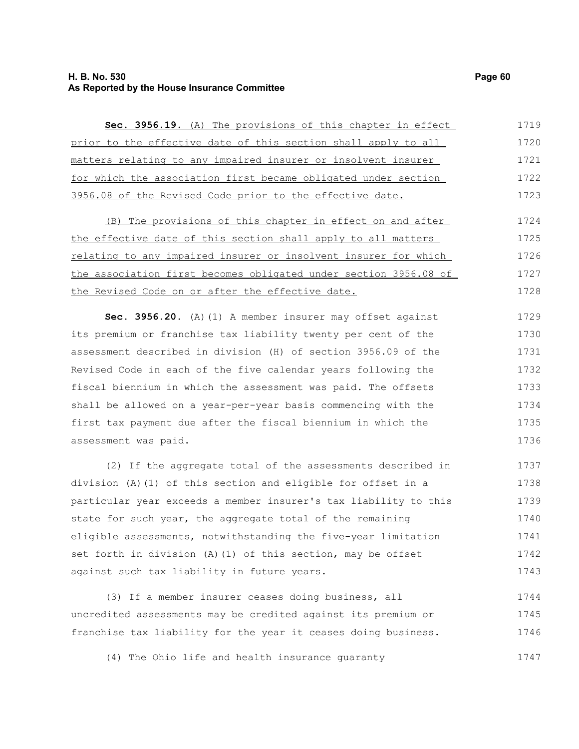**Sec. 3956.19.** (A) The provisions of this chapter in effect prior to the effective date of this section shall apply to all matters relating to any impaired insurer or insolvent insurer for which the association first became obligated under section 3956.08 of the Revised Code prior to the effective date.

(B) The provisions of this chapter in effect on and after the effective date of this section shall apply to all matters relating to any impaired insurer or insolvent insurer for which the association first becomes obligated under section 3956.08 of the Revised Code on or after the effective date.

**Sec. 3956.20.** (A)(1) A member insurer may offset against its premium or franchise tax liability twenty per cent of the assessment described in division (H) of section 3956.09 of the Revised Code in each of the five calendar years following the fiscal biennium in which the assessment was paid. The offsets shall be allowed on a year-per-year basis commencing with the first tax payment due after the fiscal biennium in which the assessment was paid.

(2) If the aggregate total of the assessments described in division (A)(1) of this section and eligible for offset in a particular year exceeds a member insurer's tax liability to this state for such year, the aggregate total of the remaining eligible assessments, notwithstanding the five-year limitation set forth in division (A)(1) of this section, may be offset against such tax liability in future years.

(3) If a member insurer ceases doing business, all uncredited assessments may be credited against its premium or franchise tax liability for the year it ceases doing business.

(4) The Ohio life and health insurance guaranty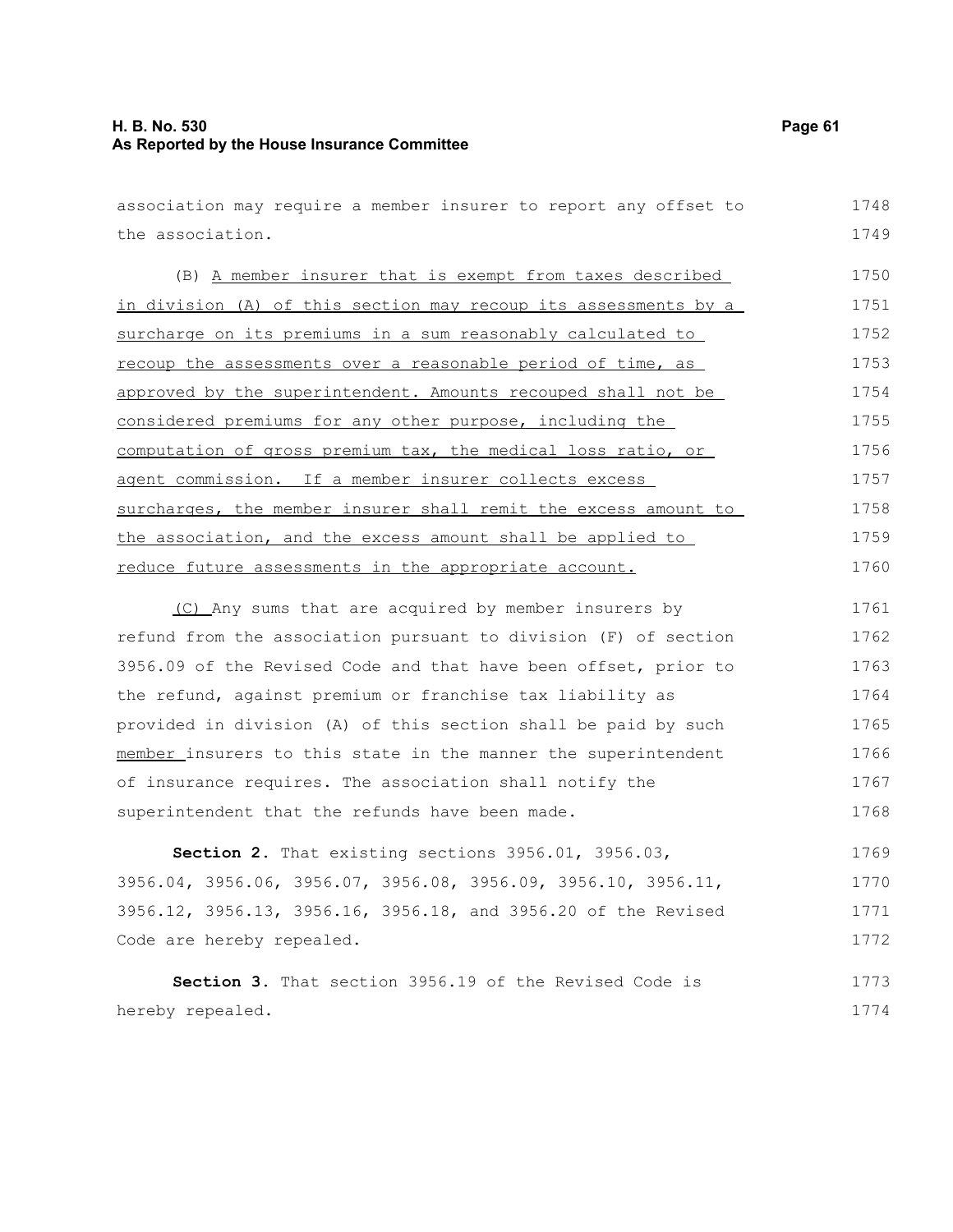association may require a member insurer to report any offset to the association.

(B) A member insurer that is exempt from taxes described in division (A) of this section may recoup its assessments by a surcharge on its premiums in a sum reasonably calculated to recoup the assessments over a reasonable period of time, as approved by the superintendent. Amounts recouped shall not be considered premiums for any other purpose, including the computation of gross premium tax, the medical loss ratio, or agent commission. If a member insurer collects excess surcharges, the member insurer shall remit the excess amount to the association, and the excess amount shall be applied to reduce future assessments in the appropriate account.

(C) Any sums that are acquired by member insurers by refund from the association pursuant to division (F) of section 3956.09 of the Revised Code and that have been offset, prior to the refund, against premium or franchise tax liability as provided in division (A) of this section shall be paid by such member insurers to this state in the manner the superintendent of insurance requires. The association shall notify the superintendent that the refunds have been made.

**Section 2.** That existing sections 3956.01, 3956.03, 3956.04, 3956.06, 3956.07, 3956.08, 3956.09, 3956.10, 3956.11, 3956.12, 3956.13, 3956.16, 3956.18, and 3956.20 of the Revised Code are hereby repealed.

**Section 3.** That section 3956.19 of the Revised Code is hereby repealed.